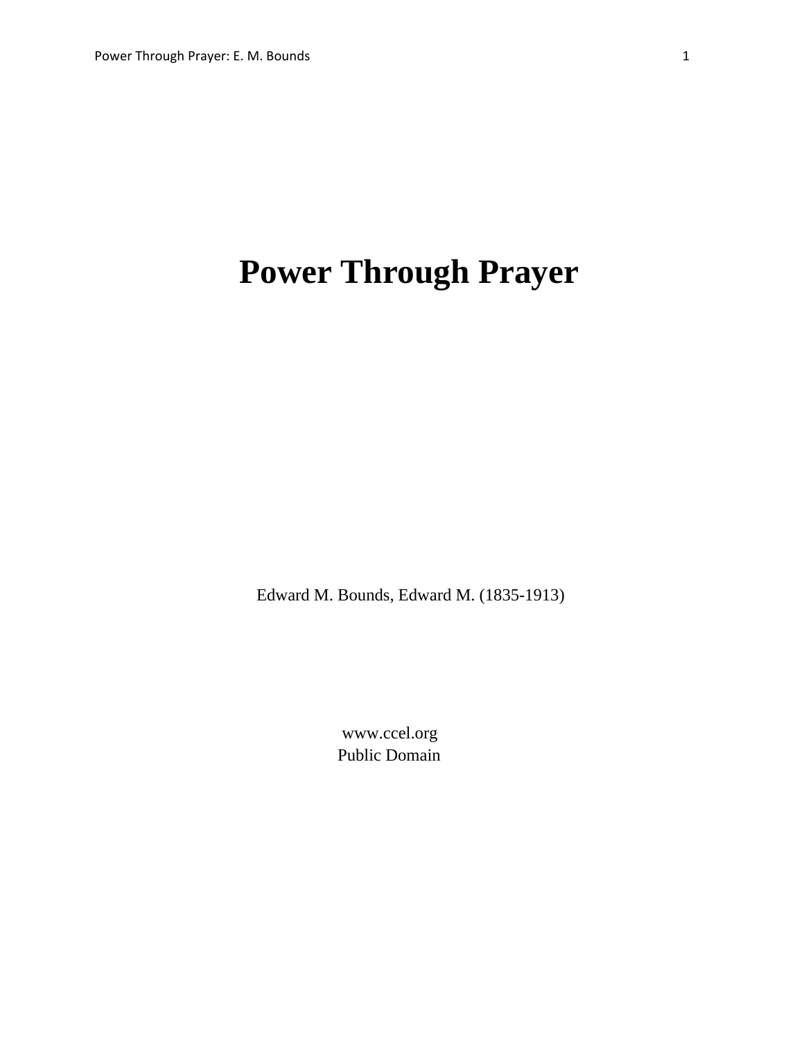# Power Through Prayer

Edward M. Bounds, Edward M. (1835-1913)

www.ccel.org
Public Domain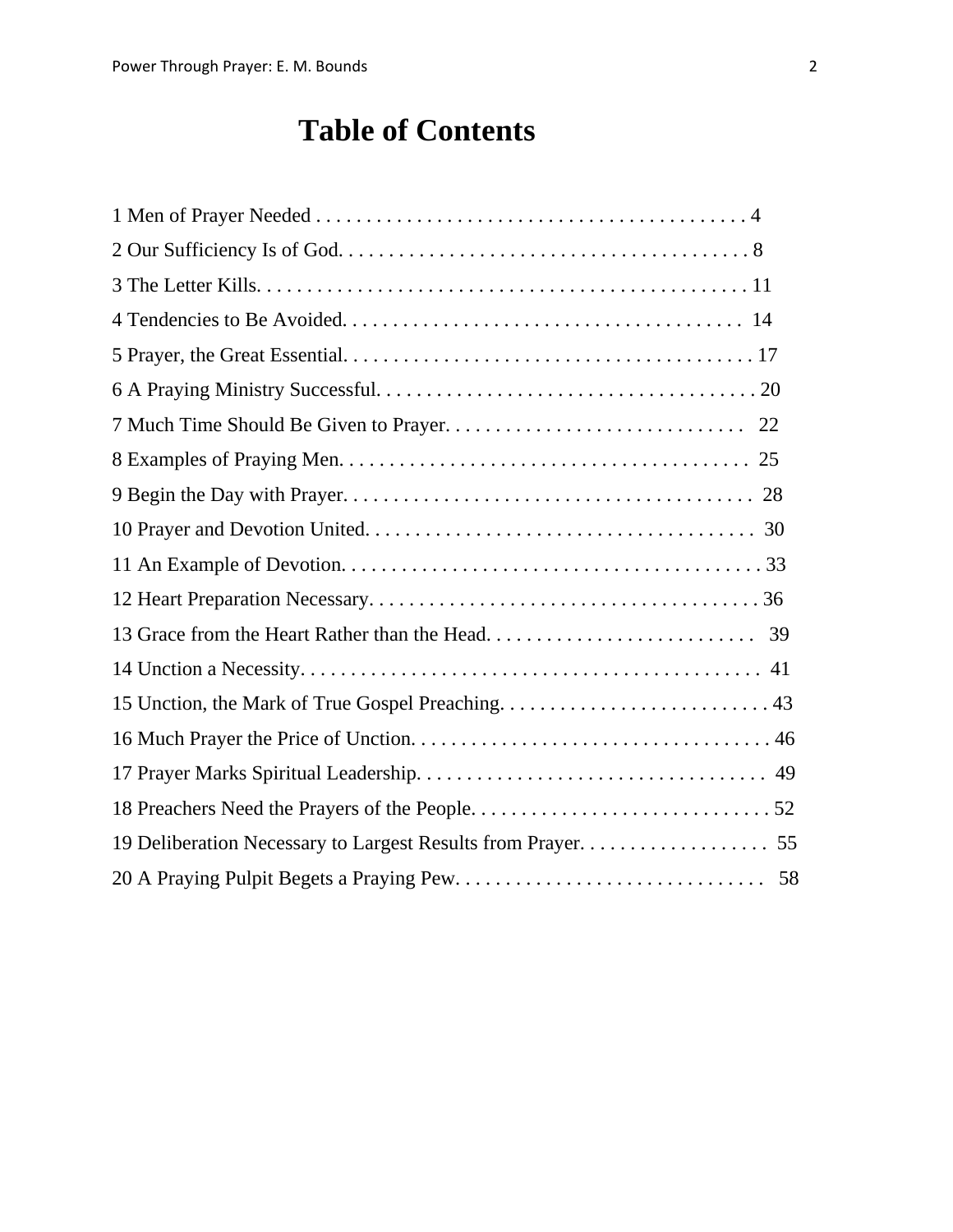# Table of Contents

1 Men of Prayer Needed . . . . . . . . . . . . . . . . . . . . . . . . . . . . . . . . . . . . . . . . . . . 4

2 Our Sufficiency Is of God. . . . . . . . . . . . . . . . . . . . . . . . . . . . . . . . . . . . . . . . . 8

3 The Letter Kills. . . . . . . . . . . . . . . . . . . . . . . . . . . . . . . . . . . . . . . . . . . . . . . . 11

4 Tendencies to Be Avoided. . . . . . . . . . . . . . . . . . . . . . . . . . . . . . . . . . . . . . . . 14

5 Prayer, the Great Essential. . . . . . . . . . . . . . . . . . . . . . . . . . . . . . . . . . . . . . . . 17

6 A Praying Ministry Successful. . . . . . . . . . . . . . . . . . . . . . . . . . . . . . . . . . . . . 20

7 Much Time Should Be Given to Prayer. . . . . . . . . . . . . . . . . . . . . . . . . . . . . . 22

8 Examples of Praying Men. . . . . . . . . . . . . . . . . . . . . . . . . . . . . . . . . . . . . . . . 25

9 Begin the Day with Prayer. . . . . . . . . . . . . . . . . . . . . . . . . . . . . . . . . . . . . . . . 28

10 Prayer and Devotion United. . . . . . . . . . . . . . . . . . . . . . . . . . . . . . . . . . . . . . 30

11 An Example of Devotion. . . . . . . . . . . . . . . . . . . . . . . . . . . . . . . . . . . . . . . . . 33

12 Heart Preparation Necessary. . . . . . . . . . . . . . . . . . . . . . . . . . . . . . . . . . . . . . 36

13 Grace from the Heart Rather than the Head. . . . . . . . . . . . . . . . . . . . . . . . . . 39

14 Unction a Necessity. . . . . . . . . . . . . . . . . . . . . . . . . . . . . . . . . . . . . . . . . . . . . 41

15 Unction, the Mark of True Gospel Preaching. . . . . . . . . . . . . . . . . . . . . . . . . . 43

16 Much Prayer the Price of Unction. . . . . . . . . . . . . . . . . . . . . . . . . . . . . . . . . . . 46

17 Prayer Marks Spiritual Leadership. . . . . . . . . . . . . . . . . . . . . . . . . . . . . . . . . . 49

18 Preachers Need the Prayers of the People. . . . . . . . . . . . . . . . . . . . . . . . . . . . . 52

19 Deliberation Necessary to Largest Results from Prayer. . . . . . . . . . . . . . . . . . 55

20 A Praying Pulpit Begets a Praying Pew. . . . . . . . . . . . . . . . . . . . . . . . . . . . . . 58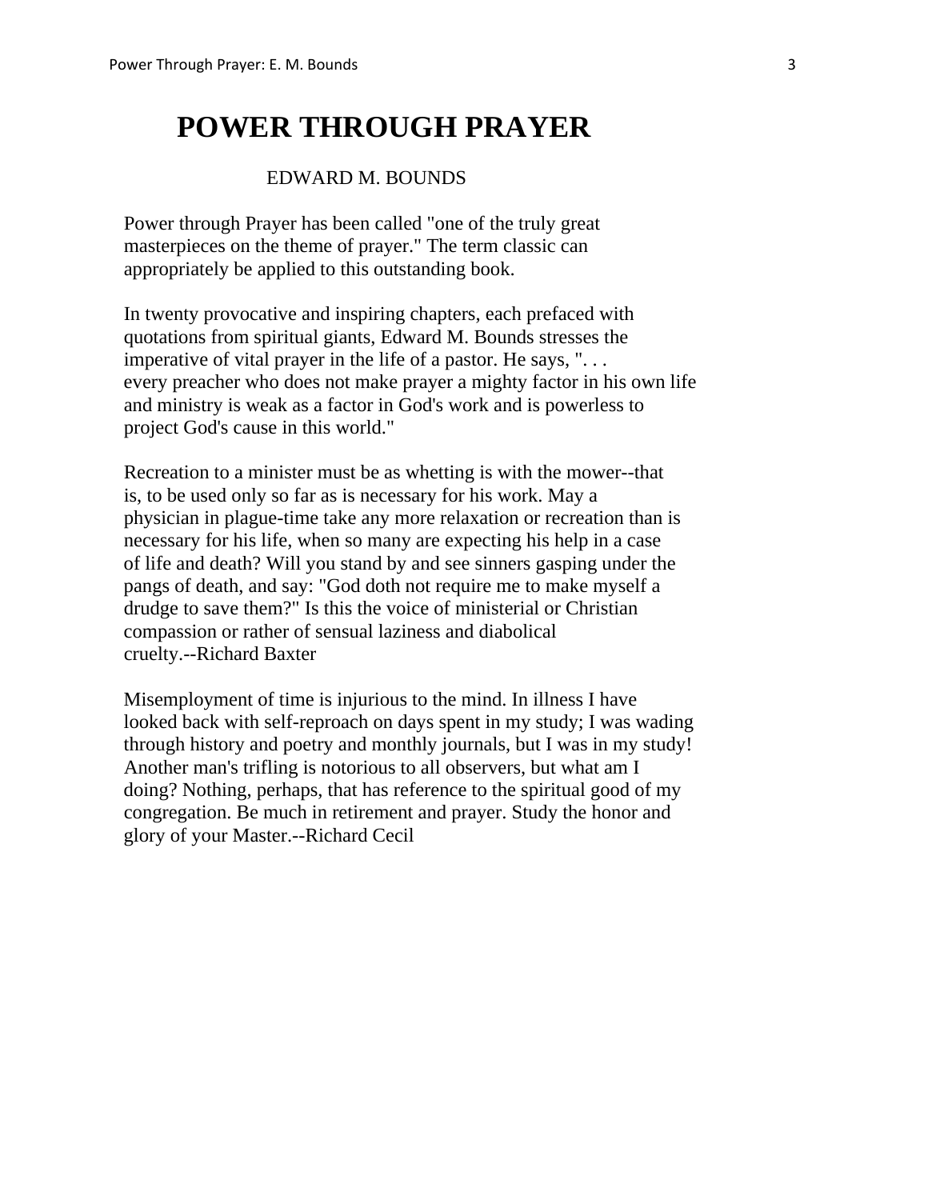# POWER THROUGH PRAYER

EDWARD M. BOUNDS

Power through Prayer has been called "one of the truly great masterpieces on the theme of prayer." The term classic can appropriately be applied to this outstanding book.

In twenty provocative and inspiring chapters, each prefaced with quotations from spiritual giants, Edward M. Bounds stresses the imperative of vital prayer in the life of a pastor. He says, ". . . every preacher who does not make prayer a mighty factor in his own life and ministry is weak as a factor in God's work and is powerless to project God's cause in this world."

Recreation to a minister must be as whetting is with the mower--that is, to be used only so far as is necessary for his work. May a physician in plague-time take any more relaxation or recreation than is necessary for his life, when so many are expecting his help in a case of life and death? Will you stand by and see sinners gasping under the pangs of death, and say: "God doth not require me to make myself a drudge to save them?" Is this the voice of ministerial or Christian compassion or rather of sensual laziness and diabolical cruelty.--Richard Baxter

Misemployment of time is injurious to the mind. In illness I have looked back with self-reproach on days spent in my study; I was wading through history and poetry and monthly journals, but I was in my study! Another man's trifling is notorious to all observers, but what am I doing? Nothing, perhaps, that has reference to the spiritual good of my congregation. Be much in retirement and prayer. Study the honor and glory of your Master.--Richard Cecil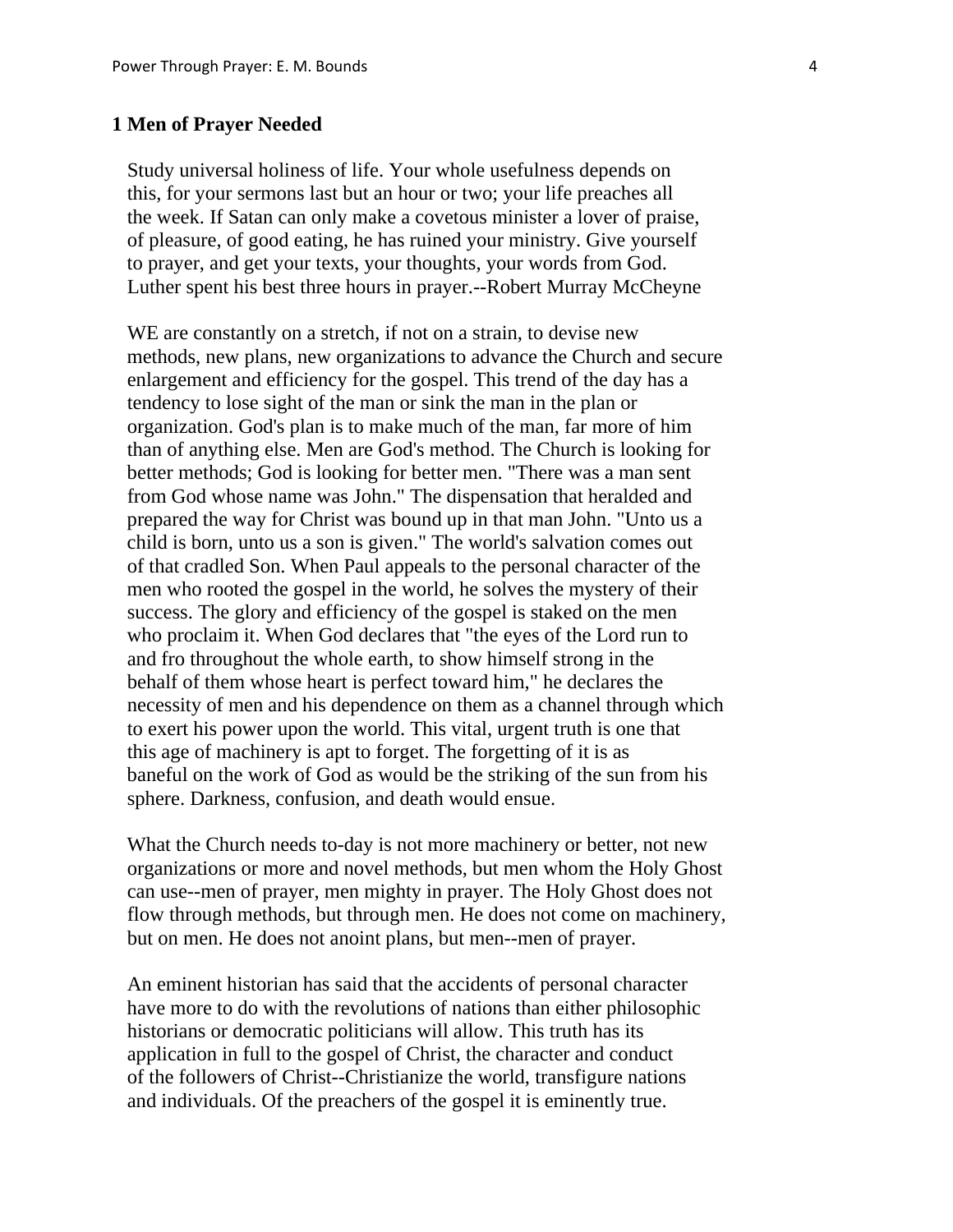## 1 Men of Prayer Needed

Study universal holiness of life. Your whole usefulness depends on this, for your sermons last but an hour or two; your life preaches all the week. If Satan can only make a covetous minister a lover of praise, of pleasure, of good eating, he has ruined your ministry. Give yourself to prayer, and get your texts, your thoughts, your words from God. Luther spent his best three hours in prayer.--Robert Murray McCheyne

WE are constantly on a stretch, if not on a strain, to devise new methods, new plans, new organizations to advance the Church and secure enlargement and efficiency for the gospel. This trend of the day has a tendency to lose sight of the man or sink the man in the plan or organization. God's plan is to make much of the man, far more of him than of anything else. Men are God's method. The Church is looking for better methods; God is looking for better men. "There was a man sent from God whose name was John." The dispensation that heralded and prepared the way for Christ was bound up in that man John. "Unto us a child is born, unto us a son is given." The world's salvation comes out of that cradled Son. When Paul appeals to the personal character of the men who rooted the gospel in the world, he solves the mystery of their success. The glory and efficiency of the gospel is staked on the men who proclaim it. When God declares that "the eyes of the Lord run to and fro throughout the whole earth, to show himself strong in the behalf of them whose heart is perfect toward him," he declares the necessity of men and his dependence on them as a channel through which to exert his power upon the world. This vital, urgent truth is one that this age of machinery is apt to forget. The forgetting of it is as baneful on the work of God as would be the striking of the sun from his sphere. Darkness, confusion, and death would ensue.

What the Church needs to-day is not more machinery or better, not new organizations or more and novel methods, but men whom the Holy Ghost can use--men of prayer, men mighty in prayer. The Holy Ghost does not flow through methods, but through men. He does not come on machinery, but on men. He does not anoint plans, but men--men of prayer.

An eminent historian has said that the accidents of personal character have more to do with the revolutions of nations than either philosophic historians or democratic politicians will allow. This truth has its application in full to the gospel of Christ, the character and conduct of the followers of Christ--Christianize the world, transfigure nations and individuals. Of the preachers of the gospel it is eminently true.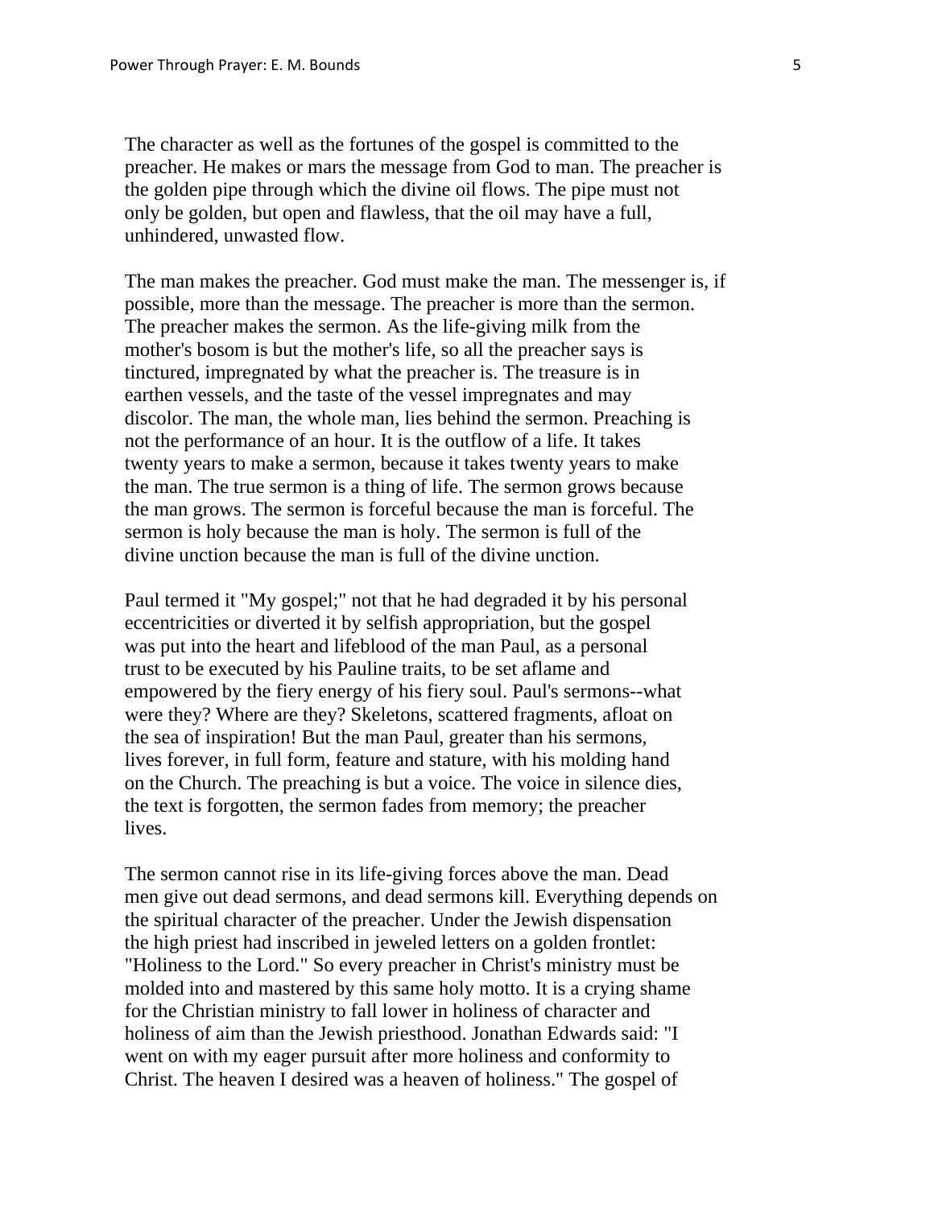The character as well as the fortunes of the gospel is committed to the preacher. He makes or mars the message from God to man. The preacher is the golden pipe through which the divine oil flows. The pipe must not only be golden, but open and flawless, that the oil may have a full, unhindered, unwasted flow.

The man makes the preacher. God must make the man. The messenger is, if possible, more than the message. The preacher is more than the sermon. The preacher makes the sermon. As the life-giving milk from the mother's bosom is but the mother's life, so all the preacher says is tinctured, impregnated by what the preacher is. The treasure is in earthen vessels, and the taste of the vessel impregnates and may discolor. The man, the whole man, lies behind the sermon. Preaching is not the performance of an hour. It is the outflow of a life. It takes twenty years to make a sermon, because it takes twenty years to make the man. The true sermon is a thing of life. The sermon grows because the man grows. The sermon is forceful because the man is forceful. The sermon is holy because the man is holy. The sermon is full of the divine unction because the man is full of the divine unction.

Paul termed it "My gospel;" not that he had degraded it by his personal eccentricities or diverted it by selfish appropriation, but the gospel was put into the heart and lifeblood of the man Paul, as a personal trust to be executed by his Pauline traits, to be set aflame and empowered by the fiery energy of his fiery soul. Paul's sermons--what were they? Where are they? Skeletons, scattered fragments, afloat on the sea of inspiration! But the man Paul, greater than his sermons, lives forever, in full form, feature and stature, with his molding hand on the Church. The preaching is but a voice. The voice in silence dies, the text is forgotten, the sermon fades from memory; the preacher lives.

The sermon cannot rise in its life-giving forces above the man. Dead men give out dead sermons, and dead sermons kill. Everything depends on the spiritual character of the preacher. Under the Jewish dispensation the high priest had inscribed in jeweled letters on a golden frontlet: "Holiness to the Lord." So every preacher in Christ's ministry must be molded into and mastered by this same holy motto. It is a crying shame for the Christian ministry to fall lower in holiness of character and holiness of aim than the Jewish priesthood. Jonathan Edwards said: "I went on with my eager pursuit after more holiness and conformity to Christ. The heaven I desired was a heaven of holiness." The gospel of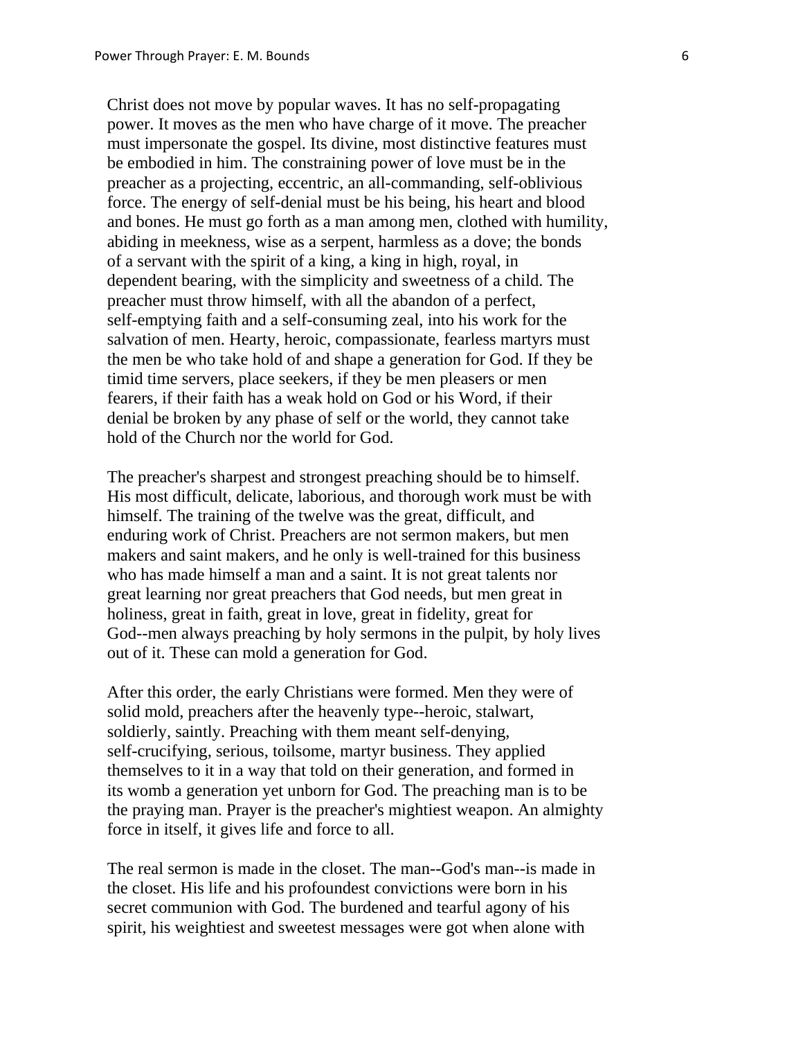Christ does not move by popular waves. It has no self-propagating power. It moves as the men who have charge of it move. The preacher must impersonate the gospel. Its divine, most distinctive features must be embodied in him. The constraining power of love must be in the preacher as a projecting, eccentric, an all-commanding, self-oblivious force. The energy of self-denial must be his being, his heart and blood and bones. He must go forth as a man among men, clothed with humility, abiding in meekness, wise as a serpent, harmless as a dove; the bonds of a servant with the spirit of a king, a king in high, royal, in dependent bearing, with the simplicity and sweetness of a child. The preacher must throw himself, with all the abandon of a perfect, self-emptying faith and a self-consuming zeal, into his work for the salvation of men. Hearty, heroic, compassionate, fearless martyrs must the men be who take hold of and shape a generation for God. If they be timid time servers, place seekers, if they be men pleasers or men fearers, if their faith has a weak hold on God or his Word, if their denial be broken by any phase of self or the world, they cannot take hold of the Church nor the world for God.

The preacher's sharpest and strongest preaching should be to himself. His most difficult, delicate, laborious, and thorough work must be with himself. The training of the twelve was the great, difficult, and enduring work of Christ. Preachers are not sermon makers, but men makers and saint makers, and he only is well-trained for this business who has made himself a man and a saint. It is not great talents nor great learning nor great preachers that God needs, but men great in holiness, great in faith, great in love, great in fidelity, great for God--men always preaching by holy sermons in the pulpit, by holy lives out of it. These can mold a generation for God.

After this order, the early Christians were formed. Men they were of solid mold, preachers after the heavenly type--heroic, stalwart, soldierly, saintly. Preaching with them meant self-denying, self-crucifying, serious, toilsome, martyr business. They applied themselves to it in a way that told on their generation, and formed in its womb a generation yet unborn for God. The preaching man is to be the praying man. Prayer is the preacher's mightiest weapon. An almighty force in itself, it gives life and force to all.

The real sermon is made in the closet. The man--God's man--is made in the closet. His life and his profoundest convictions were born in his secret communion with God. The burdened and tearful agony of his spirit, his weightiest and sweetest messages were got when alone with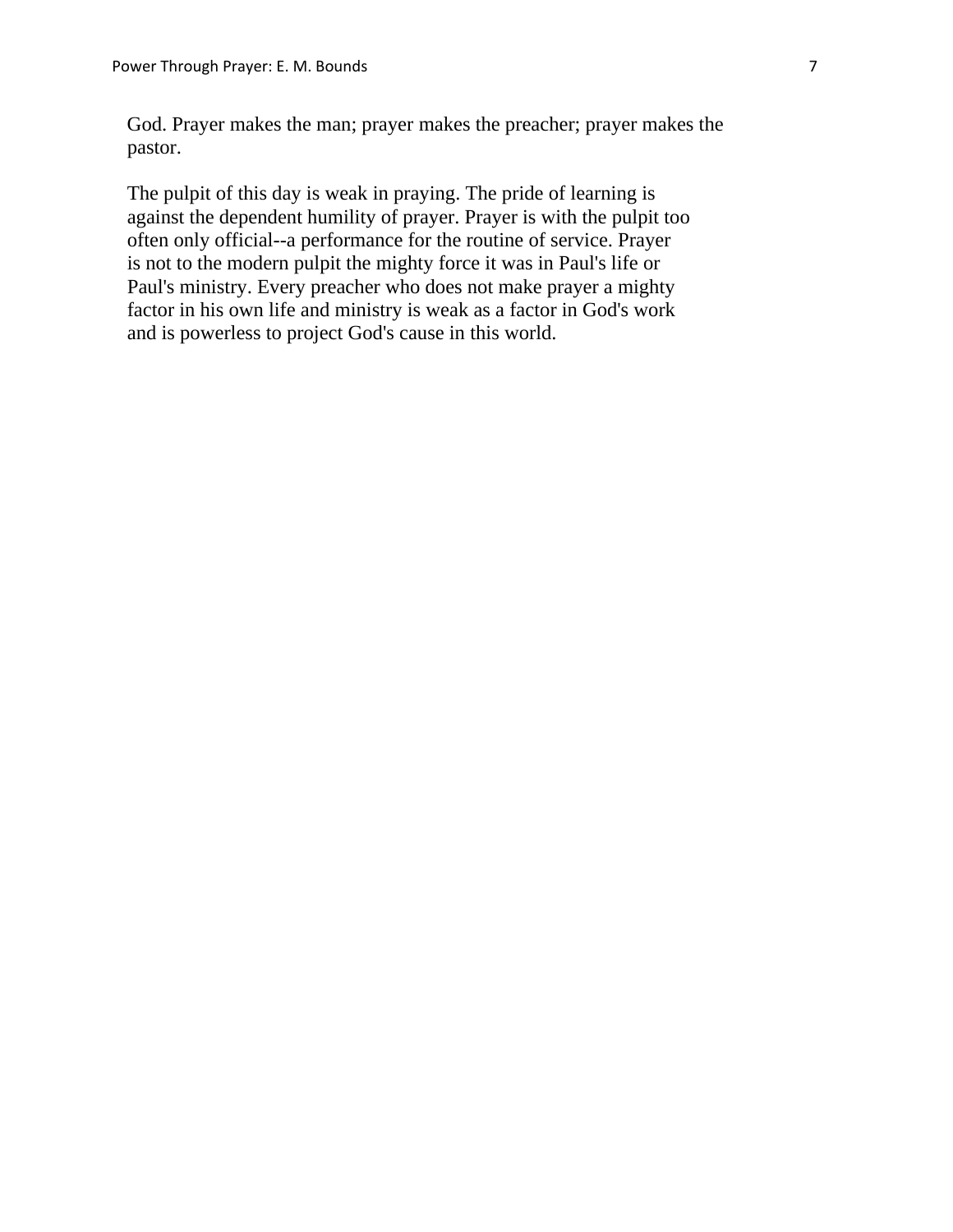God. Prayer makes the man; prayer makes the preacher; prayer makes the pastor.

The pulpit of this day is weak in praying. The pride of learning is against the dependent humility of prayer. Prayer is with the pulpit too often only official--a performance for the routine of service. Prayer is not to the modern pulpit the mighty force it was in Paul's life or Paul's ministry. Every preacher who does not make prayer a mighty factor in his own life and ministry is weak as a factor in God's work and is powerless to project God's cause in this world.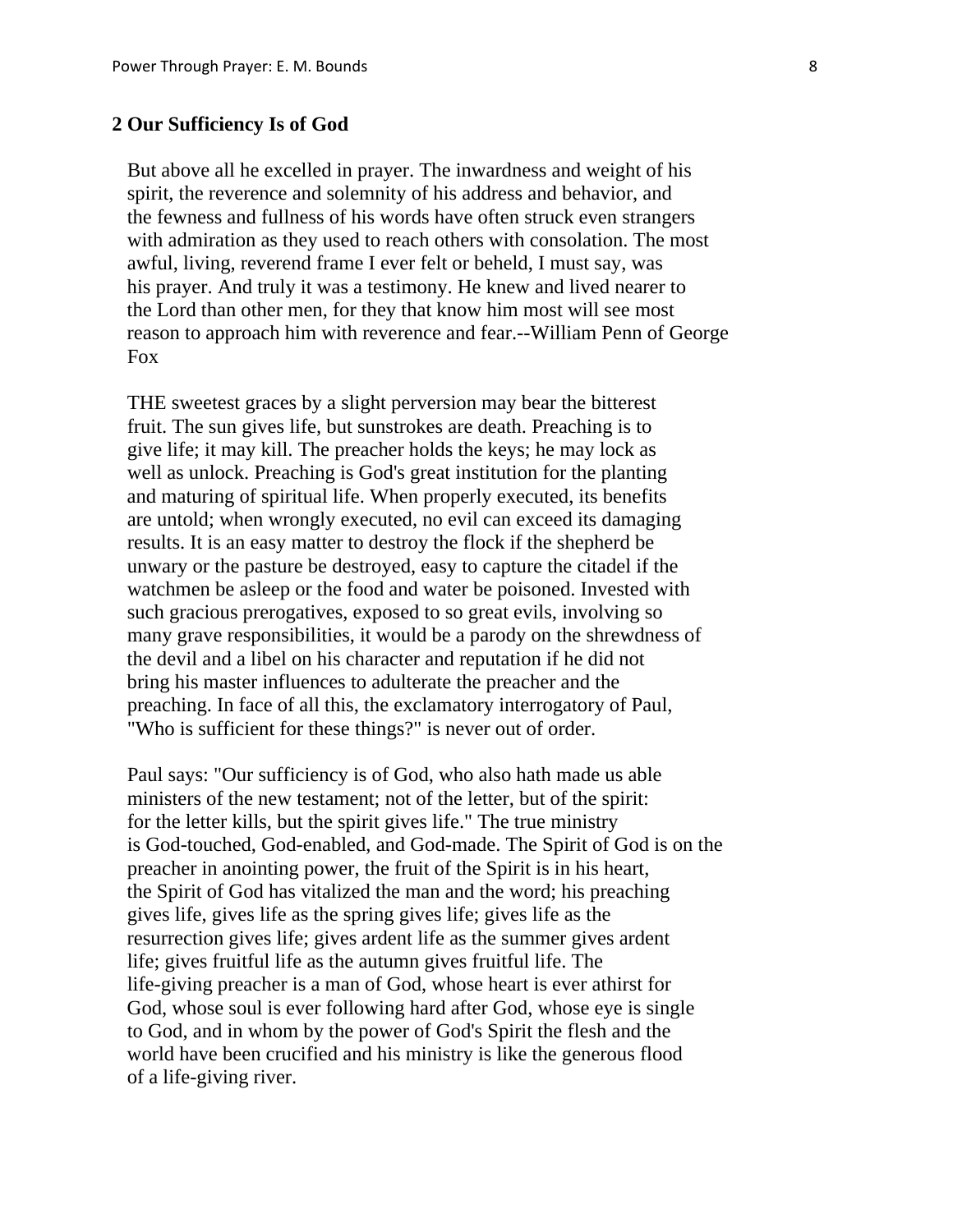## 2 Our Sufficiency Is of God

But above all he excelled in prayer. The inwardness and weight of his spirit, the reverence and solemnity of his address and behavior, and the fewness and fullness of his words have often struck even strangers with admiration as they used to reach others with consolation. The most awful, living, reverend frame I ever felt or beheld, I must say, was his prayer. And truly it was a testimony. He knew and lived nearer to the Lord than other men, for they that know him most will see most reason to approach him with reverence and fear.--William Penn of George Fox

THE sweetest graces by a slight perversion may bear the bitterest fruit. The sun gives life, but sunstrokes are death. Preaching is to give life; it may kill. The preacher holds the keys; he may lock as well as unlock. Preaching is God's great institution for the planting and maturing of spiritual life. When properly executed, its benefits are untold; when wrongly executed, no evil can exceed its damaging results. It is an easy matter to destroy the flock if the shepherd be unwary or the pasture be destroyed, easy to capture the citadel if the watchmen be asleep or the food and water be poisoned. Invested with such gracious prerogatives, exposed to so great evils, involving so many grave responsibilities, it would be a parody on the shrewdness of the devil and a libel on his character and reputation if he did not bring his master influences to adulterate the preacher and the preaching. In face of all this, the exclamatory interrogatory of Paul, "Who is sufficient for these things?" is never out of order.

Paul says: "Our sufficiency is of God, who also hath made us able ministers of the new testament; not of the letter, but of the spirit: for the letter kills, but the spirit gives life." The true ministry is God-touched, God-enabled, and God-made. The Spirit of God is on the preacher in anointing power, the fruit of the Spirit is in his heart, the Spirit of God has vitalized the man and the word; his preaching gives life, gives life as the spring gives life; gives life as the resurrection gives life; gives ardent life as the summer gives ardent life; gives fruitful life as the autumn gives fruitful life. The life-giving preacher is a man of God, whose heart is ever athirst for God, whose soul is ever following hard after God, whose eye is single to God, and in whom by the power of God's Spirit the flesh and the world have been crucified and his ministry is like the generous flood of a life-giving river.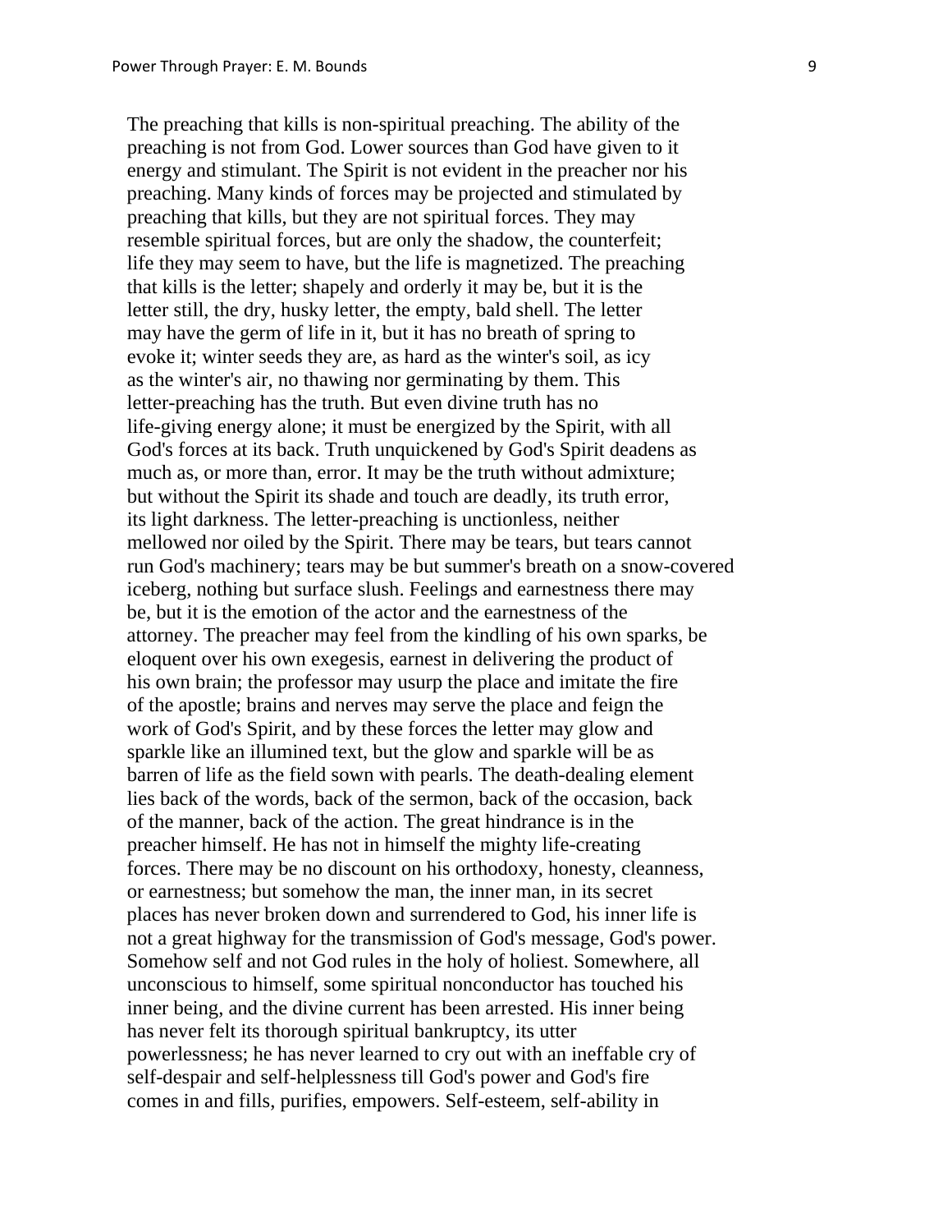The preaching that kills is non-spiritual preaching. The ability of the preaching is not from God. Lower sources than God have given to it energy and stimulant. The Spirit is not evident in the preacher nor his preaching. Many kinds of forces may be projected and stimulated by preaching that kills, but they are not spiritual forces. They may resemble spiritual forces, but are only the shadow, the counterfeit; life they may seem to have, but the life is magnetized. The preaching that kills is the letter; shapely and orderly it may be, but it is the letter still, the dry, husky letter, the empty, bald shell. The letter may have the germ of life in it, but it has no breath of spring to evoke it; winter seeds they are, as hard as the winter's soil, as icy as the winter's air, no thawing nor germinating by them. This letter-preaching has the truth. But even divine truth has no life-giving energy alone; it must be energized by the Spirit, with all God's forces at its back. Truth unquickened by God's Spirit deadens as much as, or more than, error. It may be the truth without admixture; but without the Spirit its shade and touch are deadly, its truth error, its light darkness. The letter-preaching is unctionless, neither mellowed nor oiled by the Spirit. There may be tears, but tears cannot run God's machinery; tears may be but summer's breath on a snow-covered iceberg, nothing but surface slush. Feelings and earnestness there may be, but it is the emotion of the actor and the earnestness of the attorney. The preacher may feel from the kindling of his own sparks, be eloquent over his own exegesis, earnest in delivering the product of his own brain; the professor may usurp the place and imitate the fire of the apostle; brains and nerves may serve the place and feign the work of God's Spirit, and by these forces the letter may glow and sparkle like an illumined text, but the glow and sparkle will be as barren of life as the field sown with pearls. The death-dealing element lies back of the words, back of the sermon, back of the occasion, back of the manner, back of the action. The great hindrance is in the preacher himself. He has not in himself the mighty life-creating forces. There may be no discount on his orthodoxy, honesty, cleanness, or earnestness; but somehow the man, the inner man, in its secret places has never broken down and surrendered to God, his inner life is not a great highway for the transmission of God's message, God's power. Somehow self and not God rules in the holy of holiest. Somewhere, all unconscious to himself, some spiritual nonconductor has touched his inner being, and the divine current has been arrested. His inner being has never felt its thorough spiritual bankruptcy, its utter powerlessness; he has never learned to cry out with an ineffable cry of self-despair and self-helplessness till God's power and God's fire comes in and fills, purifies, empowers. Self-esteem, self-ability in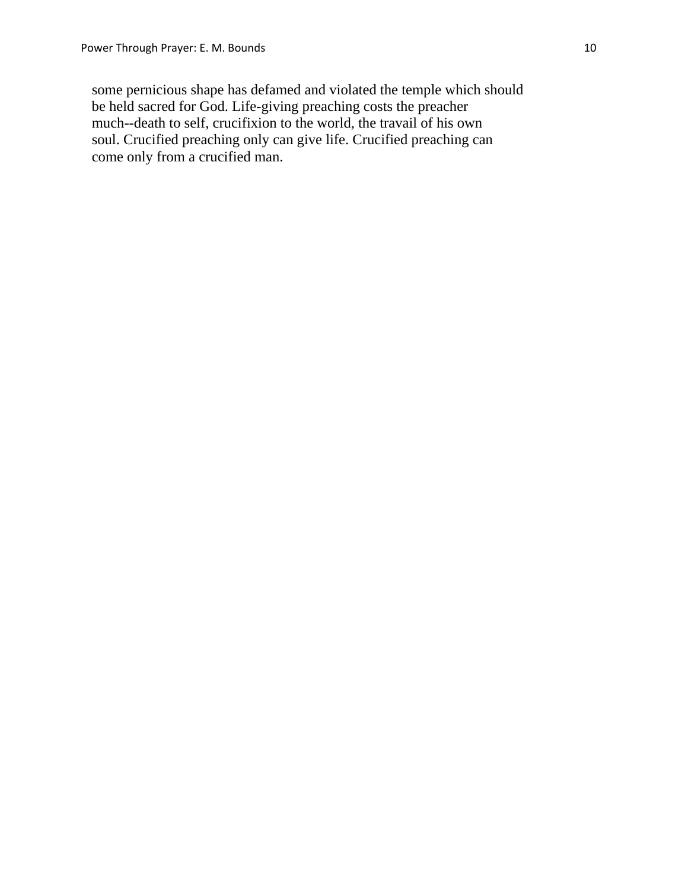some pernicious shape has defamed and violated the temple which should be held sacred for God. Life-giving preaching costs the preacher much--death to self, crucifixion to the world, the travail of his own soul. Crucified preaching only can give life. Crucified preaching can come only from a crucified man.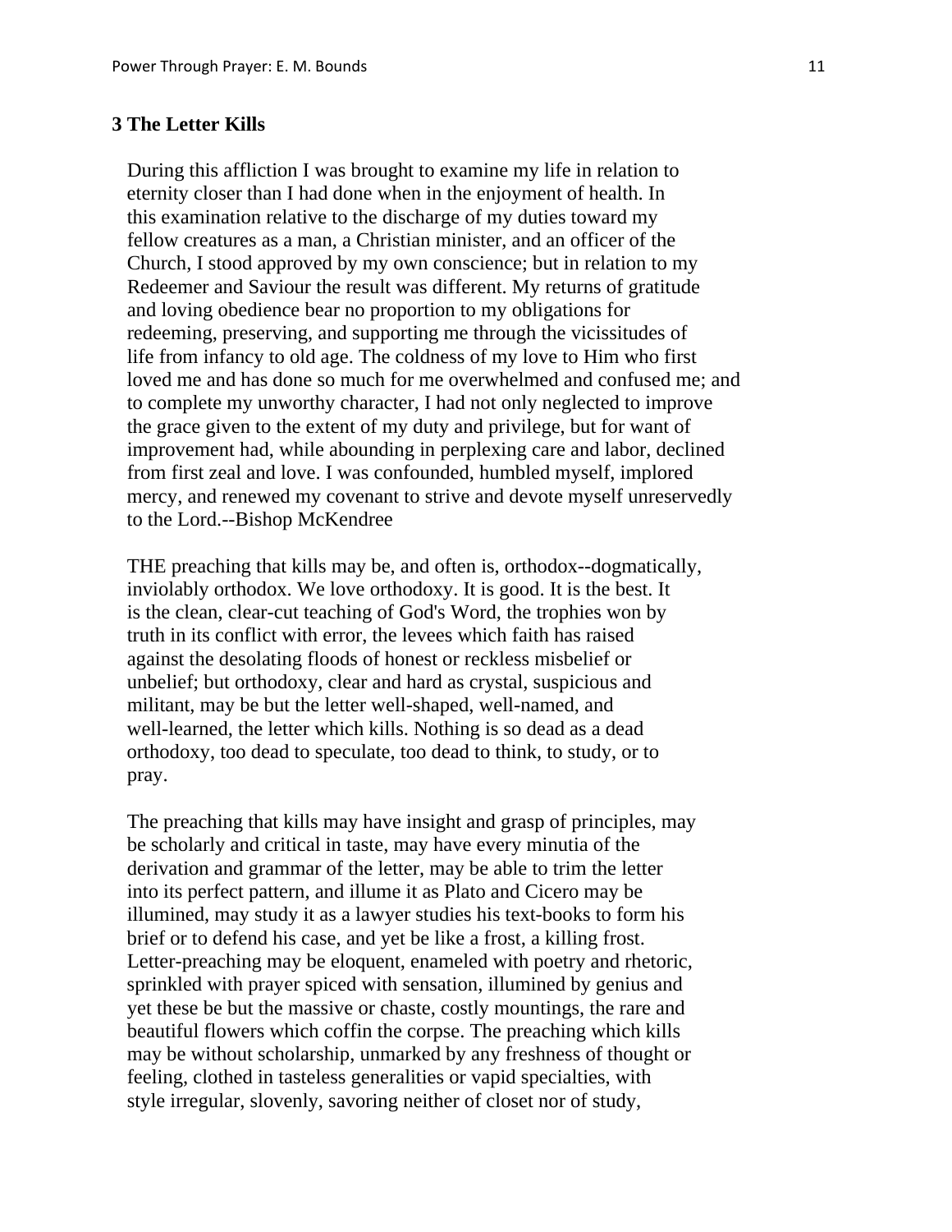### 3 The Letter Kills

During this affliction I was brought to examine my life in relation to eternity closer than I had done when in the enjoyment of health. In this examination relative to the discharge of my duties toward my fellow creatures as a man, a Christian minister, and an officer of the Church, I stood approved by my own conscience; but in relation to my Redeemer and Saviour the result was different. My returns of gratitude and loving obedience bear no proportion to my obligations for redeeming, preserving, and supporting me through the vicissitudes of life from infancy to old age. The coldness of my love to Him who first loved me and has done so much for me overwhelmed and confused me; and to complete my unworthy character, I had not only neglected to improve the grace given to the extent of my duty and privilege, but for want of improvement had, while abounding in perplexing care and labor, declined from first zeal and love. I was confounded, humbled myself, implored mercy, and renewed my covenant to strive and devote myself unreservedly to the Lord.--Bishop McKendree

THE preaching that kills may be, and often is, orthodox--dogmatically, inviolably orthodox. We love orthodoxy. It is good. It is the best. It is the clean, clear-cut teaching of God's Word, the trophies won by truth in its conflict with error, the levees which faith has raised against the desolating floods of honest or reckless misbelief or unbelief; but orthodoxy, clear and hard as crystal, suspicious and militant, may be but the letter well-shaped, well-named, and well-learned, the letter which kills. Nothing is so dead as a dead orthodoxy, too dead to speculate, too dead to think, to study, or to pray.

The preaching that kills may have insight and grasp of principles, may be scholarly and critical in taste, may have every minutia of the derivation and grammar of the letter, may be able to trim the letter into its perfect pattern, and illume it as Plato and Cicero may be illumined, may study it as a lawyer studies his text-books to form his brief or to defend his case, and yet be like a frost, a killing frost. Letter-preaching may be eloquent, enameled with poetry and rhetoric, sprinkled with prayer spiced with sensation, illumined by genius and yet these be but the massive or chaste, costly mountings, the rare and beautiful flowers which coffin the corpse. The preaching which kills may be without scholarship, unmarked by any freshness of thought or feeling, clothed in tasteless generalities or vapid specialties, with style irregular, slovenly, savoring neither of closet nor of study,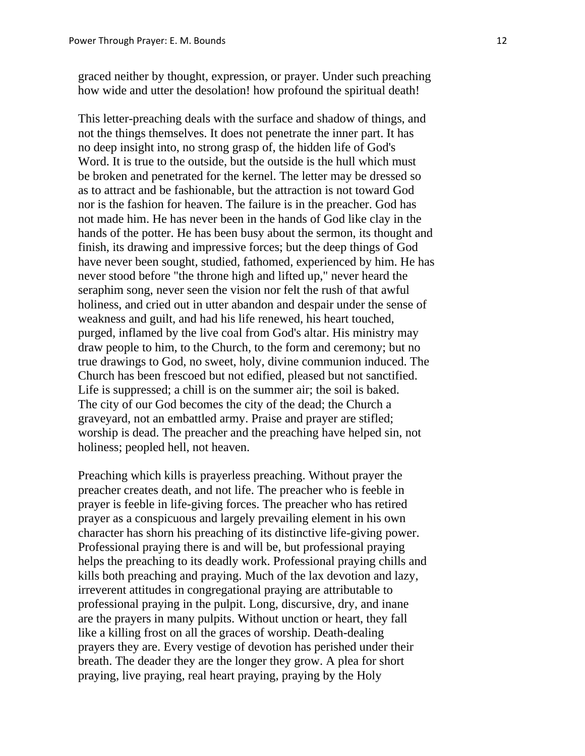graced neither by thought, expression, or prayer. Under such preaching how wide and utter the desolation! how profound the spiritual death!

This letter-preaching deals with the surface and shadow of things, and not the things themselves. It does not penetrate the inner part. It has no deep insight into, no strong grasp of, the hidden life of God's Word. It is true to the outside, but the outside is the hull which must be broken and penetrated for the kernel. The letter may be dressed so as to attract and be fashionable, but the attraction is not toward God nor is the fashion for heaven. The failure is in the preacher. God has not made him. He has never been in the hands of God like clay in the hands of the potter. He has been busy about the sermon, its thought and finish, its drawing and impressive forces; but the deep things of God have never been sought, studied, fathomed, experienced by him. He has never stood before "the throne high and lifted up," never heard the seraphim song, never seen the vision nor felt the rush of that awful holiness, and cried out in utter abandon and despair under the sense of weakness and guilt, and had his life renewed, his heart touched, purged, inflamed by the live coal from God's altar. His ministry may draw people to him, to the Church, to the form and ceremony; but no true drawings to God, no sweet, holy, divine communion induced. The Church has been frescoed but not edified, pleased but not sanctified. Life is suppressed; a chill is on the summer air; the soil is baked. The city of our God becomes the city of the dead; the Church a graveyard, not an embattled army. Praise and prayer are stifled; worship is dead. The preacher and the preaching have helped sin, not holiness; peopled hell, not heaven.

Preaching which kills is prayerless preaching. Without prayer the preacher creates death, and not life. The preacher who is feeble in prayer is feeble in life-giving forces. The preacher who has retired prayer as a conspicuous and largely prevailing element in his own character has shorn his preaching of its distinctive life-giving power. Professional praying there is and will be, but professional praying helps the preaching to its deadly work. Professional praying chills and kills both preaching and praying. Much of the lax devotion and lazy, irreverent attitudes in congregational praying are attributable to professional praying in the pulpit. Long, discursive, dry, and inane are the prayers in many pulpits. Without unction or heart, they fall like a killing frost on all the graces of worship. Death-dealing prayers they are. Every vestige of devotion has perished under their breath. The deader they are the longer they grow. A plea for short praying, live praying, real heart praying, praying by the Holy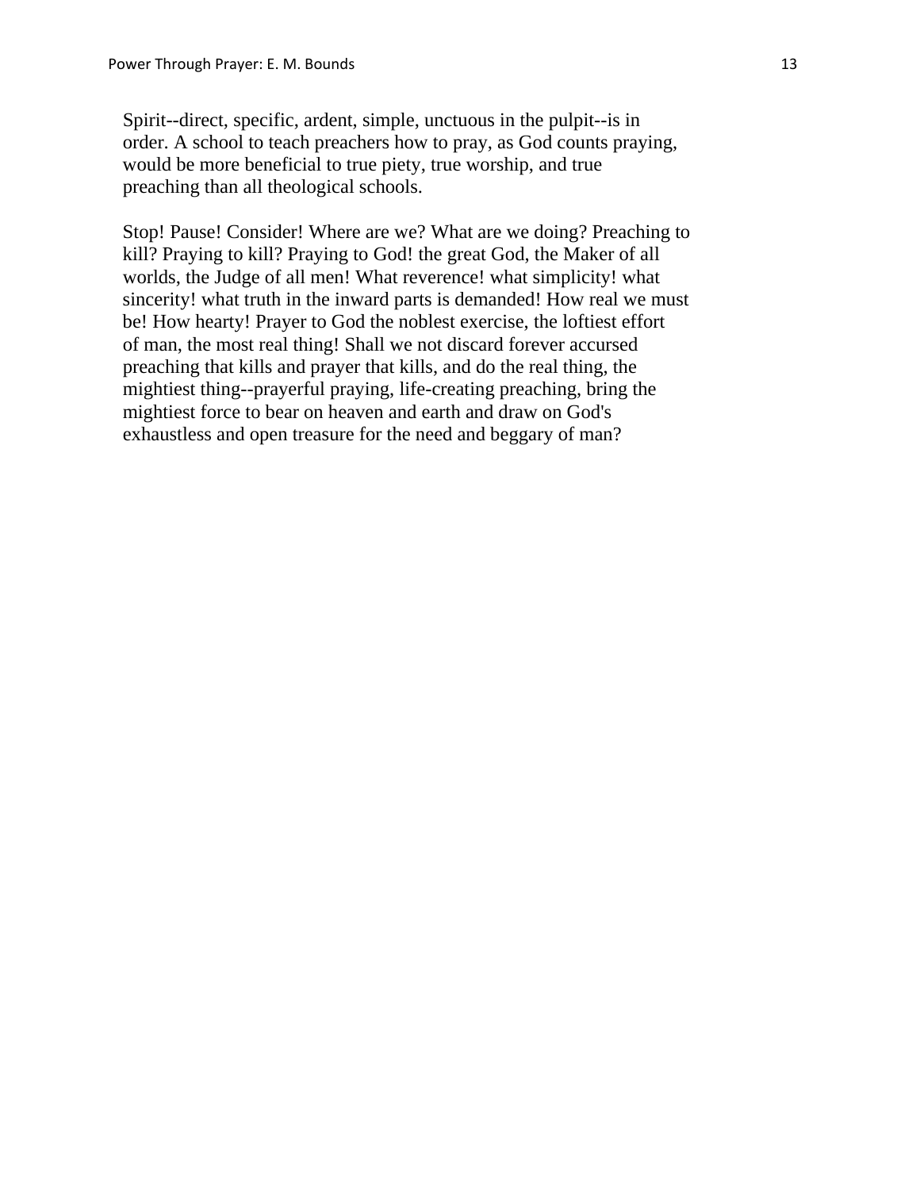Spirit--direct, specific, ardent, simple, unctuous in the pulpit--is in order. A school to teach preachers how to pray, as God counts praying, would be more beneficial to true piety, true worship, and true preaching than all theological schools.

Stop! Pause! Consider! Where are we? What are we doing? Preaching to kill? Praying to kill? Praying to God! the great God, the Maker of all worlds, the Judge of all men! What reverence! what simplicity! what sincerity! what truth in the inward parts is demanded! How real we must be! How hearty! Prayer to God the noblest exercise, the loftiest effort of man, the most real thing! Shall we not discard forever accursed preaching that kills and prayer that kills, and do the real thing, the mightiest thing--prayerful praying, life-creating preaching, bring the mightiest force to bear on heaven and earth and draw on God's exhaustless and open treasure for the need and beggary of man?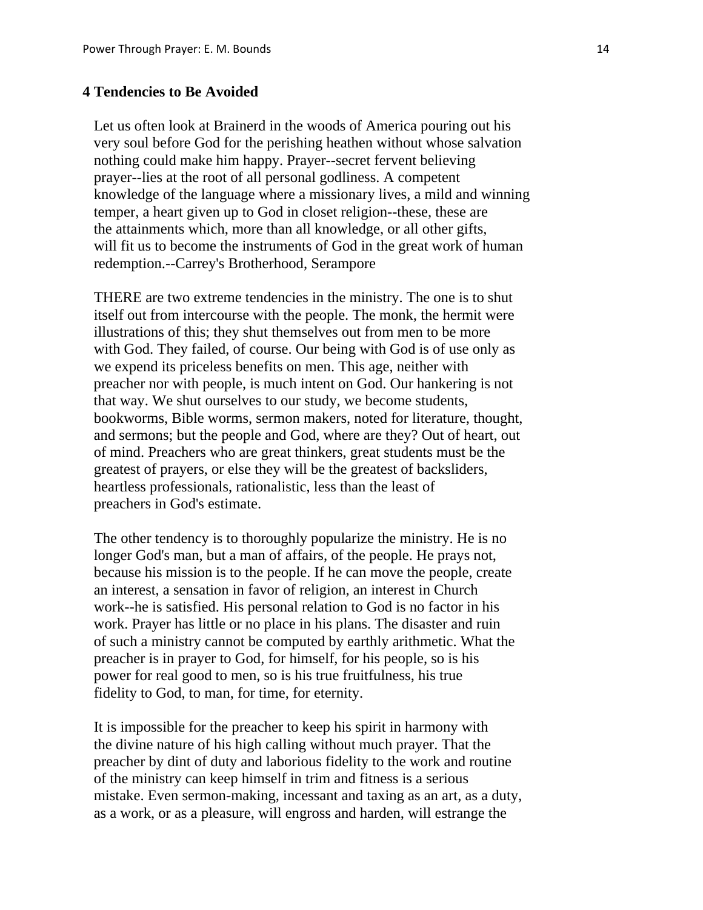## 4 Tendencies to Be Avoided

Let us often look at Brainerd in the woods of America pouring out his very soul before God for the perishing heathen without whose salvation nothing could make him happy. Prayer--secret fervent believing prayer--lies at the root of all personal godliness. A competent knowledge of the language where a missionary lives, a mild and winning temper, a heart given up to God in closet religion--these, these are the attainments which, more than all knowledge, or all other gifts, will fit us to become the instruments of God in the great work of human redemption.--Carrey's Brotherhood, Serampore

THERE are two extreme tendencies in the ministry. The one is to shut itself out from intercourse with the people. The monk, the hermit were illustrations of this; they shut themselves out from men to be more with God. They failed, of course. Our being with God is of use only as we expend its priceless benefits on men. This age, neither with preacher nor with people, is much intent on God. Our hankering is not that way. We shut ourselves to our study, we become students, bookworms, Bible worms, sermon makers, noted for literature, thought, and sermons; but the people and God, where are they? Out of heart, out of mind. Preachers who are great thinkers, great students must be the greatest of prayers, or else they will be the greatest of backsliders, heartless professionals, rationalistic, less than the least of preachers in God's estimate.

The other tendency is to thoroughly popularize the ministry. He is no longer God's man, but a man of affairs, of the people. He prays not, because his mission is to the people. If he can move the people, create an interest, a sensation in favor of religion, an interest in Church work--he is satisfied. His personal relation to God is no factor in his work. Prayer has little or no place in his plans. The disaster and ruin of such a ministry cannot be computed by earthly arithmetic. What the preacher is in prayer to God, for himself, for his people, so is his power for real good to men, so is his true fruitfulness, his true fidelity to God, to man, for time, for eternity.

It is impossible for the preacher to keep his spirit in harmony with the divine nature of his high calling without much prayer. That the preacher by dint of duty and laborious fidelity to the work and routine of the ministry can keep himself in trim and fitness is a serious mistake. Even sermon-making, incessant and taxing as an art, as a duty, as a work, or as a pleasure, will engross and harden, will estrange the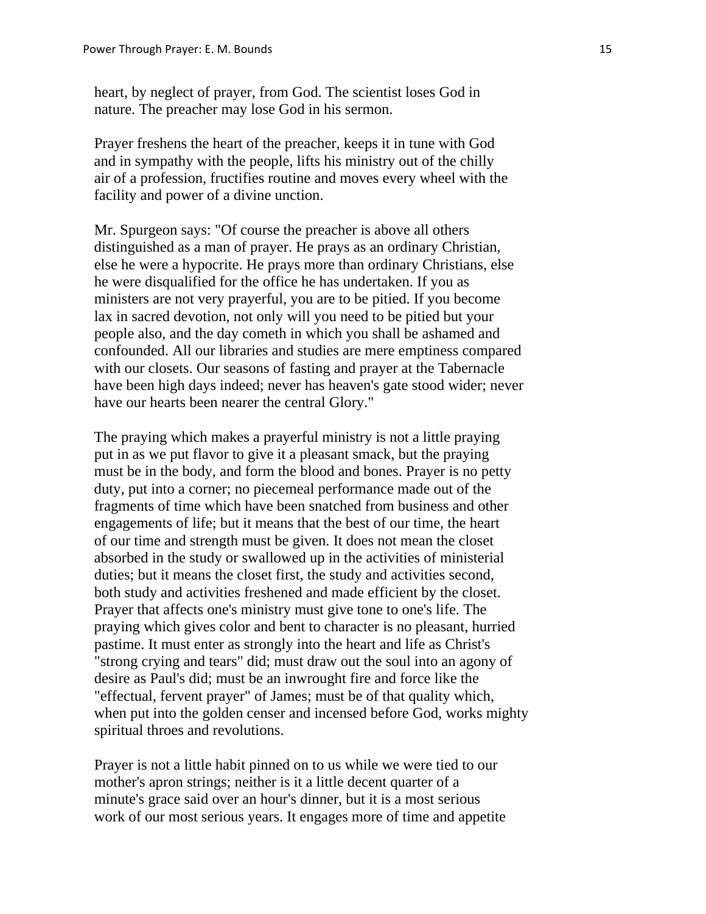heart, by neglect of prayer, from God. The scientist loses God in nature. The preacher may lose God in his sermon.

Prayer freshens the heart of the preacher, keeps it in tune with God and in sympathy with the people, lifts his ministry out of the chilly air of a profession, fructifies routine and moves every wheel with the facility and power of a divine unction.

Mr. Spurgeon says: "Of course the preacher is above all others distinguished as a man of prayer. He prays as an ordinary Christian, else he were a hypocrite. He prays more than ordinary Christians, else he were disqualified for the office he has undertaken. If you as ministers are not very prayerful, you are to be pitied. If you become lax in sacred devotion, not only will you need to be pitied but your people also, and the day cometh in which you shall be ashamed and confounded. All our libraries and studies are mere emptiness compared with our closets. Our seasons of fasting and prayer at the Tabernacle have been high days indeed; never has heaven's gate stood wider; never have our hearts been nearer the central Glory."

The praying which makes a prayerful ministry is not a little praying put in as we put flavor to give it a pleasant smack, but the praying must be in the body, and form the blood and bones. Prayer is no petty duty, put into a corner; no piecemeal performance made out of the fragments of time which have been snatched from business and other engagements of life; but it means that the best of our time, the heart of our time and strength must be given. It does not mean the closet absorbed in the study or swallowed up in the activities of ministerial duties; but it means the closet first, the study and activities second, both study and activities freshened and made efficient by the closet. Prayer that affects one's ministry must give tone to one's life. The praying which gives color and bent to character is no pleasant, hurried pastime. It must enter as strongly into the heart and life as Christ's "strong crying and tears" did; must draw out the soul into an agony of desire as Paul's did; must be an inwrought fire and force like the "effectual, fervent prayer" of James; must be of that quality which, when put into the golden censer and incensed before God, works mighty spiritual throes and revolutions.

Prayer is not a little habit pinned on to us while we were tied to our mother's apron strings; neither is it a little decent quarter of a minute's grace said over an hour's dinner, but it is a most serious work of our most serious years. It engages more of time and appetite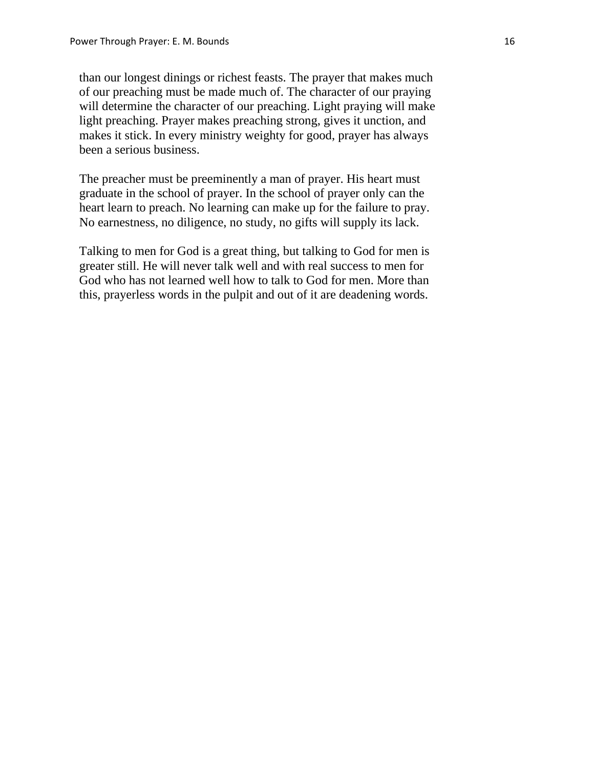than our longest dinings or richest feasts. The prayer that makes much of our preaching must be made much of. The character of our praying will determine the character of our preaching. Light praying will make light preaching. Prayer makes preaching strong, gives it unction, and makes it stick. In every ministry weighty for good, prayer has always been a serious business.

The preacher must be preeminently a man of prayer. His heart must graduate in the school of prayer. In the school of prayer only can the heart learn to preach. No learning can make up for the failure to pray. No earnestness, no diligence, no study, no gifts will supply its lack.

Talking to men for God is a great thing, but talking to God for men is greater still. He will never talk well and with real success to men for God who has not learned well how to talk to God for men. More than this, prayerless words in the pulpit and out of it are deadening words.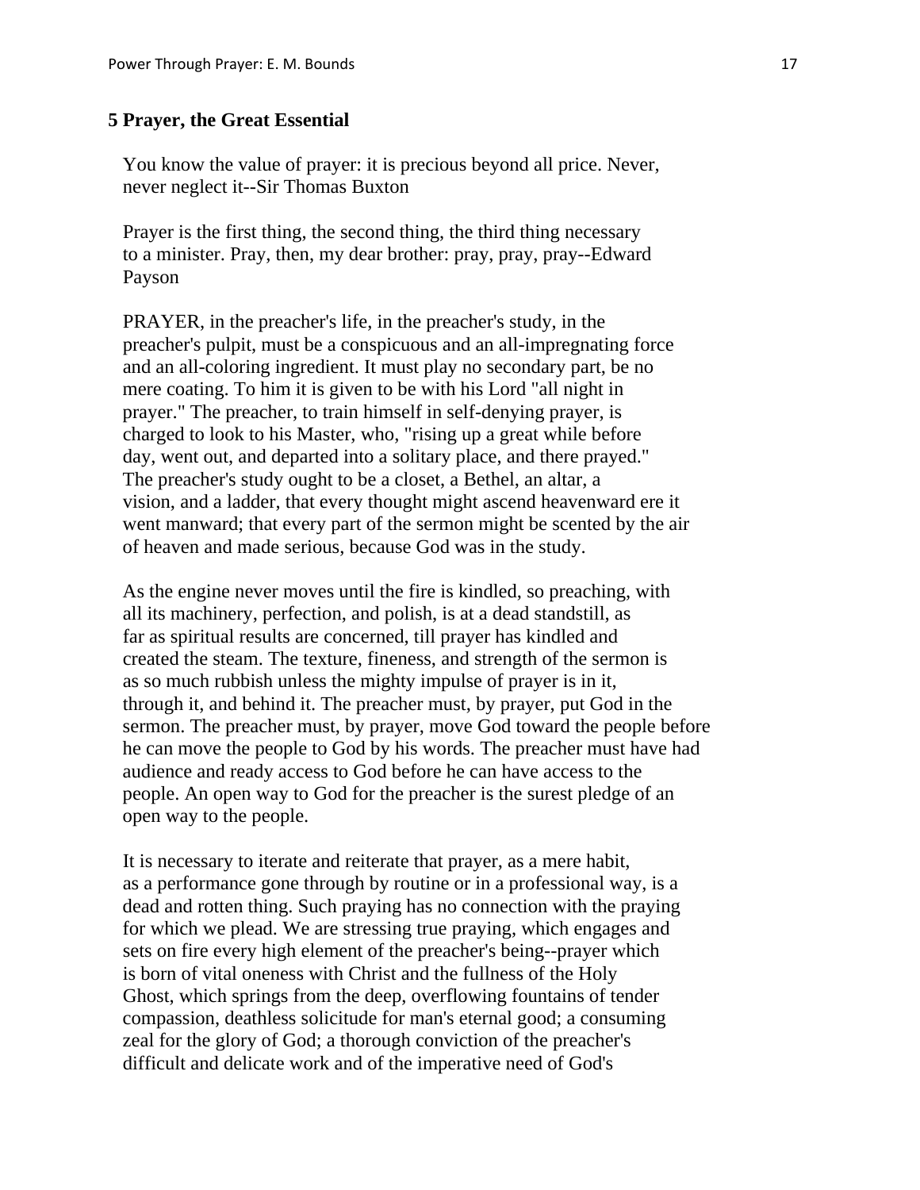## 5 Prayer, the Great Essential

You know the value of prayer: it is precious beyond all price. Never, never neglect it--Sir Thomas Buxton

Prayer is the first thing, the second thing, the third thing necessary to a minister. Pray, then, my dear brother: pray, pray, pray--Edward Payson

PRAYER, in the preacher's life, in the preacher's study, in the preacher's pulpit, must be a conspicuous and an all-impregnating force and an all-coloring ingredient. It must play no secondary part, be no mere coating. To him it is given to be with his Lord "all night in prayer." The preacher, to train himself in self-denying prayer, is charged to look to his Master, who, "rising up a great while before day, went out, and departed into a solitary place, and there prayed." The preacher's study ought to be a closet, a Bethel, an altar, a vision, and a ladder, that every thought might ascend heavenward ere it went manward; that every part of the sermon might be scented by the air of heaven and made serious, because God was in the study.

As the engine never moves until the fire is kindled, so preaching, with all its machinery, perfection, and polish, is at a dead standstill, as far as spiritual results are concerned, till prayer has kindled and created the steam. The texture, fineness, and strength of the sermon is as so much rubbish unless the mighty impulse of prayer is in it, through it, and behind it. The preacher must, by prayer, put God in the sermon. The preacher must, by prayer, move God toward the people before he can move the people to God by his words. The preacher must have had audience and ready access to God before he can have access to the people. An open way to God for the preacher is the surest pledge of an open way to the people.

It is necessary to iterate and reiterate that prayer, as a mere habit, as a performance gone through by routine or in a professional way, is a dead and rotten thing. Such praying has no connection with the praying for which we plead. We are stressing true praying, which engages and sets on fire every high element of the preacher's being--prayer which is born of vital oneness with Christ and the fullness of the Holy Ghost, which springs from the deep, overflowing fountains of tender compassion, deathless solicitude for man's eternal good; a consuming zeal for the glory of God; a thorough conviction of the preacher's difficult and delicate work and of the imperative need of God's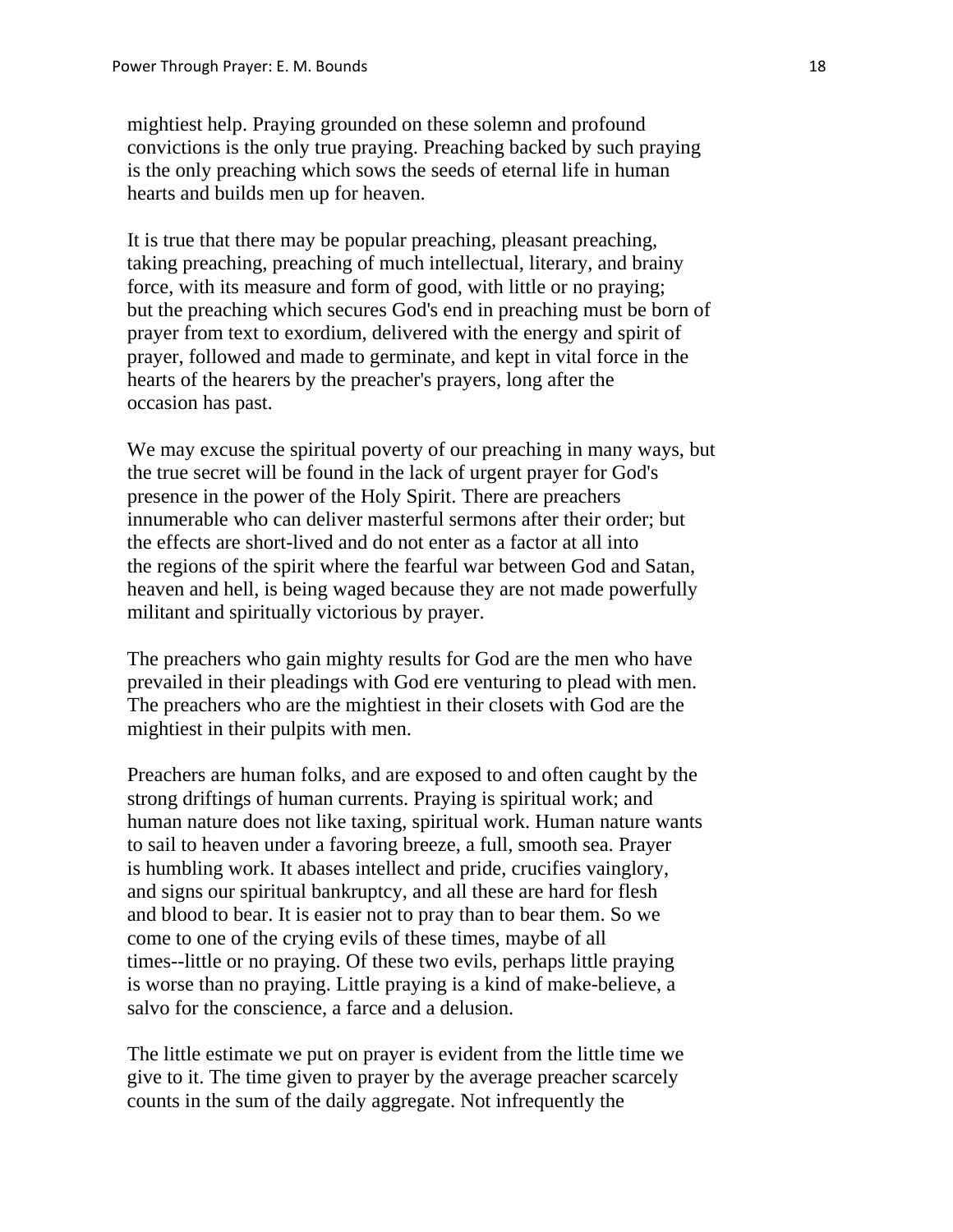mightiest help. Praying grounded on these solemn and profound convictions is the only true praying. Preaching backed by such praying is the only preaching which sows the seeds of eternal life in human hearts and builds men up for heaven.

It is true that there may be popular preaching, pleasant preaching, taking preaching, preaching of much intellectual, literary, and brainy force, with its measure and form of good, with little or no praying; but the preaching which secures God's end in preaching must be born of prayer from text to exordium, delivered with the energy and spirit of prayer, followed and made to germinate, and kept in vital force in the hearts of the hearers by the preacher's prayers, long after the occasion has past.

We may excuse the spiritual poverty of our preaching in many ways, but the true secret will be found in the lack of urgent prayer for God's presence in the power of the Holy Spirit. There are preachers innumerable who can deliver masterful sermons after their order; but the effects are short-lived and do not enter as a factor at all into the regions of the spirit where the fearful war between God and Satan, heaven and hell, is being waged because they are not made powerfully militant and spiritually victorious by prayer.

The preachers who gain mighty results for God are the men who have prevailed in their pleadings with God ere venturing to plead with men. The preachers who are the mightiest in their closets with God are the mightiest in their pulpits with men.

Preachers are human folks, and are exposed to and often caught by the strong driftings of human currents. Praying is spiritual work; and human nature does not like taxing, spiritual work. Human nature wants to sail to heaven under a favoring breeze, a full, smooth sea. Prayer is humbling work. It abases intellect and pride, crucifies vainglory, and signs our spiritual bankruptcy, and all these are hard for flesh and blood to bear. It is easier not to pray than to bear them. So we come to one of the crying evils of these times, maybe of all times--little or no praying. Of these two evils, perhaps little praying is worse than no praying. Little praying is a kind of make-believe, a salvo for the conscience, a farce and a delusion.

The little estimate we put on prayer is evident from the little time we give to it. The time given to prayer by the average preacher scarcely counts in the sum of the daily aggregate. Not infrequently the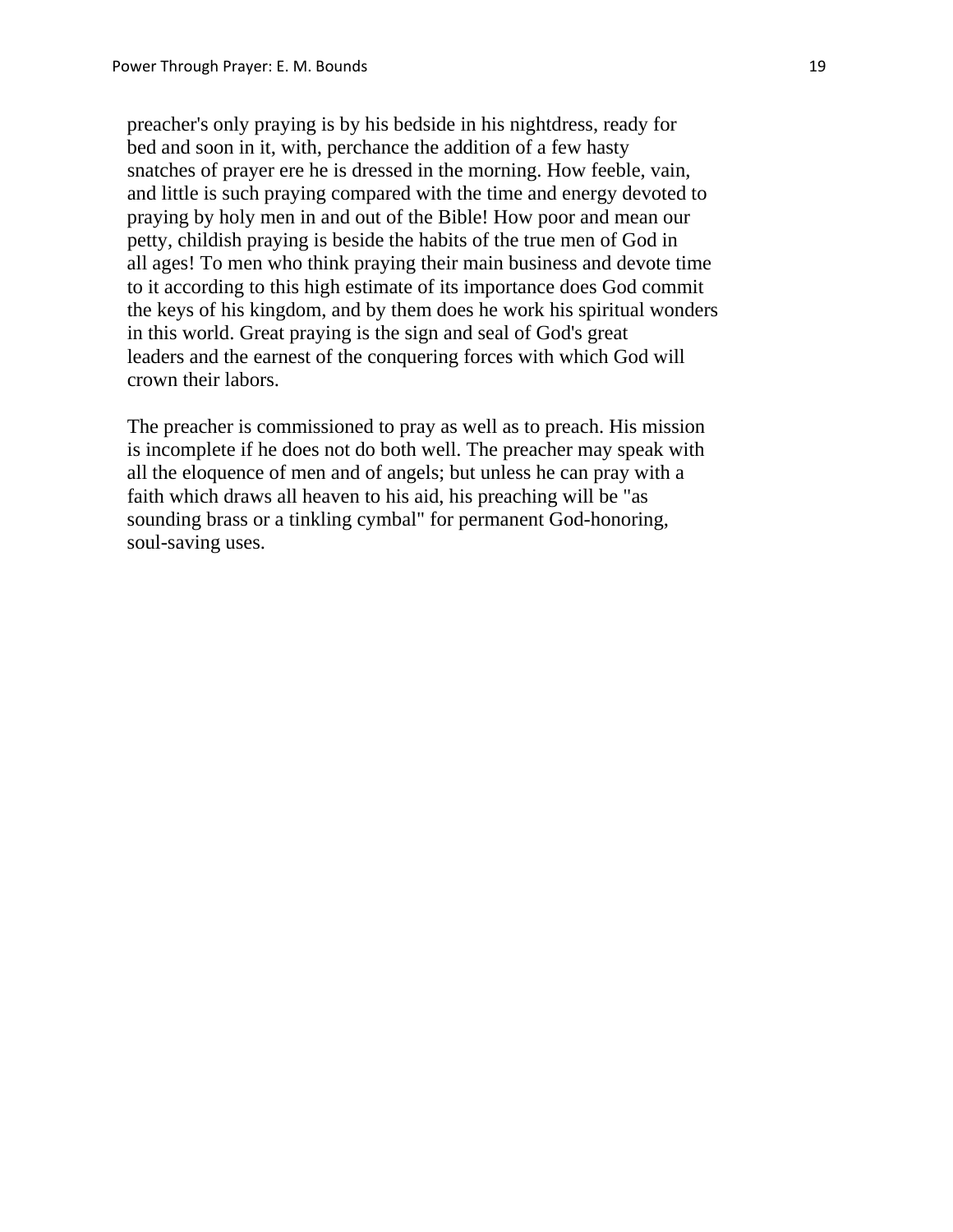preacher's only praying is by his bedside in his nightdress, ready for bed and soon in it, with, perchance the addition of a few hasty snatches of prayer ere he is dressed in the morning. How feeble, vain, and little is such praying compared with the time and energy devoted to praying by holy men in and out of the Bible! How poor and mean our petty, childish praying is beside the habits of the true men of God in all ages! To men who think praying their main business and devote time to it according to this high estimate of its importance does God commit the keys of his kingdom, and by them does he work his spiritual wonders in this world. Great praying is the sign and seal of God's great leaders and the earnest of the conquering forces with which God will crown their labors.

The preacher is commissioned to pray as well as to preach. His mission is incomplete if he does not do both well. The preacher may speak with all the eloquence of men and of angels; but unless he can pray with a faith which draws all heaven to his aid, his preaching will be "as sounding brass or a tinkling cymbal" for permanent God-honoring, soul-saving uses.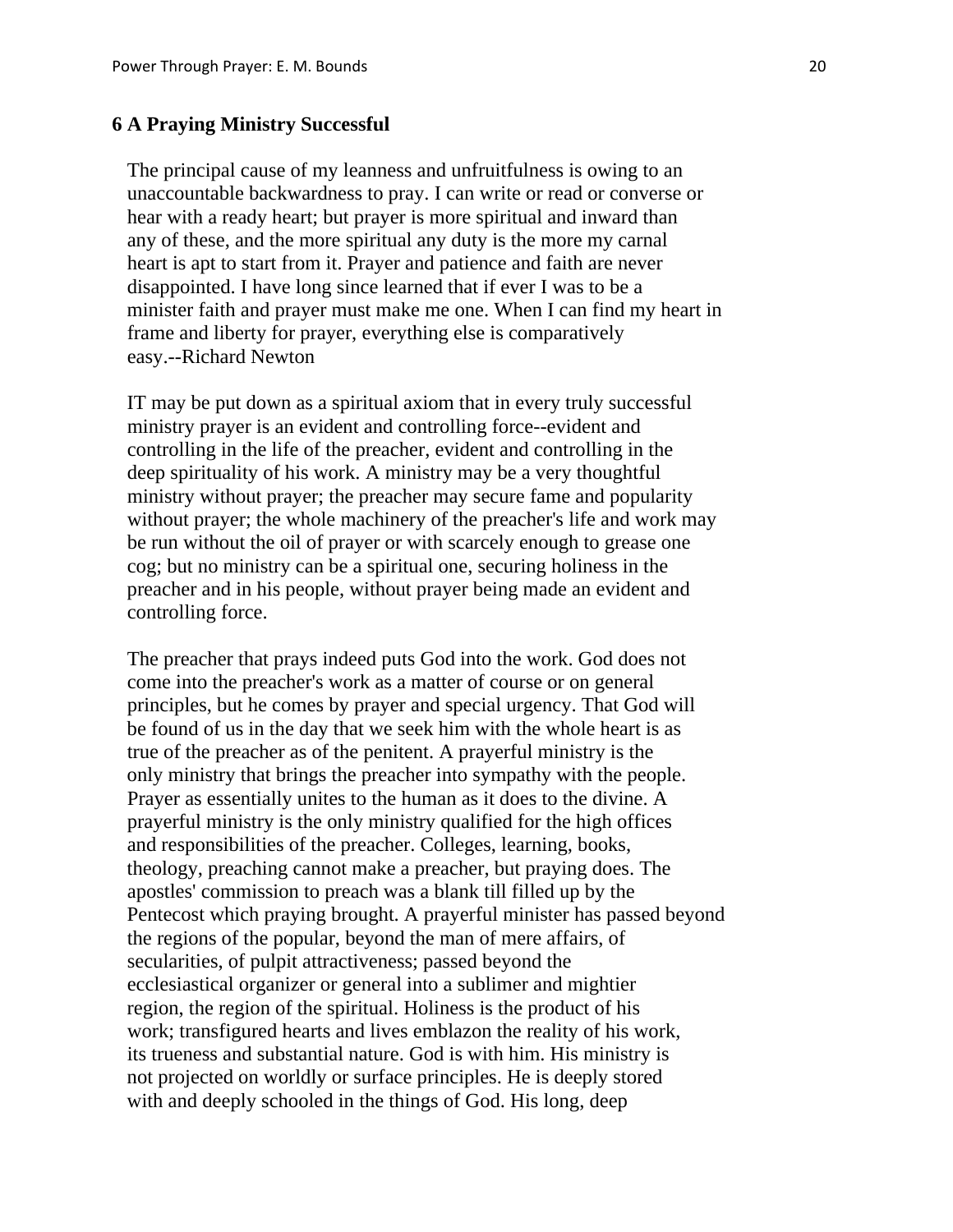## 6 A Praying Ministry Successful

The principal cause of my leanness and unfruitfulness is owing to an unaccountable backwardness to pray. I can write or read or converse or hear with a ready heart; but prayer is more spiritual and inward than any of these, and the more spiritual any duty is the more my carnal heart is apt to start from it. Prayer and patience and faith are never disappointed. I have long since learned that if ever I was to be a minister faith and prayer must make me one. When I can find my heart in frame and liberty for prayer, everything else is comparatively easy.--Richard Newton

IT may be put down as a spiritual axiom that in every truly successful ministry prayer is an evident and controlling force--evident and controlling in the life of the preacher, evident and controlling in the deep spirituality of his work. A ministry may be a very thoughtful ministry without prayer; the preacher may secure fame and popularity without prayer; the whole machinery of the preacher's life and work may be run without the oil of prayer or with scarcely enough to grease one cog; but no ministry can be a spiritual one, securing holiness in the preacher and in his people, without prayer being made an evident and controlling force.

The preacher that prays indeed puts God into the work. God does not come into the preacher's work as a matter of course or on general principles, but he comes by prayer and special urgency. That God will be found of us in the day that we seek him with the whole heart is as true of the preacher as of the penitent. A prayerful ministry is the only ministry that brings the preacher into sympathy with the people. Prayer as essentially unites to the human as it does to the divine. A prayerful ministry is the only ministry qualified for the high offices and responsibilities of the preacher. Colleges, learning, books, theology, preaching cannot make a preacher, but praying does. The apostles' commission to preach was a blank till filled up by the Pentecost which praying brought. A prayerful minister has passed beyond the regions of the popular, beyond the man of mere affairs, of secularities, of pulpit attractiveness; passed beyond the ecclesiastical organizer or general into a sublimer and mightier region, the region of the spiritual. Holiness is the product of his work; transfigured hearts and lives emblazon the reality of his work, its trueness and substantial nature. God is with him. His ministry is not projected on worldly or surface principles. He is deeply stored with and deeply schooled in the things of God. His long, deep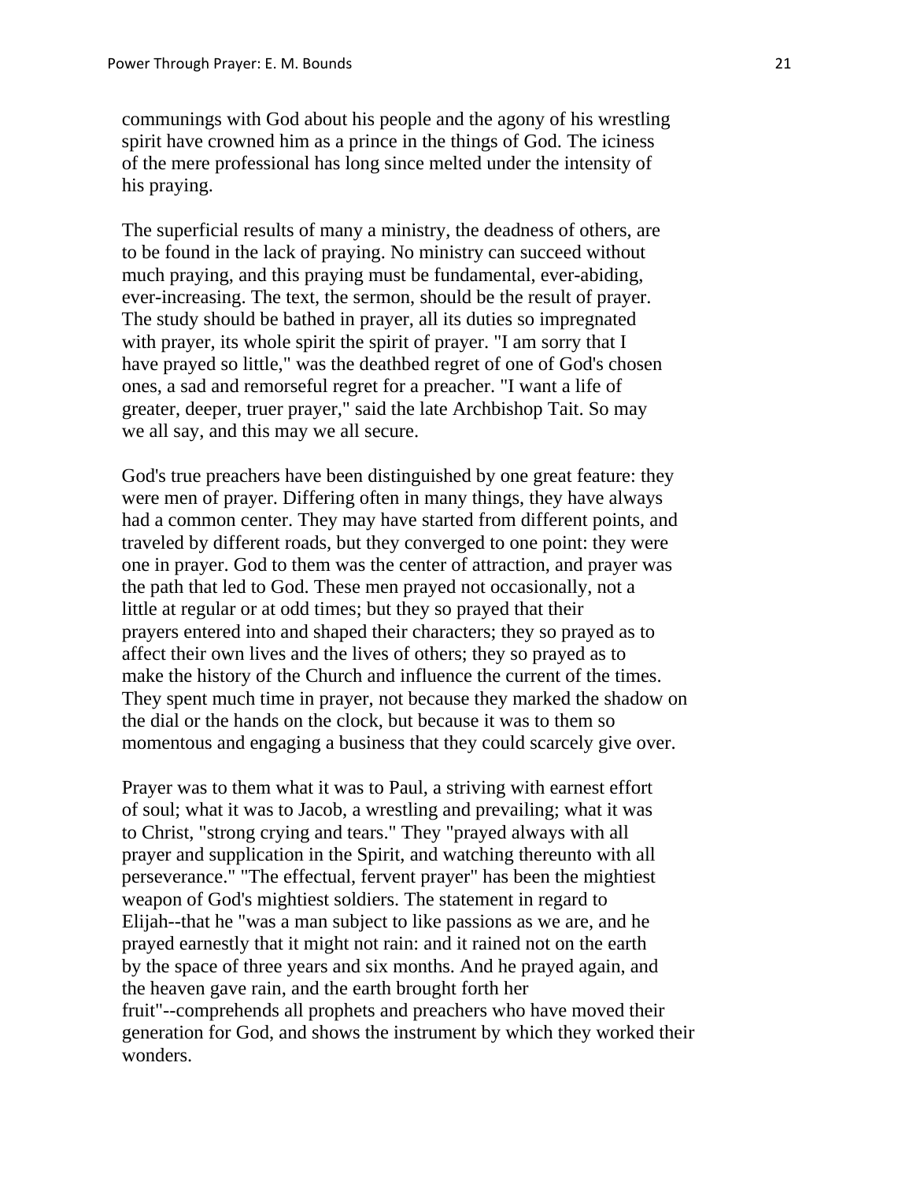communings with God about his people and the agony of his wrestling spirit have crowned him as a prince in the things of God. The iciness of the mere professional has long since melted under the intensity of his praying.

The superficial results of many a ministry, the deadness of others, are to be found in the lack of praying. No ministry can succeed without much praying, and this praying must be fundamental, ever-abiding, ever-increasing. The text, the sermon, should be the result of prayer. The study should be bathed in prayer, all its duties so impregnated with prayer, its whole spirit the spirit of prayer. "I am sorry that I have prayed so little," was the deathbed regret of one of God's chosen ones, a sad and remorseful regret for a preacher. "I want a life of greater, deeper, truer prayer," said the late Archbishop Tait. So may we all say, and this may we all secure.

God's true preachers have been distinguished by one great feature: they were men of prayer. Differing often in many things, they have always had a common center. They may have started from different points, and traveled by different roads, but they converged to one point: they were one in prayer. God to them was the center of attraction, and prayer was the path that led to God. These men prayed not occasionally, not a little at regular or at odd times; but they so prayed that their prayers entered into and shaped their characters; they so prayed as to affect their own lives and the lives of others; they so prayed as to make the history of the Church and influence the current of the times. They spent much time in prayer, not because they marked the shadow on the dial or the hands on the clock, but because it was to them so momentous and engaging a business that they could scarcely give over.

Prayer was to them what it was to Paul, a striving with earnest effort of soul; what it was to Jacob, a wrestling and prevailing; what it was to Christ, "strong crying and tears." They "prayed always with all prayer and supplication in the Spirit, and watching thereunto with all perseverance." "The effectual, fervent prayer" has been the mightiest weapon of God's mightiest soldiers. The statement in regard to Elijah--that he "was a man subject to like passions as we are, and he prayed earnestly that it might not rain: and it rained not on the earth by the space of three years and six months. And he prayed again, and the heaven gave rain, and the earth brought forth her fruit"--comprehends all prophets and preachers who have moved their generation for God, and shows the instrument by which they worked their wonders.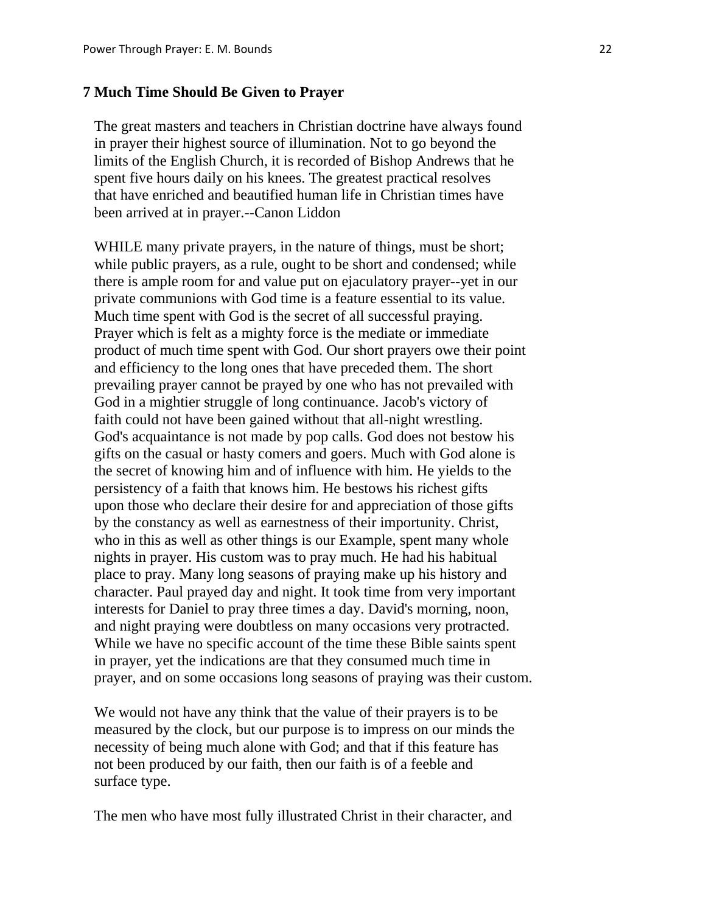## 7 Much Time Should Be Given to Prayer

The great masters and teachers in Christian doctrine have always found in prayer their highest source of illumination. Not to go beyond the limits of the English Church, it is recorded of Bishop Andrews that he spent five hours daily on his knees. The greatest practical resolves that have enriched and beautified human life in Christian times have been arrived at in prayer.--Canon Liddon

WHILE many private prayers, in the nature of things, must be short; while public prayers, as a rule, ought to be short and condensed; while there is ample room for and value put on ejaculatory prayer--yet in our private communions with God time is a feature essential to its value. Much time spent with God is the secret of all successful praying. Prayer which is felt as a mighty force is the mediate or immediate product of much time spent with God. Our short prayers owe their point and efficiency to the long ones that have preceded them. The short prevailing prayer cannot be prayed by one who has not prevailed with God in a mightier struggle of long continuance. Jacob's victory of faith could not have been gained without that all-night wrestling. God's acquaintance is not made by pop calls. God does not bestow his gifts on the casual or hasty comers and goers. Much with God alone is the secret of knowing him and of influence with him. He yields to the persistency of a faith that knows him. He bestows his richest gifts upon those who declare their desire for and appreciation of those gifts by the constancy as well as earnestness of their importunity. Christ, who in this as well as other things is our Example, spent many whole nights in prayer. His custom was to pray much. He had his habitual place to pray. Many long seasons of praying make up his history and character. Paul prayed day and night. It took time from very important interests for Daniel to pray three times a day. David's morning, noon, and night praying were doubtless on many occasions very protracted. While we have no specific account of the time these Bible saints spent in prayer, yet the indications are that they consumed much time in prayer, and on some occasions long seasons of praying was their custom.

We would not have any think that the value of their prayers is to be measured by the clock, but our purpose is to impress on our minds the necessity of being much alone with God; and that if this feature has not been produced by our faith, then our faith is of a feeble and surface type.

The men who have most fully illustrated Christ in their character, and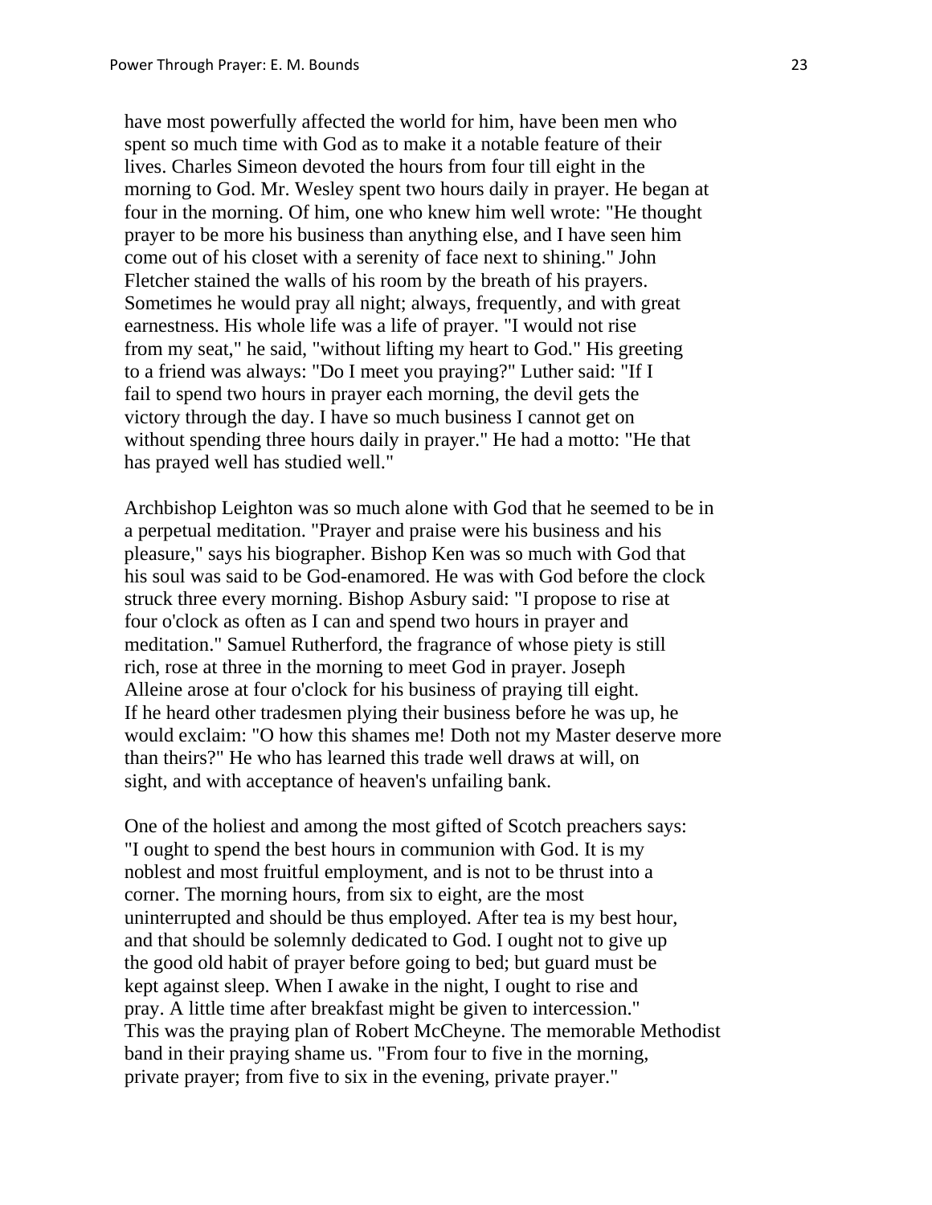have most powerfully affected the world for him, have been men who spent so much time with God as to make it a notable feature of their lives. Charles Simeon devoted the hours from four till eight in the morning to God. Mr. Wesley spent two hours daily in prayer. He began at four in the morning. Of him, one who knew him well wrote: "He thought prayer to be more his business than anything else, and I have seen him come out of his closet with a serenity of face next to shining." John Fletcher stained the walls of his room by the breath of his prayers. Sometimes he would pray all night; always, frequently, and with great earnestness. His whole life was a life of prayer. "I would not rise from my seat," he said, "without lifting my heart to God." His greeting to a friend was always: "Do I meet you praying?" Luther said: "If I fail to spend two hours in prayer each morning, the devil gets the victory through the day. I have so much business I cannot get on without spending three hours daily in prayer." He had a motto: "He that has prayed well has studied well."

Archbishop Leighton was so much alone with God that he seemed to be in a perpetual meditation. "Prayer and praise were his business and his pleasure," says his biographer. Bishop Ken was so much with God that his soul was said to be God-enamored. He was with God before the clock struck three every morning. Bishop Asbury said: "I propose to rise at four o'clock as often as I can and spend two hours in prayer and meditation." Samuel Rutherford, the fragrance of whose piety is still rich, rose at three in the morning to meet God in prayer. Joseph Alleine arose at four o'clock for his business of praying till eight. If he heard other tradesmen plying their business before he was up, he would exclaim: "O how this shames me! Doth not my Master deserve more than theirs?" He who has learned this trade well draws at will, on sight, and with acceptance of heaven's unfailing bank.

One of the holiest and among the most gifted of Scotch preachers says: "I ought to spend the best hours in communion with God. It is my noblest and most fruitful employment, and is not to be thrust into a corner. The morning hours, from six to eight, are the most uninterrupted and should be thus employed. After tea is my best hour, and that should be solemnly dedicated to God. I ought not to give up the good old habit of prayer before going to bed; but guard must be kept against sleep. When I awake in the night, I ought to rise and pray. A little time after breakfast might be given to intercession." This was the praying plan of Robert McCheyne. The memorable Methodist band in their praying shame us. "From four to five in the morning, private prayer; from five to six in the evening, private prayer."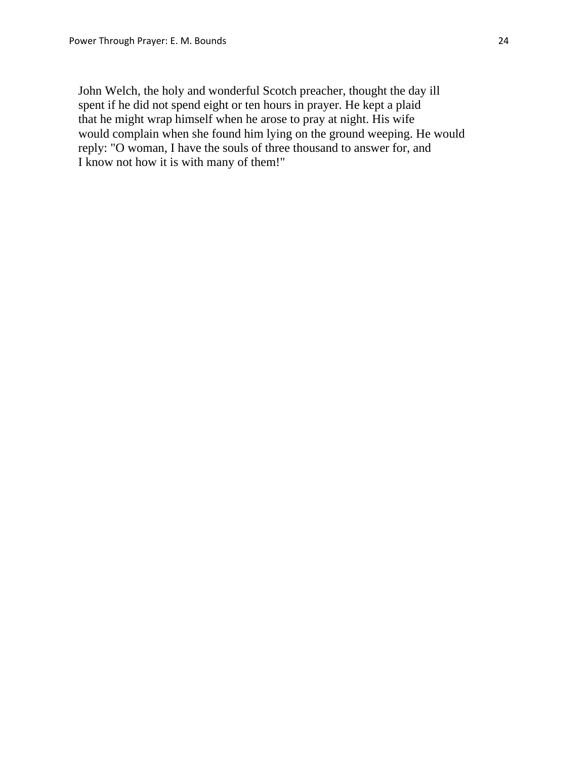John Welch, the holy and wonderful Scotch preacher, thought the day ill spent if he did not spend eight or ten hours in prayer. He kept a plaid that he might wrap himself when he arose to pray at night. His wife would complain when she found him lying on the ground weeping. He would reply: "O woman, I have the souls of three thousand to answer for, and I know not how it is with many of them!"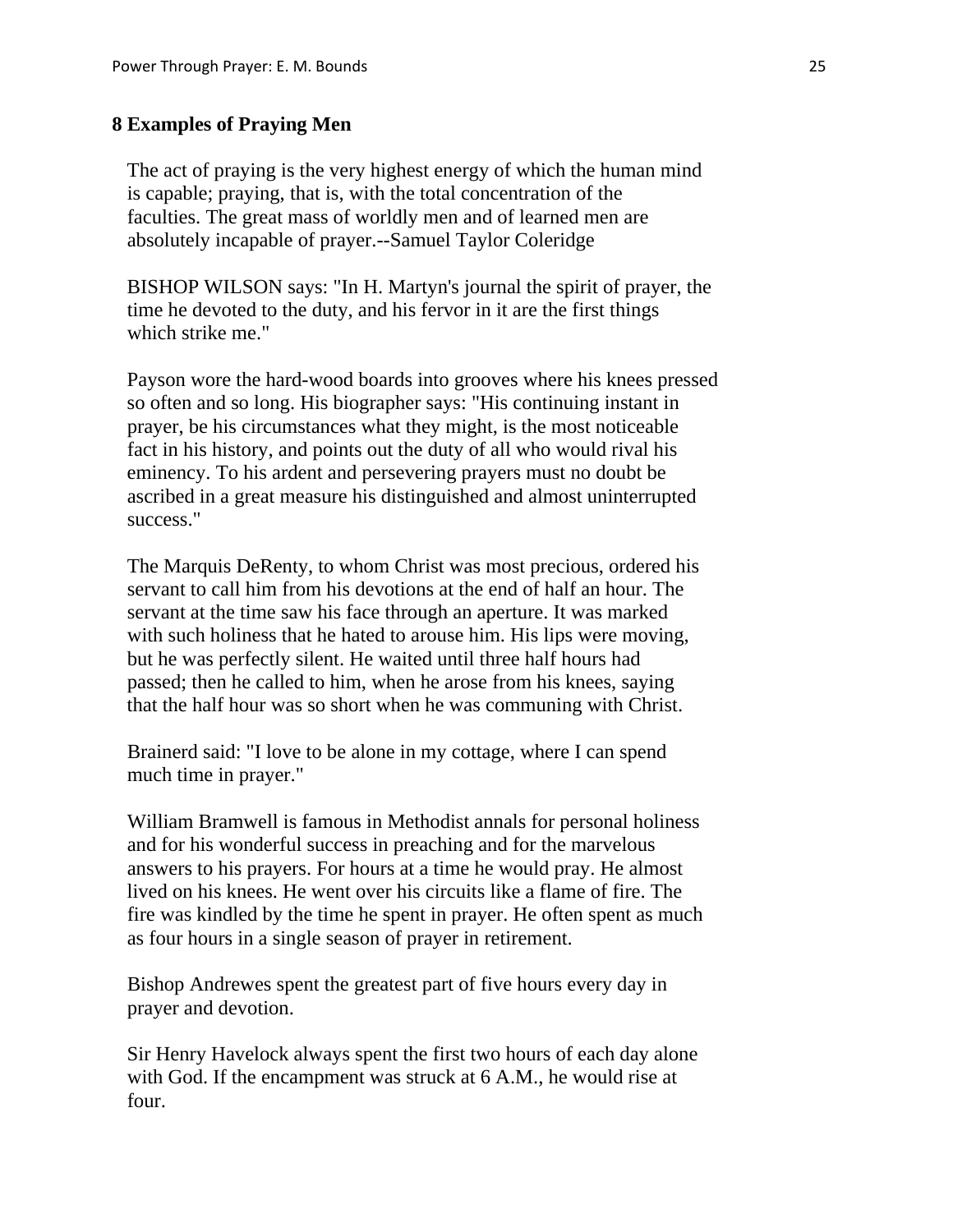## 8 Examples of Praying Men

The act of praying is the very highest energy of which the human mind is capable; praying, that is, with the total concentration of the faculties. The great mass of worldly men and of learned men are absolutely incapable of prayer.--Samuel Taylor Coleridge

BISHOP WILSON says: "In H. Martyn's journal the spirit of prayer, the time he devoted to the duty, and his fervor in it are the first things which strike me."

Payson wore the hard-wood boards into grooves where his knees pressed so often and so long. His biographer says: "His continuing instant in prayer, be his circumstances what they might, is the most noticeable fact in his history, and points out the duty of all who would rival his eminency. To his ardent and persevering prayers must no doubt be ascribed in a great measure his distinguished and almost uninterrupted success."

The Marquis DeRenty, to whom Christ was most precious, ordered his servant to call him from his devotions at the end of half an hour. The servant at the time saw his face through an aperture. It was marked with such holiness that he hated to arouse him. His lips were moving, but he was perfectly silent. He waited until three half hours had passed; then he called to him, when he arose from his knees, saying that the half hour was so short when he was communing with Christ.

Brainerd said: "I love to be alone in my cottage, where I can spend much time in prayer."

William Bramwell is famous in Methodist annals for personal holiness and for his wonderful success in preaching and for the marvelous answers to his prayers. For hours at a time he would pray. He almost lived on his knees. He went over his circuits like a flame of fire. The fire was kindled by the time he spent in prayer. He often spent as much as four hours in a single season of prayer in retirement.

Bishop Andrewes spent the greatest part of five hours every day in prayer and devotion.

Sir Henry Havelock always spent the first two hours of each day alone with God. If the encampment was struck at 6 A.M., he would rise at four.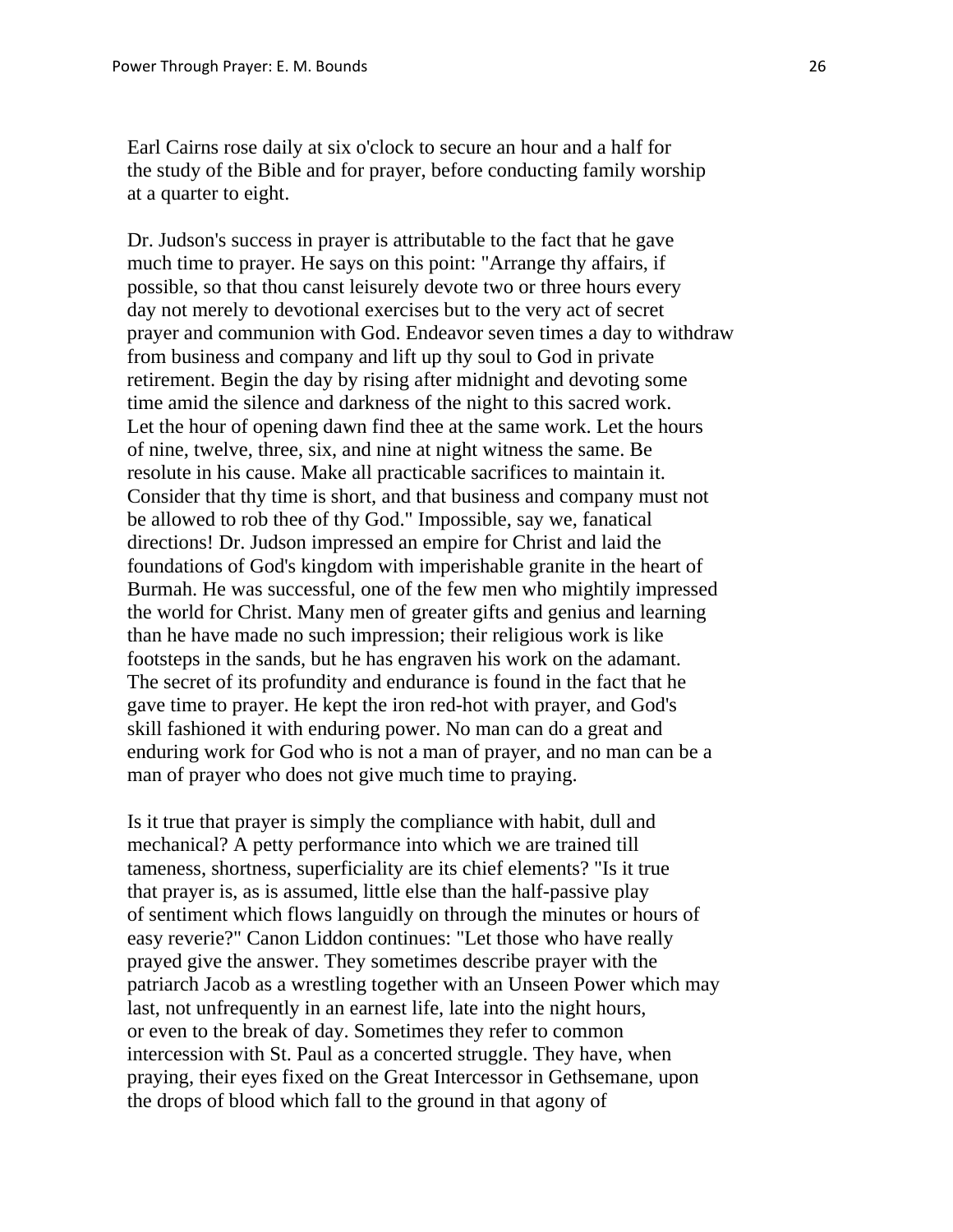Earl Cairns rose daily at six o'clock to secure an hour and a half for the study of the Bible and for prayer, before conducting family worship at a quarter to eight.

Dr. Judson's success in prayer is attributable to the fact that he gave much time to prayer. He says on this point: "Arrange thy affairs, if possible, so that thou canst leisurely devote two or three hours every day not merely to devotional exercises but to the very act of secret prayer and communion with God. Endeavor seven times a day to withdraw from business and company and lift up thy soul to God in private retirement. Begin the day by rising after midnight and devoting some time amid the silence and darkness of the night to this sacred work. Let the hour of opening dawn find thee at the same work. Let the hours of nine, twelve, three, six, and nine at night witness the same. Be resolute in his cause. Make all practicable sacrifices to maintain it. Consider that thy time is short, and that business and company must not be allowed to rob thee of thy God." Impossible, say we, fanatical directions! Dr. Judson impressed an empire for Christ and laid the foundations of God's kingdom with imperishable granite in the heart of Burmah. He was successful, one of the few men who mightily impressed the world for Christ. Many men of greater gifts and genius and learning than he have made no such impression; their religious work is like footsteps in the sands, but he has engraven his work on the adamant. The secret of its profundity and endurance is found in the fact that he gave time to prayer. He kept the iron red-hot with prayer, and God's skill fashioned it with enduring power. No man can do a great and enduring work for God who is not a man of prayer, and no man can be a man of prayer who does not give much time to praying.

Is it true that prayer is simply the compliance with habit, dull and mechanical? A petty performance into which we are trained till tameness, shortness, superficiality are its chief elements? "Is it true that prayer is, as is assumed, little else than the half-passive play of sentiment which flows languidly on through the minutes or hours of easy reverie?" Canon Liddon continues: "Let those who have really prayed give the answer. They sometimes describe prayer with the patriarch Jacob as a wrestling together with an Unseen Power which may last, not unfrequently in an earnest life, late into the night hours, or even to the break of day. Sometimes they refer to common intercession with St. Paul as a concerted struggle. They have, when praying, their eyes fixed on the Great Intercessor in Gethsemane, upon the drops of blood which fall to the ground in that agony of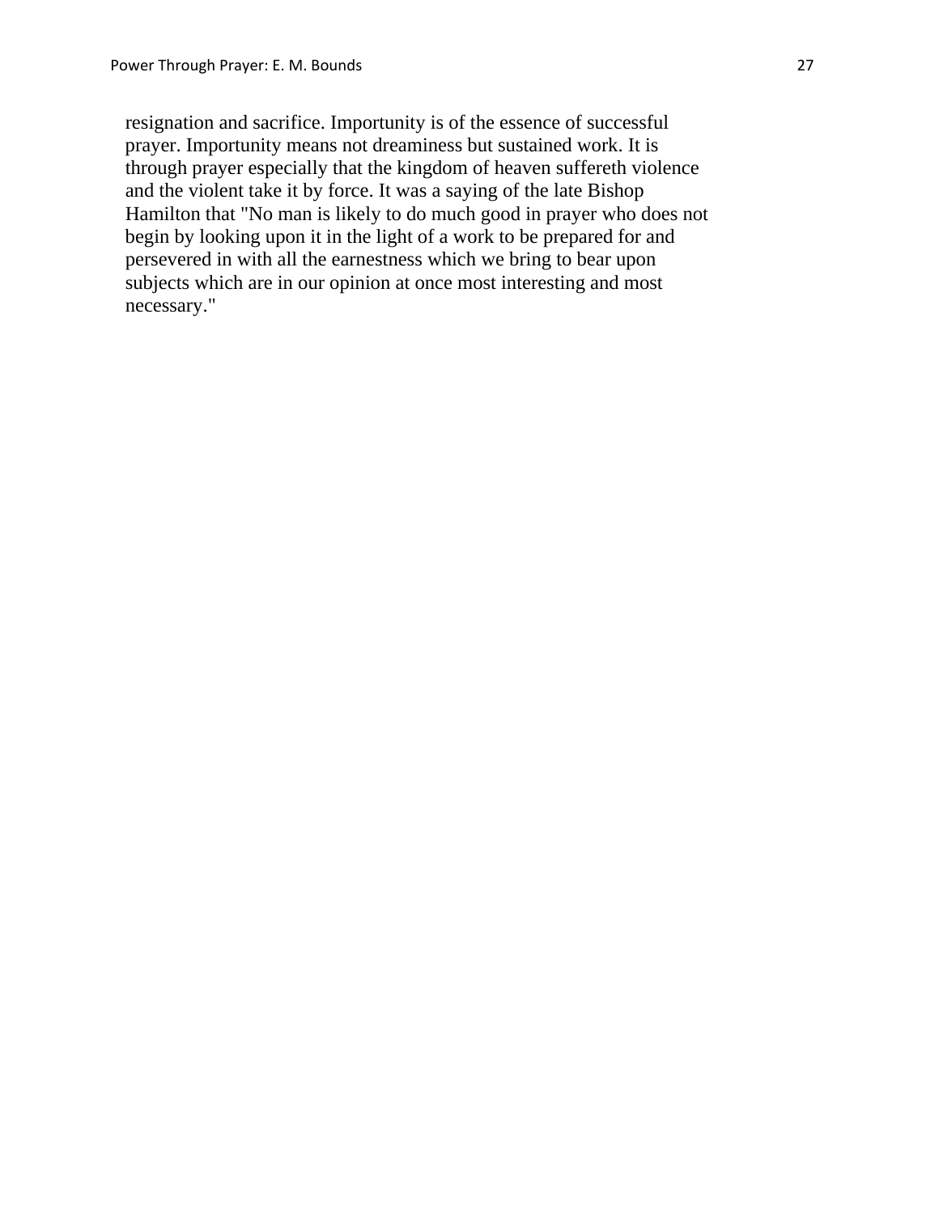resignation and sacrifice. Importunity is of the essence of successful prayer. Importunity means not dreaminess but sustained work. It is through prayer especially that the kingdom of heaven suffereth violence and the violent take it by force. It was a saying of the late Bishop Hamilton that "No man is likely to do much good in prayer who does not begin by looking upon it in the light of a work to be prepared for and persevered in with all the earnestness which we bring to bear upon subjects which are in our opinion at once most interesting and most necessary."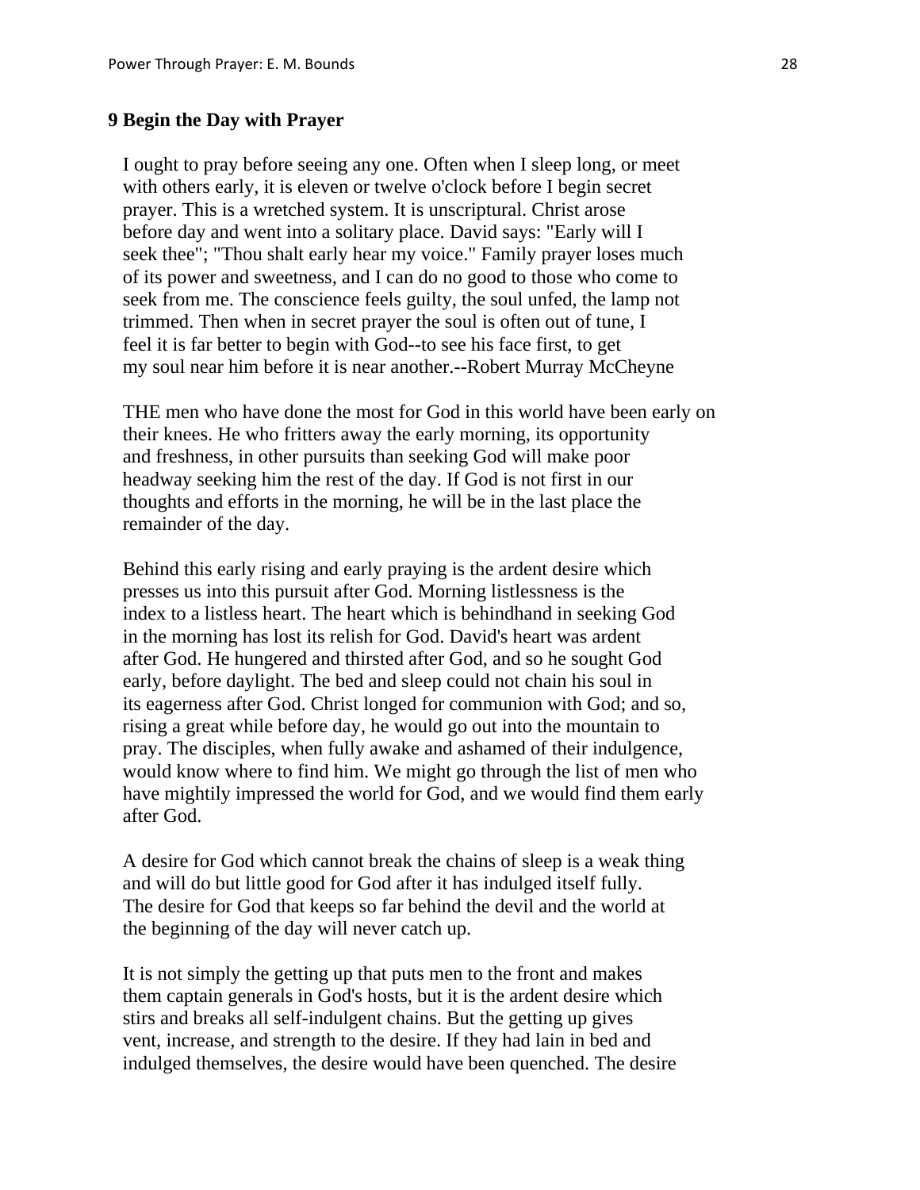## 9 Begin the Day with Prayer

I ought to pray before seeing any one. Often when I sleep long, or meet with others early, it is eleven or twelve o'clock before I begin secret prayer. This is a wretched system. It is unscriptural. Christ arose before day and went into a solitary place. David says: "Early will I seek thee"; "Thou shalt early hear my voice." Family prayer loses much of its power and sweetness, and I can do no good to those who come to seek from me. The conscience feels guilty, the soul unfed, the lamp not trimmed. Then when in secret prayer the soul is often out of tune, I feel it is far better to begin with God--to see his face first, to get my soul near him before it is near another.--Robert Murray McCheyne

THE men who have done the most for God in this world have been early on their knees. He who fritters away the early morning, its opportunity and freshness, in other pursuits than seeking God will make poor headway seeking him the rest of the day. If God is not first in our thoughts and efforts in the morning, he will be in the last place the remainder of the day.

Behind this early rising and early praying is the ardent desire which presses us into this pursuit after God. Morning listlessness is the index to a listless heart. The heart which is behindhand in seeking God in the morning has lost its relish for God. David's heart was ardent after God. He hungered and thirsted after God, and so he sought God early, before daylight. The bed and sleep could not chain his soul in its eagerness after God. Christ longed for communion with God; and so, rising a great while before day, he would go out into the mountain to pray. The disciples, when fully awake and ashamed of their indulgence, would know where to find him. We might go through the list of men who have mightily impressed the world for God, and we would find them early after God.

A desire for God which cannot break the chains of sleep is a weak thing and will do but little good for God after it has indulged itself fully. The desire for God that keeps so far behind the devil and the world at the beginning of the day will never catch up.

It is not simply the getting up that puts men to the front and makes them captain generals in God's hosts, but it is the ardent desire which stirs and breaks all self-indulgent chains. But the getting up gives vent, increase, and strength to the desire. If they had lain in bed and indulged themselves, the desire would have been quenched. The desire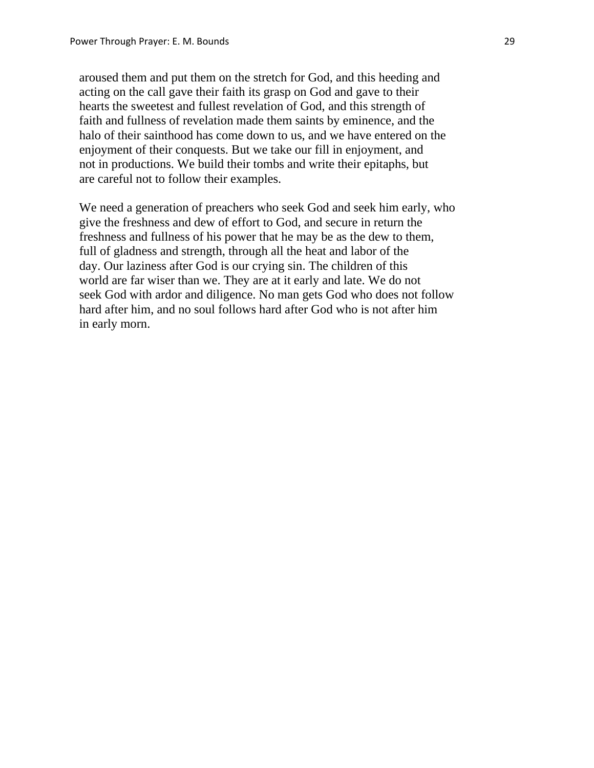aroused them and put them on the stretch for God, and this heeding and acting on the call gave their faith its grasp on God and gave to their hearts the sweetest and fullest revelation of God, and this strength of faith and fullness of revelation made them saints by eminence, and the halo of their sainthood has come down to us, and we have entered on the enjoyment of their conquests. But we take our fill in enjoyment, and not in productions. We build their tombs and write their epitaphs, but are careful not to follow their examples.

We need a generation of preachers who seek God and seek him early, who give the freshness and dew of effort to God, and secure in return the freshness and fullness of his power that he may be as the dew to them, full of gladness and strength, through all the heat and labor of the day. Our laziness after God is our crying sin. The children of this world are far wiser than we. They are at it early and late. We do not seek God with ardor and diligence. No man gets God who does not follow hard after him, and no soul follows hard after God who is not after him in early morn.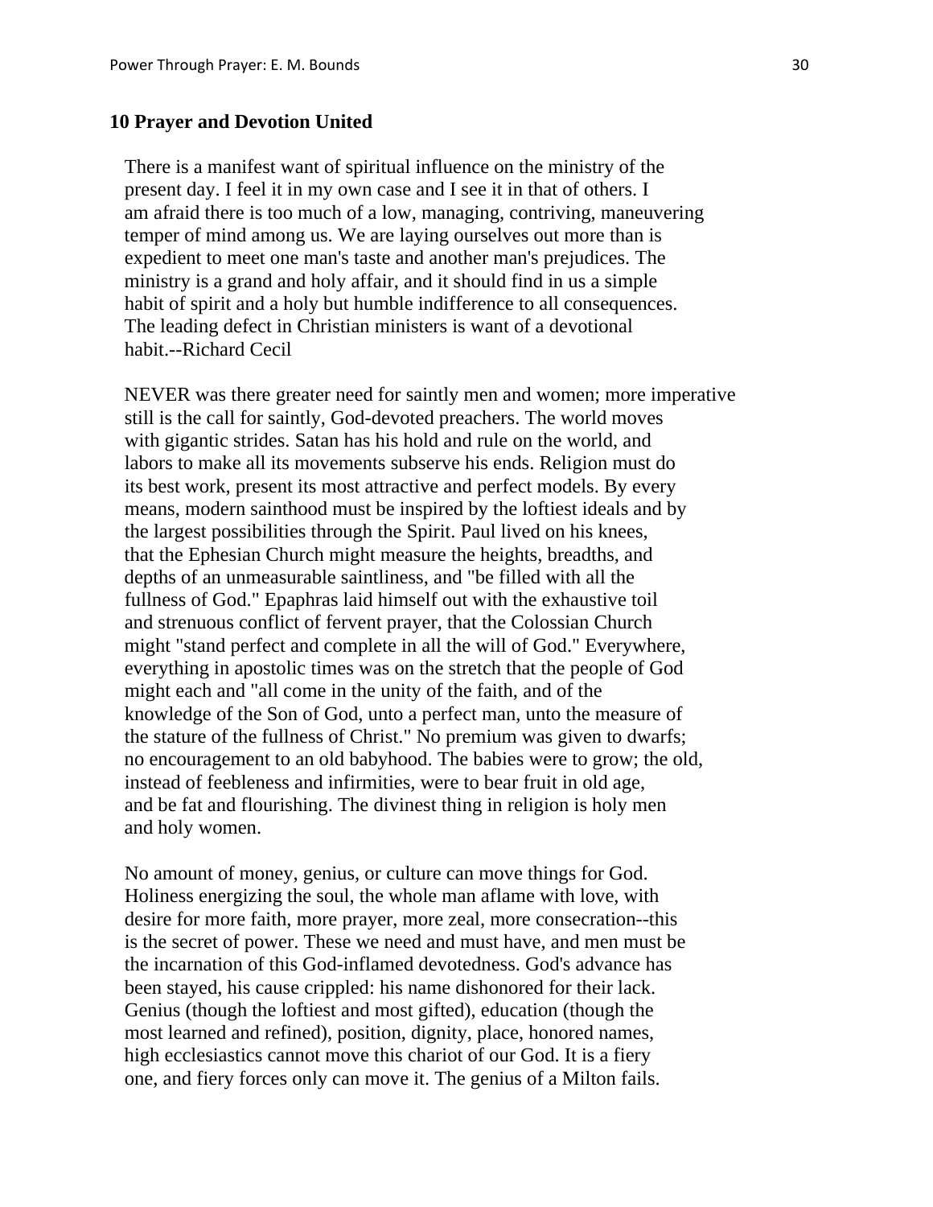## 10 Prayer and Devotion United

There is a manifest want of spiritual influence on the ministry of the present day. I feel it in my own case and I see it in that of others. I am afraid there is too much of a low, managing, contriving, maneuvering temper of mind among us. We are laying ourselves out more than is expedient to meet one man's taste and another man's prejudices. The ministry is a grand and holy affair, and it should find in us a simple habit of spirit and a holy but humble indifference to all consequences. The leading defect in Christian ministers is want of a devotional habit.--Richard Cecil

NEVER was there greater need for saintly men and women; more imperative still is the call for saintly, God-devoted preachers. The world moves with gigantic strides. Satan has his hold and rule on the world, and labors to make all its movements subserve his ends. Religion must do its best work, present its most attractive and perfect models. By every means, modern sainthood must be inspired by the loftiest ideals and by the largest possibilities through the Spirit. Paul lived on his knees, that the Ephesian Church might measure the heights, breadths, and depths of an unmeasurable saintliness, and "be filled with all the fullness of God." Epaphras laid himself out with the exhaustive toil and strenuous conflict of fervent prayer, that the Colossian Church might "stand perfect and complete in all the will of God." Everywhere, everything in apostolic times was on the stretch that the people of God might each and "all come in the unity of the faith, and of the knowledge of the Son of God, unto a perfect man, unto the measure of the stature of the fullness of Christ." No premium was given to dwarfs; no encouragement to an old babyhood. The babies were to grow; the old, instead of feebleness and infirmities, were to bear fruit in old age, and be fat and flourishing. The divinest thing in religion is holy men and holy women.

No amount of money, genius, or culture can move things for God. Holiness energizing the soul, the whole man aflame with love, with desire for more faith, more prayer, more zeal, more consecration--this is the secret of power. These we need and must have, and men must be the incarnation of this God-inflamed devotedness. God's advance has been stayed, his cause crippled: his name dishonored for their lack. Genius (though the loftiest and most gifted), education (though the most learned and refined), position, dignity, place, honored names, high ecclesiastics cannot move this chariot of our God. It is a fiery one, and fiery forces only can move it. The genius of a Milton fails.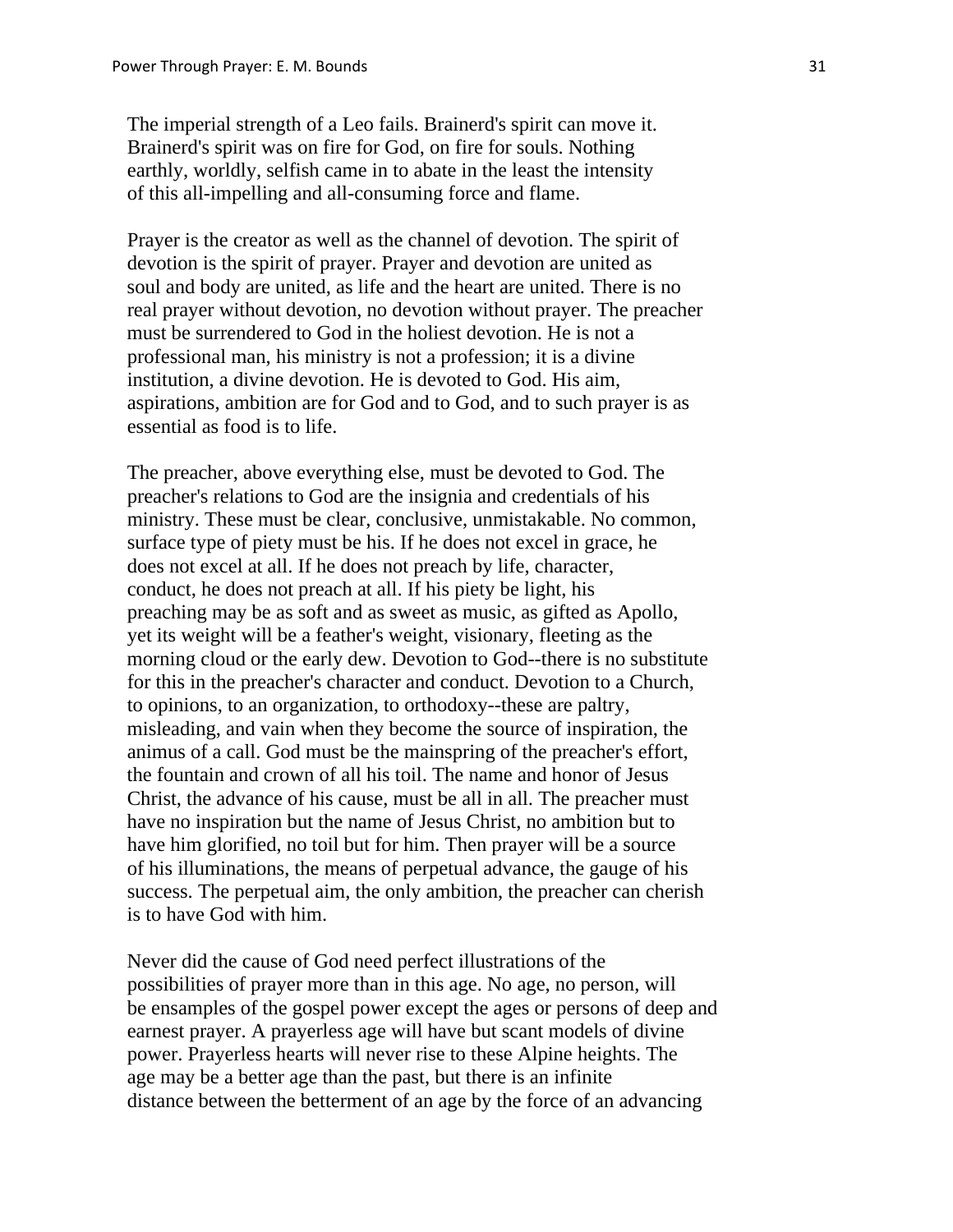The imperial strength of a Leo fails. Brainerd's spirit can move it. Brainerd's spirit was on fire for God, on fire for souls. Nothing earthly, worldly, selfish came in to abate in the least the intensity of this all-impelling and all-consuming force and flame.

Prayer is the creator as well as the channel of devotion. The spirit of devotion is the spirit of prayer. Prayer and devotion are united as soul and body are united, as life and the heart are united. There is no real prayer without devotion, no devotion without prayer. The preacher must be surrendered to God in the holiest devotion. He is not a professional man, his ministry is not a profession; it is a divine institution, a divine devotion. He is devoted to God. His aim, aspirations, ambition are for God and to God, and to such prayer is as essential as food is to life.

The preacher, above everything else, must be devoted to God. The preacher's relations to God are the insignia and credentials of his ministry. These must be clear, conclusive, unmistakable. No common, surface type of piety must be his. If he does not excel in grace, he does not excel at all. If he does not preach by life, character, conduct, he does not preach at all. If his piety be light, his preaching may be as soft and as sweet as music, as gifted as Apollo, yet its weight will be a feather's weight, visionary, fleeting as the morning cloud or the early dew. Devotion to God--there is no substitute for this in the preacher's character and conduct. Devotion to a Church, to opinions, to an organization, to orthodoxy--these are paltry, misleading, and vain when they become the source of inspiration, the animus of a call. God must be the mainspring of the preacher's effort, the fountain and crown of all his toil. The name and honor of Jesus Christ, the advance of his cause, must be all in all. The preacher must have no inspiration but the name of Jesus Christ, no ambition but to have him glorified, no toil but for him. Then prayer will be a source of his illuminations, the means of perpetual advance, the gauge of his success. The perpetual aim, the only ambition, the preacher can cherish is to have God with him.

Never did the cause of God need perfect illustrations of the possibilities of prayer more than in this age. No age, no person, will be ensamples of the gospel power except the ages or persons of deep and earnest prayer. A prayerless age will have but scant models of divine power. Prayerless hearts will never rise to these Alpine heights. The age may be a better age than the past, but there is an infinite distance between the betterment of an age by the force of an advancing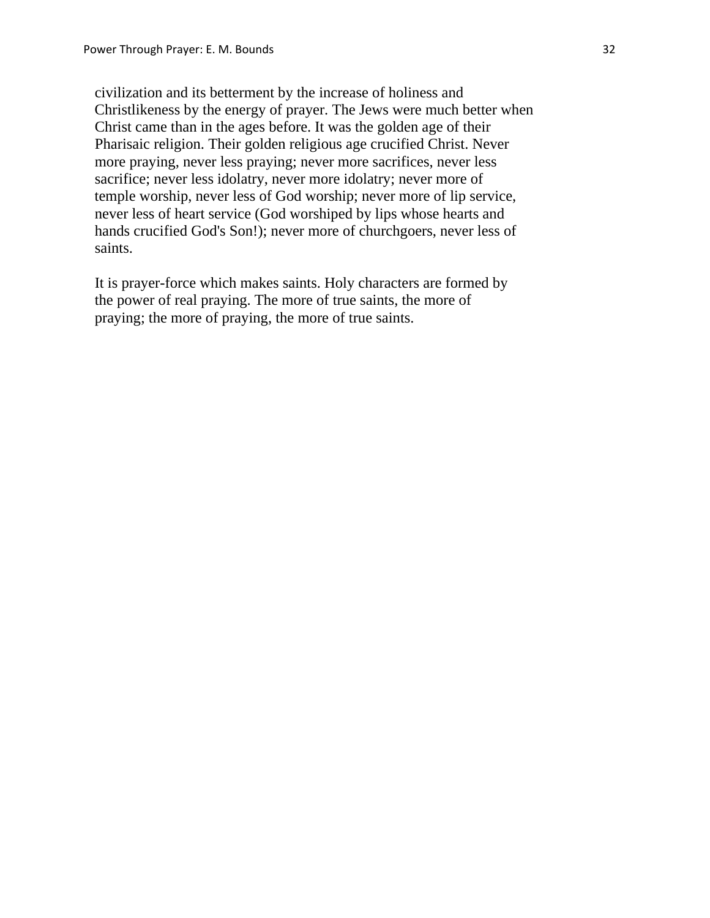civilization and its betterment by the increase of holiness and Christlikeness by the energy of prayer. The Jews were much better when Christ came than in the ages before. It was the golden age of their Pharisaic religion. Their golden religious age crucified Christ. Never more praying, never less praying; never more sacrifices, never less sacrifice; never less idolatry, never more idolatry; never more of temple worship, never less of God worship; never more of lip service, never less of heart service (God worshiped by lips whose hearts and hands crucified God's Son!); never more of churchgoers, never less of saints.

It is prayer-force which makes saints. Holy characters are formed by the power of real praying. The more of true saints, the more of praying; the more of praying, the more of true saints.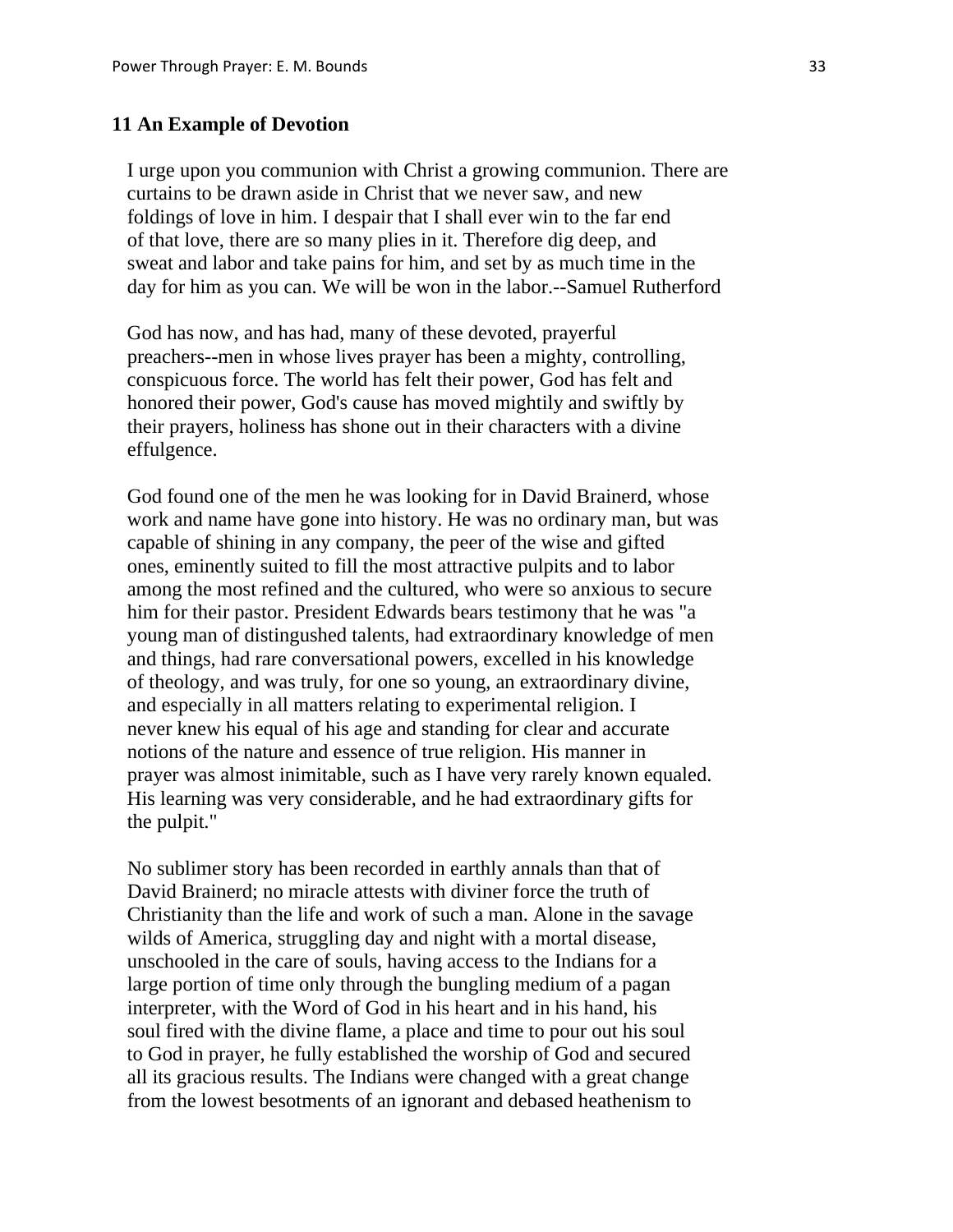## 11 An Example of Devotion

I urge upon you communion with Christ a growing communion. There are curtains to be drawn aside in Christ that we never saw, and new foldings of love in him. I despair that I shall ever win to the far end of that love, there are so many plies in it. Therefore dig deep, and sweat and labor and take pains for him, and set by as much time in the day for him as you can. We will be won in the labor.--Samuel Rutherford

God has now, and has had, many of these devoted, prayerful preachers--men in whose lives prayer has been a mighty, controlling, conspicuous force. The world has felt their power, God has felt and honored their power, God's cause has moved mightily and swiftly by their prayers, holiness has shone out in their characters with a divine effulgence.

God found one of the men he was looking for in David Brainerd, whose work and name have gone into history. He was no ordinary man, but was capable of shining in any company, the peer of the wise and gifted ones, eminently suited to fill the most attractive pulpits and to labor among the most refined and the cultured, who were so anxious to secure him for their pastor. President Edwards bears testimony that he was "a young man of distingushed talents, had extraordinary knowledge of men and things, had rare conversational powers, excelled in his knowledge of theology, and was truly, for one so young, an extraordinary divine, and especially in all matters relating to experimental religion. I never knew his equal of his age and standing for clear and accurate notions of the nature and essence of true religion. His manner in prayer was almost inimitable, such as I have very rarely known equaled. His learning was very considerable, and he had extraordinary gifts for the pulpit."

No sublimer story has been recorded in earthly annals than that of David Brainerd; no miracle attests with diviner force the truth of Christianity than the life and work of such a man. Alone in the savage wilds of America, struggling day and night with a mortal disease, unschooled in the care of souls, having access to the Indians for a large portion of time only through the bungling medium of a pagan interpreter, with the Word of God in his heart and in his hand, his soul fired with the divine flame, a place and time to pour out his soul to God in prayer, he fully established the worship of God and secured all its gracious results. The Indians were changed with a great change from the lowest besotments of an ignorant and debased heathenism to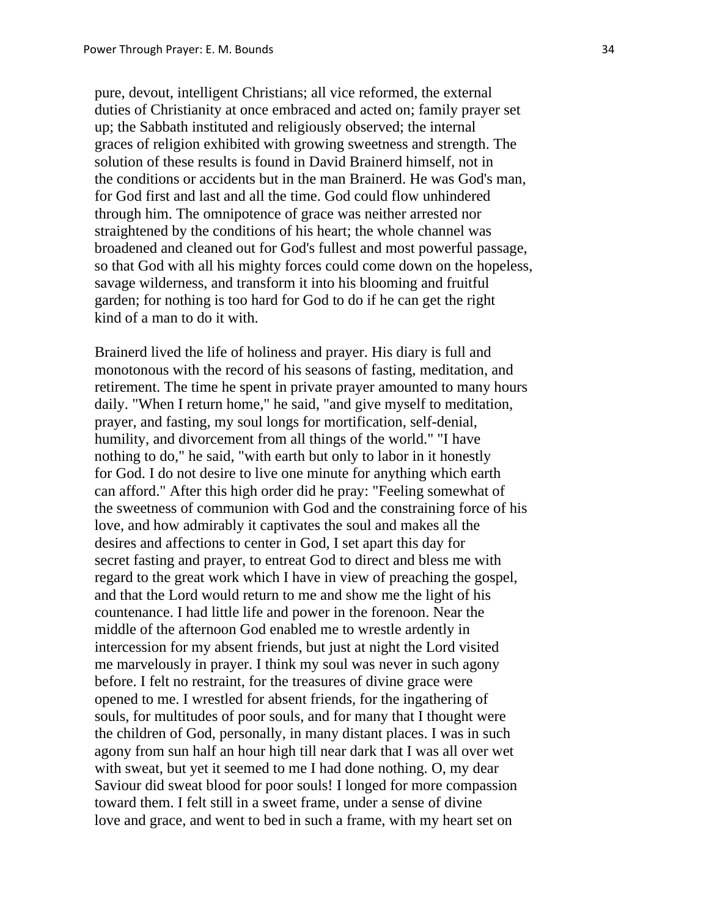pure, devout, intelligent Christians; all vice reformed, the external duties of Christianity at once embraced and acted on; family prayer set up; the Sabbath instituted and religiously observed; the internal graces of religion exhibited with growing sweetness and strength. The solution of these results is found in David Brainerd himself, not in the conditions or accidents but in the man Brainerd. He was God's man, for God first and last and all the time. God could flow unhindered through him. The omnipotence of grace was neither arrested nor straightened by the conditions of his heart; the whole channel was broadened and cleaned out for God's fullest and most powerful passage, so that God with all his mighty forces could come down on the hopeless, savage wilderness, and transform it into his blooming and fruitful garden; for nothing is too hard for God to do if he can get the right kind of a man to do it with.

Brainerd lived the life of holiness and prayer. His diary is full and monotonous with the record of his seasons of fasting, meditation, and retirement. The time he spent in private prayer amounted to many hours daily. "When I return home," he said, "and give myself to meditation, prayer, and fasting, my soul longs for mortification, self-denial, humility, and divorcement from all things of the world." "I have nothing to do," he said, "with earth but only to labor in it honestly for God. I do not desire to live one minute for anything which earth can afford." After this high order did he pray: "Feeling somewhat of the sweetness of communion with God and the constraining force of his love, and how admirably it captivates the soul and makes all the desires and affections to center in God, I set apart this day for secret fasting and prayer, to entreat God to direct and bless me with regard to the great work which I have in view of preaching the gospel, and that the Lord would return to me and show me the light of his countenance. I had little life and power in the forenoon. Near the middle of the afternoon God enabled me to wrestle ardently in intercession for my absent friends, but just at night the Lord visited me marvelously in prayer. I think my soul was never in such agony before. I felt no restraint, for the treasures of divine grace were opened to me. I wrestled for absent friends, for the ingathering of souls, for multitudes of poor souls, and for many that I thought were the children of God, personally, in many distant places. I was in such agony from sun half an hour high till near dark that I was all over wet with sweat, but yet it seemed to me I had done nothing. O, my dear Saviour did sweat blood for poor souls! I longed for more compassion toward them. I felt still in a sweet frame, under a sense of divine love and grace, and went to bed in such a frame, with my heart set on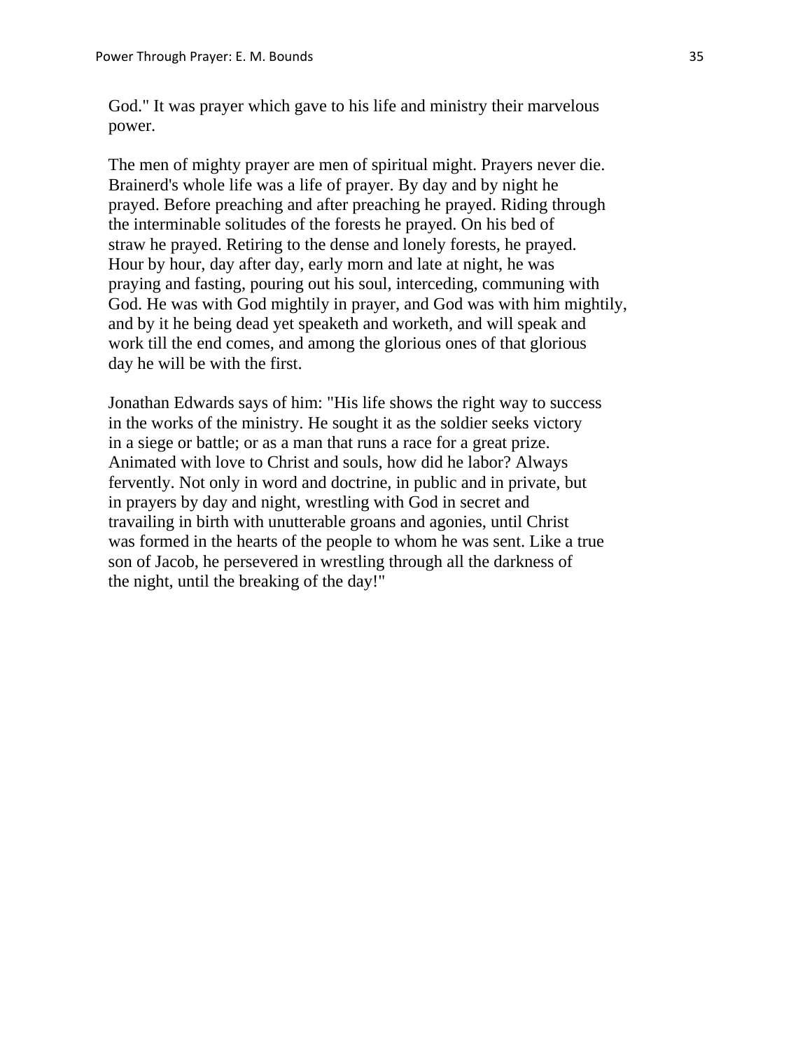God." It was prayer which gave to his life and ministry their marvelous power.

The men of mighty prayer are men of spiritual might. Prayers never die. Brainerd's whole life was a life of prayer. By day and by night he prayed. Before preaching and after preaching he prayed. Riding through the interminable solitudes of the forests he prayed. On his bed of straw he prayed. Retiring to the dense and lonely forests, he prayed. Hour by hour, day after day, early morn and late at night, he was praying and fasting, pouring out his soul, interceding, communing with God. He was with God mightily in prayer, and God was with him mightily, and by it he being dead yet speaketh and worketh, and will speak and work till the end comes, and among the glorious ones of that glorious day he will be with the first.

Jonathan Edwards says of him: "His life shows the right way to success in the works of the ministry. He sought it as the soldier seeks victory in a siege or battle; or as a man that runs a race for a great prize. Animated with love to Christ and souls, how did he labor? Always fervently. Not only in word and doctrine, in public and in private, but in prayers by day and night, wrestling with God in secret and travailing in birth with unutterable groans and agonies, until Christ was formed in the hearts of the people to whom he was sent. Like a true son of Jacob, he persevered in wrestling through all the darkness of the night, until the breaking of the day!"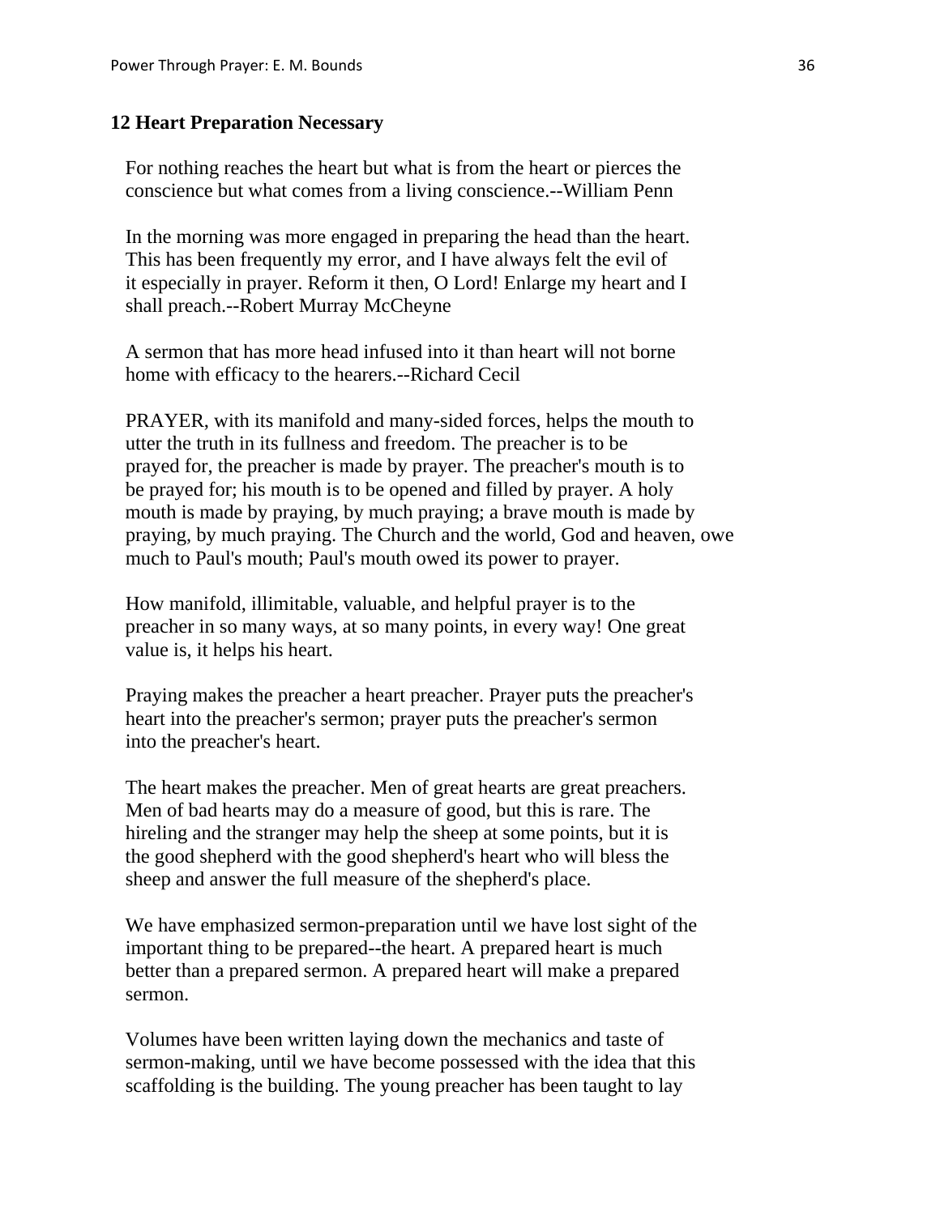## 12 Heart Preparation Necessary

For nothing reaches the heart but what is from the heart or pierces the conscience but what comes from a living conscience.--William Penn

In the morning was more engaged in preparing the head than the heart. This has been frequently my error, and I have always felt the evil of it especially in prayer. Reform it then, O Lord! Enlarge my heart and I shall preach.--Robert Murray McCheyne

A sermon that has more head infused into it than heart will not borne home with efficacy to the hearers.--Richard Cecil

PRAYER, with its manifold and many-sided forces, helps the mouth to utter the truth in its fullness and freedom. The preacher is to be prayed for, the preacher is made by prayer. The preacher's mouth is to be prayed for; his mouth is to be opened and filled by prayer. A holy mouth is made by praying, by much praying; a brave mouth is made by praying, by much praying. The Church and the world, God and heaven, owe much to Paul's mouth; Paul's mouth owed its power to prayer.

How manifold, illimitable, valuable, and helpful prayer is to the preacher in so many ways, at so many points, in every way! One great value is, it helps his heart.

Praying makes the preacher a heart preacher. Prayer puts the preacher's heart into the preacher's sermon; prayer puts the preacher's sermon into the preacher's heart.

The heart makes the preacher. Men of great hearts are great preachers. Men of bad hearts may do a measure of good, but this is rare. The hireling and the stranger may help the sheep at some points, but it is the good shepherd with the good shepherd's heart who will bless the sheep and answer the full measure of the shepherd's place.

We have emphasized sermon-preparation until we have lost sight of the important thing to be prepared--the heart. A prepared heart is much better than a prepared sermon. A prepared heart will make a prepared sermon.

Volumes have been written laying down the mechanics and taste of sermon-making, until we have become possessed with the idea that this scaffolding is the building. The young preacher has been taught to lay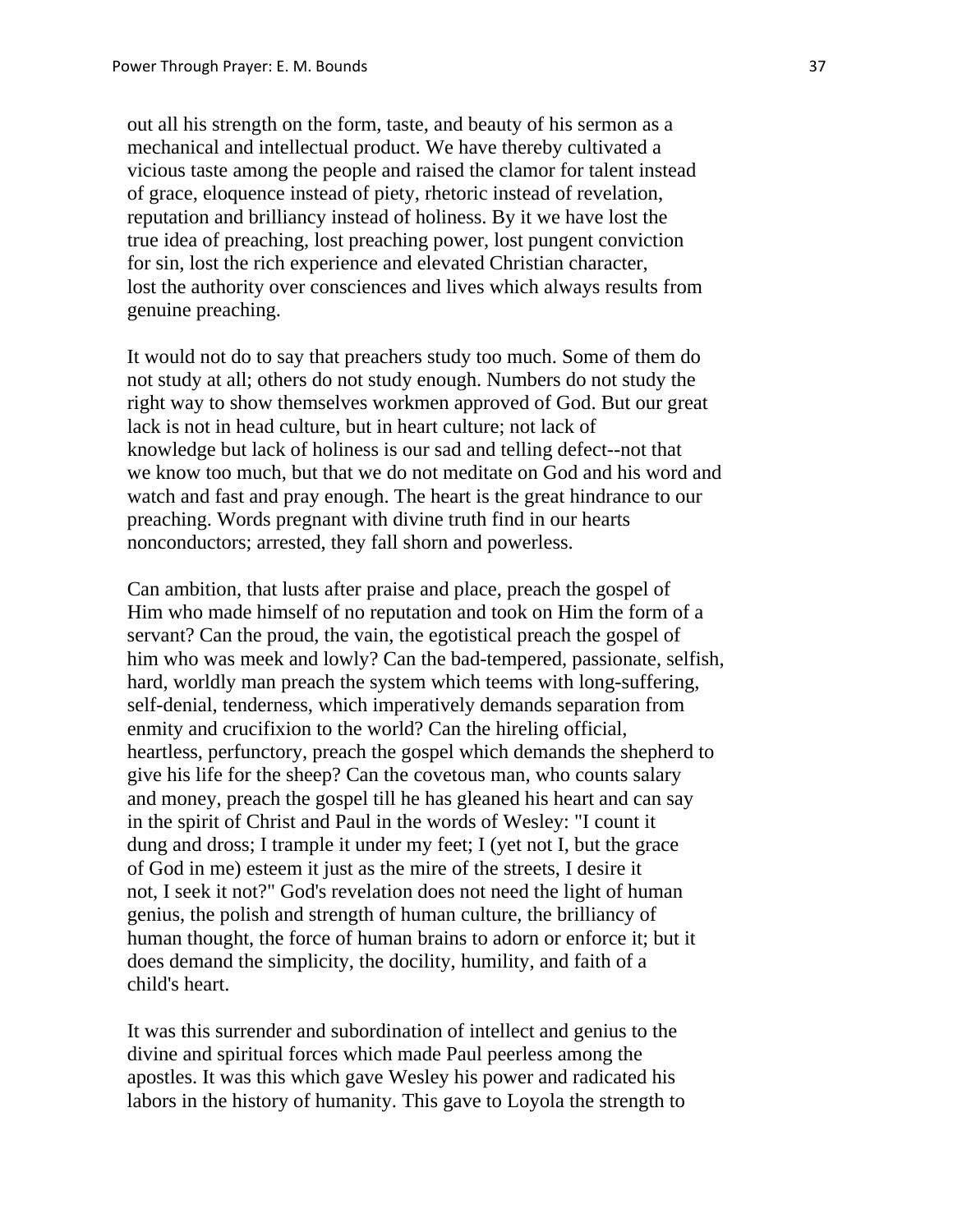out all his strength on the form, taste, and beauty of his sermon as a mechanical and intellectual product. We have thereby cultivated a vicious taste among the people and raised the clamor for talent instead of grace, eloquence instead of piety, rhetoric instead of revelation, reputation and brilliancy instead of holiness. By it we have lost the true idea of preaching, lost preaching power, lost pungent conviction for sin, lost the rich experience and elevated Christian character, lost the authority over consciences and lives which always results from genuine preaching.

It would not do to say that preachers study too much. Some of them do not study at all; others do not study enough. Numbers do not study the right way to show themselves workmen approved of God. But our great lack is not in head culture, but in heart culture; not lack of knowledge but lack of holiness is our sad and telling defect--not that we know too much, but that we do not meditate on God and his word and watch and fast and pray enough. The heart is the great hindrance to our preaching. Words pregnant with divine truth find in our hearts nonconductors; arrested, they fall shorn and powerless.

Can ambition, that lusts after praise and place, preach the gospel of Him who made himself of no reputation and took on Him the form of a servant? Can the proud, the vain, the egotistical preach the gospel of him who was meek and lowly? Can the bad-tempered, passionate, selfish, hard, worldly man preach the system which teems with long-suffering, self-denial, tenderness, which imperatively demands separation from enmity and crucifixion to the world? Can the hireling official, heartless, perfunctory, preach the gospel which demands the shepherd to give his life for the sheep? Can the covetous man, who counts salary and money, preach the gospel till he has gleaned his heart and can say in the spirit of Christ and Paul in the words of Wesley: "I count it dung and dross; I trample it under my feet; I (yet not I, but the grace of God in me) esteem it just as the mire of the streets, I desire it not, I seek it not?" God's revelation does not need the light of human genius, the polish and strength of human culture, the brilliancy of human thought, the force of human brains to adorn or enforce it; but it does demand the simplicity, the docility, humility, and faith of a child's heart.

It was this surrender and subordination of intellect and genius to the divine and spiritual forces which made Paul peerless among the apostles. It was this which gave Wesley his power and radicated his labors in the history of humanity. This gave to Loyola the strength to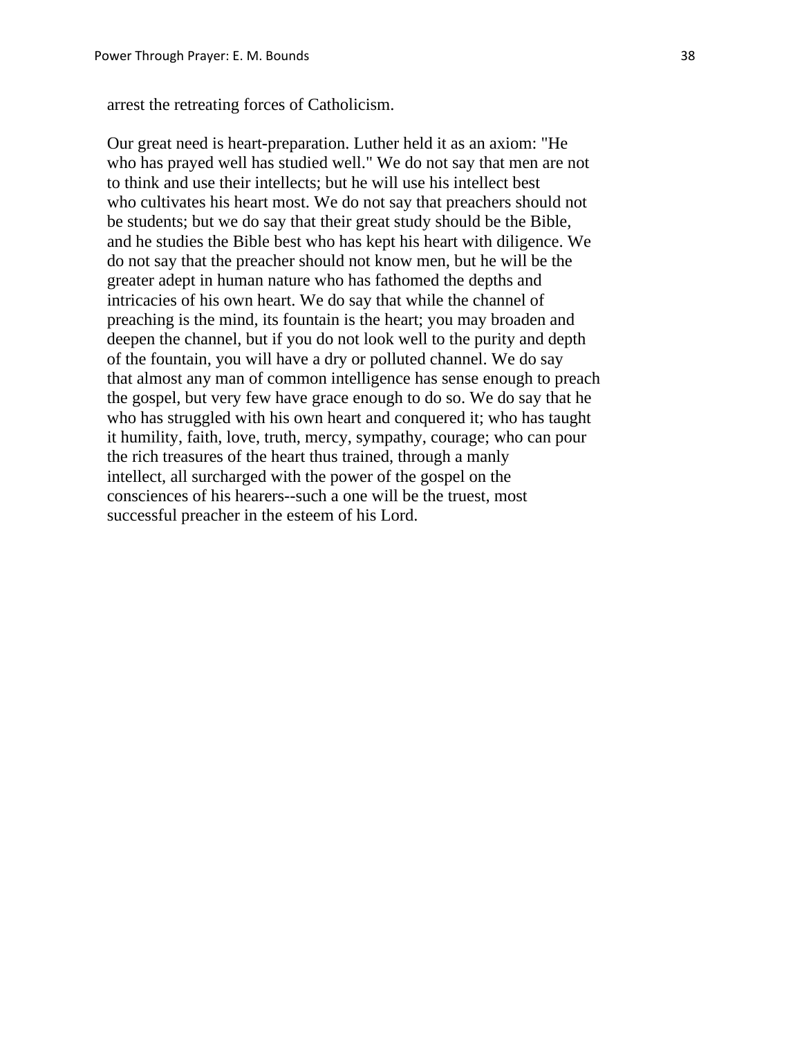arrest the retreating forces of Catholicism.

Our great need is heart-preparation. Luther held it as an axiom: "He who has prayed well has studied well." We do not say that men are not to think and use their intellects; but he will use his intellect best who cultivates his heart most. We do not say that preachers should not be students; but we do say that their great study should be the Bible, and he studies the Bible best who has kept his heart with diligence. We do not say that the preacher should not know men, but he will be the greater adept in human nature who has fathomed the depths and intricacies of his own heart. We do say that while the channel of preaching is the mind, its fountain is the heart; you may broaden and deepen the channel, but if you do not look well to the purity and depth of the fountain, you will have a dry or polluted channel. We do say that almost any man of common intelligence has sense enough to preach the gospel, but very few have grace enough to do so. We do say that he who has struggled with his own heart and conquered it; who has taught it humility, faith, love, truth, mercy, sympathy, courage; who can pour the rich treasures of the heart thus trained, through a manly intellect, all surcharged with the power of the gospel on the consciences of his hearers--such a one will be the truest, most successful preacher in the esteem of his Lord.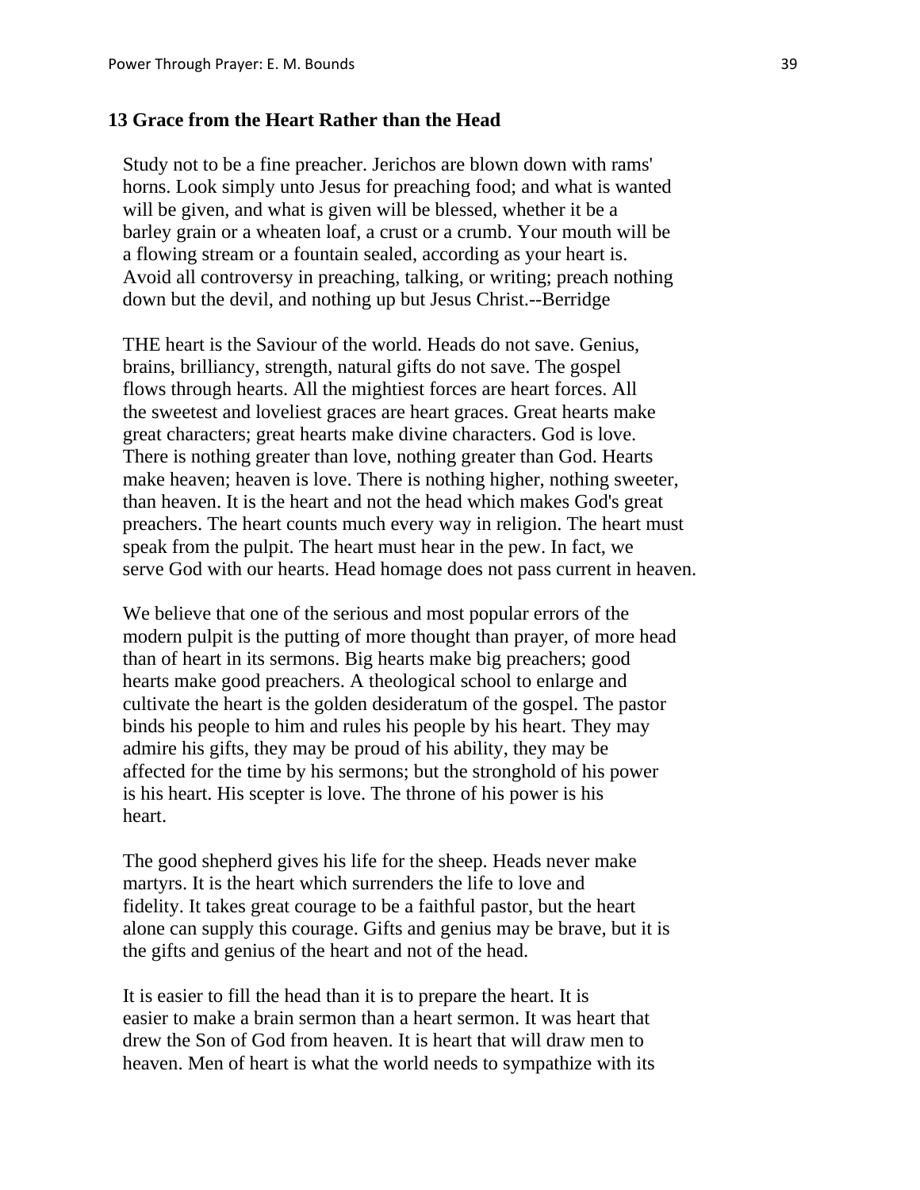## 13 Grace from the Heart Rather than the Head

Study not to be a fine preacher. Jerichos are blown down with rams' horns. Look simply unto Jesus for preaching food; and what is wanted will be given, and what is given will be blessed, whether it be a barley grain or a wheaten loaf, a crust or a crumb. Your mouth will be a flowing stream or a fountain sealed, according as your heart is. Avoid all controversy in preaching, talking, or writing; preach nothing down but the devil, and nothing up but Jesus Christ.--Berridge

THE heart is the Saviour of the world. Heads do not save. Genius, brains, brilliancy, strength, natural gifts do not save. The gospel flows through hearts. All the mightiest forces are heart forces. All the sweetest and loveliest graces are heart graces. Great hearts make great characters; great hearts make divine characters. God is love. There is nothing greater than love, nothing greater than God. Hearts make heaven; heaven is love. There is nothing higher, nothing sweeter, than heaven. It is the heart and not the head which makes God's great preachers. The heart counts much every way in religion. The heart must speak from the pulpit. The heart must hear in the pew. In fact, we serve God with our hearts. Head homage does not pass current in heaven.

We believe that one of the serious and most popular errors of the modern pulpit is the putting of more thought than prayer, of more head than of heart in its sermons. Big hearts make big preachers; good hearts make good preachers. A theological school to enlarge and cultivate the heart is the golden desideratum of the gospel. The pastor binds his people to him and rules his people by his heart. They may admire his gifts, they may be proud of his ability, they may be affected for the time by his sermons; but the stronghold of his power is his heart. His scepter is love. The throne of his power is his heart.

The good shepherd gives his life for the sheep. Heads never make martyrs. It is the heart which surrenders the life to love and fidelity. It takes great courage to be a faithful pastor, but the heart alone can supply this courage. Gifts and genius may be brave, but it is the gifts and genius of the heart and not of the head.

It is easier to fill the head than it is to prepare the heart. It is easier to make a brain sermon than a heart sermon. It was heart that drew the Son of God from heaven. It is heart that will draw men to heaven. Men of heart is what the world needs to sympathize with its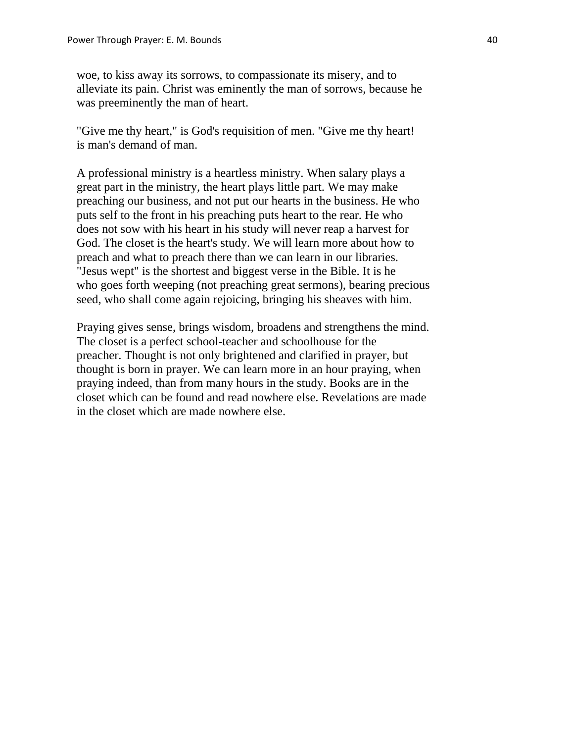woe, to kiss away its sorrows, to compassionate its misery, and to alleviate its pain. Christ was eminently the man of sorrows, because he was preeminently the man of heart.

"Give me thy heart," is God's requisition of men. "Give me thy heart! is man's demand of man.

A professional ministry is a heartless ministry. When salary plays a great part in the ministry, the heart plays little part. We may make preaching our business, and not put our hearts in the business. He who puts self to the front in his preaching puts heart to the rear. He who does not sow with his heart in his study will never reap a harvest for God. The closet is the heart's study. We will learn more about how to preach and what to preach there than we can learn in our libraries. "Jesus wept" is the shortest and biggest verse in the Bible. It is he who goes forth weeping (not preaching great sermons), bearing precious seed, who shall come again rejoicing, bringing his sheaves with him.

Praying gives sense, brings wisdom, broadens and strengthens the mind. The closet is a perfect school-teacher and schoolhouse for the preacher. Thought is not only brightened and clarified in prayer, but thought is born in prayer. We can learn more in an hour praying, when praying indeed, than from many hours in the study. Books are in the closet which can be found and read nowhere else. Revelations are made in the closet which are made nowhere else.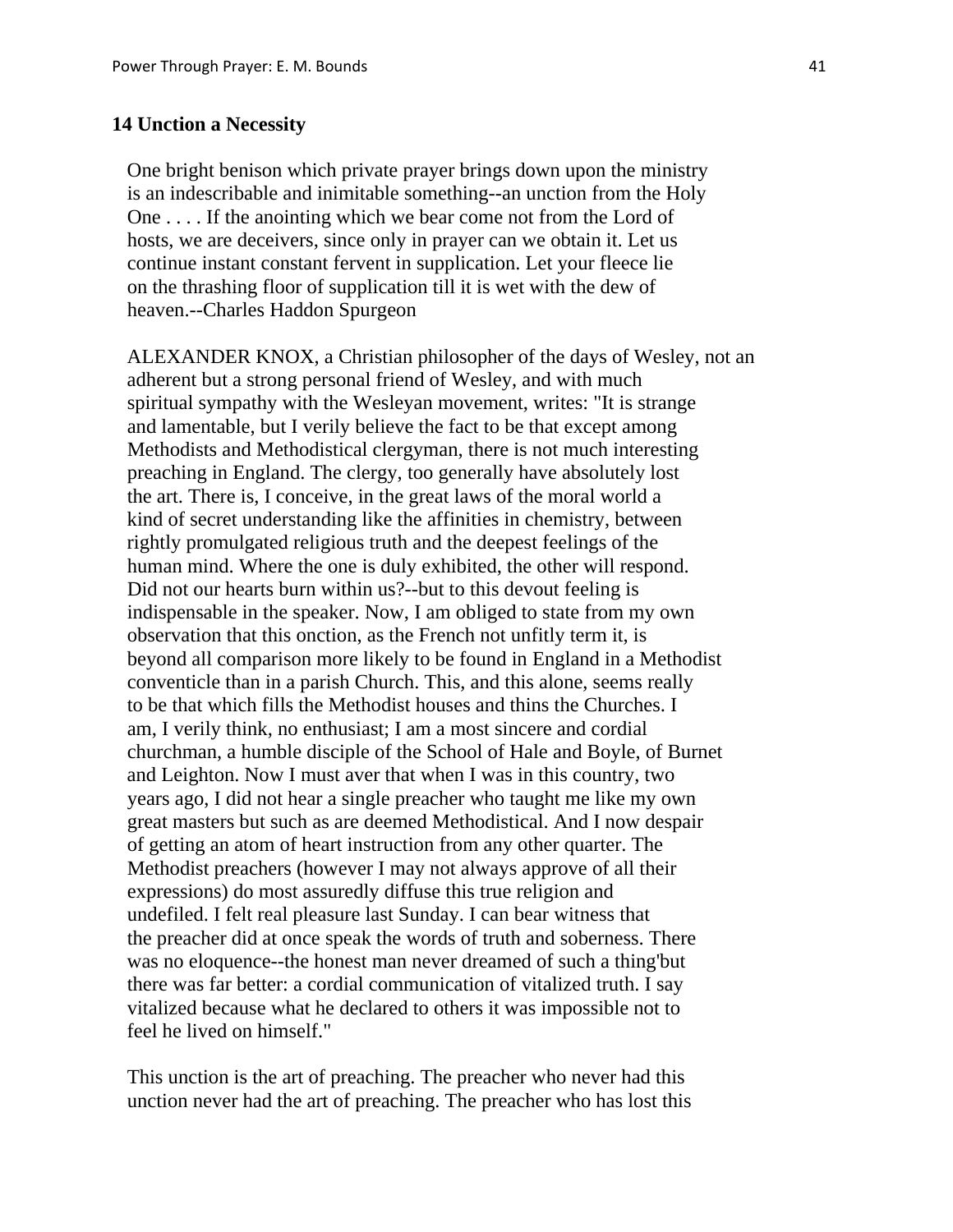## 14 Unction a Necessity

One bright benison which private prayer brings down upon the ministry is an indescribable and inimitable something--an unction from the Holy One . . . . If the anointing which we bear come not from the Lord of hosts, we are deceivers, since only in prayer can we obtain it. Let us continue instant constant fervent in supplication. Let your fleece lie on the thrashing floor of supplication till it is wet with the dew of heaven.--Charles Haddon Spurgeon

ALEXANDER KNOX, a Christian philosopher of the days of Wesley, not an adherent but a strong personal friend of Wesley, and with much spiritual sympathy with the Wesleyan movement, writes: "It is strange and lamentable, but I verily believe the fact to be that except among Methodists and Methodistical clergyman, there is not much interesting preaching in England. The clergy, too generally have absolutely lost the art. There is, I conceive, in the great laws of the moral world a kind of secret understanding like the affinities in chemistry, between rightly promulgated religious truth and the deepest feelings of the human mind. Where the one is duly exhibited, the other will respond. Did not our hearts burn within us?--but to this devout feeling is indispensable in the speaker. Now, I am obliged to state from my own observation that this onction, as the French not unfitly term it, is beyond all comparison more likely to be found in England in a Methodist conventicle than in a parish Church. This, and this alone, seems really to be that which fills the Methodist houses and thins the Churches. I am, I verily think, no enthusiast; I am a most sincere and cordial churchman, a humble disciple of the School of Hale and Boyle, of Burnet and Leighton. Now I must aver that when I was in this country, two years ago, I did not hear a single preacher who taught me like my own great masters but such as are deemed Methodistical. And I now despair of getting an atom of heart instruction from any other quarter. The Methodist preachers (however I may not always approve of all their expressions) do most assuredly diffuse this true religion and undefiled. I felt real pleasure last Sunday. I can bear witness that the preacher did at once speak the words of truth and soberness. There was no eloquence--the honest man never dreamed of such a thing'but there was far better: a cordial communication of vitalized truth. I say vitalized because what he declared to others it was impossible not to feel he lived on himself."

This unction is the art of preaching. The preacher who never had this unction never had the art of preaching. The preacher who has lost this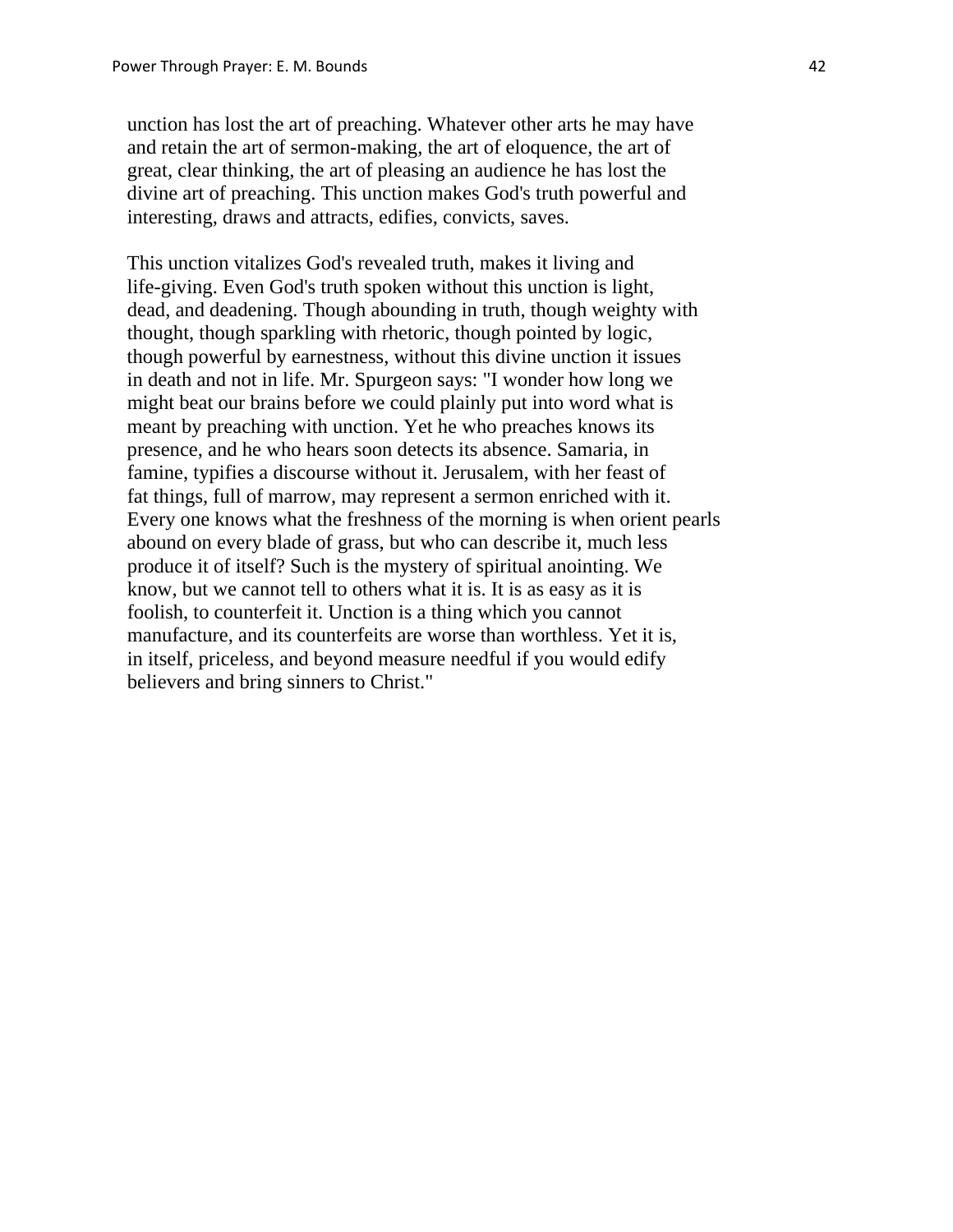unction has lost the art of preaching. Whatever other arts he may have and retain the art of sermon-making, the art of eloquence, the art of great, clear thinking, the art of pleasing an audience he has lost the divine art of preaching. This unction makes God's truth powerful and interesting, draws and attracts, edifies, convicts, saves.

This unction vitalizes God's revealed truth, makes it living and life-giving. Even God's truth spoken without this unction is light, dead, and deadening. Though abounding in truth, though weighty with thought, though sparkling with rhetoric, though pointed by logic, though powerful by earnestness, without this divine unction it issues in death and not in life. Mr. Spurgeon says: "I wonder how long we might beat our brains before we could plainly put into word what is meant by preaching with unction. Yet he who preaches knows its presence, and he who hears soon detects its absence. Samaria, in famine, typifies a discourse without it. Jerusalem, with her feast of fat things, full of marrow, may represent a sermon enriched with it. Every one knows what the freshness of the morning is when orient pearls abound on every blade of grass, but who can describe it, much less produce it of itself? Such is the mystery of spiritual anointing. We know, but we cannot tell to others what it is. It is as easy as it is foolish, to counterfeit it. Unction is a thing which you cannot manufacture, and its counterfeits are worse than worthless. Yet it is, in itself, priceless, and beyond measure needful if you would edify believers and bring sinners to Christ."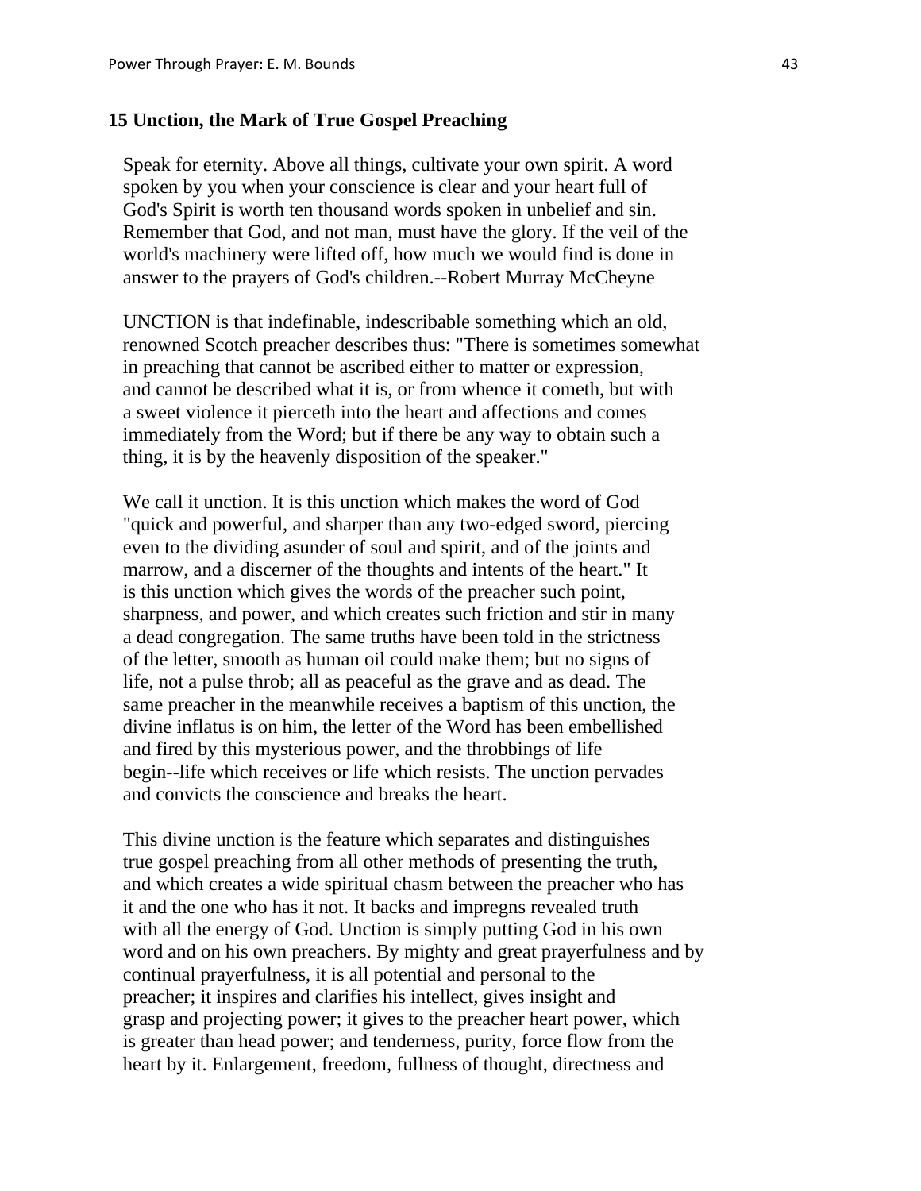## 15 Unction, the Mark of True Gospel Preaching

Speak for eternity. Above all things, cultivate your own spirit. A word spoken by you when your conscience is clear and your heart full of God's Spirit is worth ten thousand words spoken in unbelief and sin. Remember that God, and not man, must have the glory. If the veil of the world's machinery were lifted off, how much we would find is done in answer to the prayers of God's children.--Robert Murray McCheyne

UNCTION is that indefinable, indescribable something which an old, renowned Scotch preacher describes thus: "There is sometimes somewhat in preaching that cannot be ascribed either to matter or expression, and cannot be described what it is, or from whence it cometh, but with a sweet violence it pierceth into the heart and affections and comes immediately from the Word; but if there be any way to obtain such a thing, it is by the heavenly disposition of the speaker."

We call it unction. It is this unction which makes the word of God "quick and powerful, and sharper than any two-edged sword, piercing even to the dividing asunder of soul and spirit, and of the joints and marrow, and a discerner of the thoughts and intents of the heart." It is this unction which gives the words of the preacher such point, sharpness, and power, and which creates such friction and stir in many a dead congregation. The same truths have been told in the strictness of the letter, smooth as human oil could make them; but no signs of life, not a pulse throb; all as peaceful as the grave and as dead. The same preacher in the meanwhile receives a baptism of this unction, the divine inflatus is on him, the letter of the Word has been embellished and fired by this mysterious power, and the throbbings of life begin--life which receives or life which resists. The unction pervades and convicts the conscience and breaks the heart.

This divine unction is the feature which separates and distinguishes true gospel preaching from all other methods of presenting the truth, and which creates a wide spiritual chasm between the preacher who has it and the one who has it not. It backs and impregns revealed truth with all the energy of God. Unction is simply putting God in his own word and on his own preachers. By mighty and great prayerfulness and by continual prayerfulness, it is all potential and personal to the preacher; it inspires and clarifies his intellect, gives insight and grasp and projecting power; it gives to the preacher heart power, which is greater than head power; and tenderness, purity, force flow from the heart by it. Enlargement, freedom, fullness of thought, directness and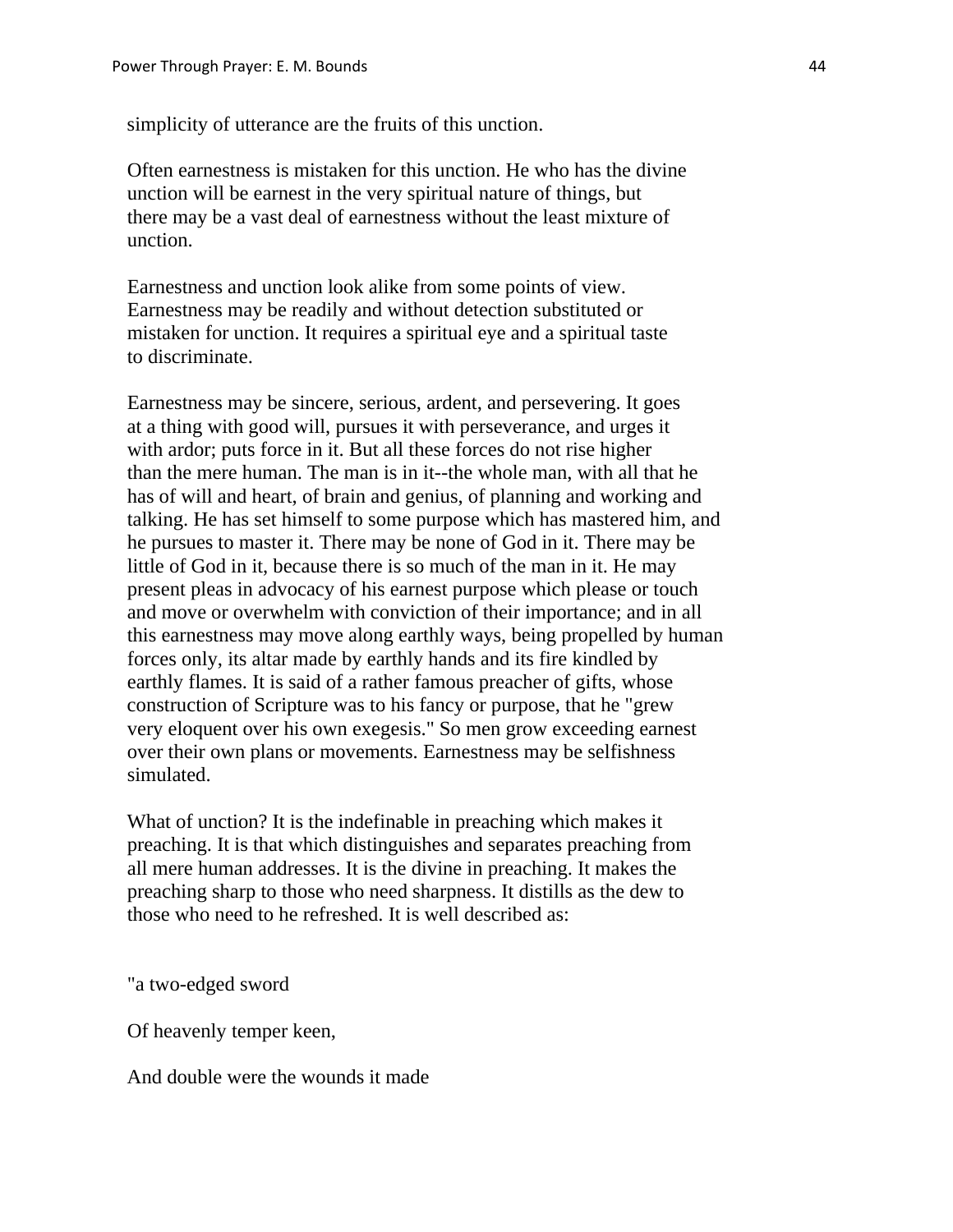simplicity of utterance are the fruits of this unction.

Often earnestness is mistaken for this unction. He who has the divine unction will be earnest in the very spiritual nature of things, but there may be a vast deal of earnestness without the least mixture of unction.

Earnestness and unction look alike from some points of view. Earnestness may be readily and without detection substituted or mistaken for unction. It requires a spiritual eye and a spiritual taste to discriminate.

Earnestness may be sincere, serious, ardent, and persevering. It goes at a thing with good will, pursues it with perseverance, and urges it with ardor; puts force in it. But all these forces do not rise higher than the mere human. The man is in it--the whole man, with all that he has of will and heart, of brain and genius, of planning and working and talking. He has set himself to some purpose which has mastered him, and he pursues to master it. There may be none of God in it. There may be little of God in it, because there is so much of the man in it. He may present pleas in advocacy of his earnest purpose which please or touch and move or overwhelm with conviction of their importance; and in all this earnestness may move along earthly ways, being propelled by human forces only, its altar made by earthly hands and its fire kindled by earthly flames. It is said of a rather famous preacher of gifts, whose construction of Scripture was to his fancy or purpose, that he "grew very eloquent over his own exegesis." So men grow exceeding earnest over their own plans or movements. Earnestness may be selfishness simulated.

What of unction? It is the indefinable in preaching which makes it preaching. It is that which distinguishes and separates preaching from all mere human addresses. It is the divine in preaching. It makes the preaching sharp to those who need sharpness. It distills as the dew to those who need to he refreshed. It is well described as:

"a two-edged sword

Of heavenly temper keen,

And double were the wounds it made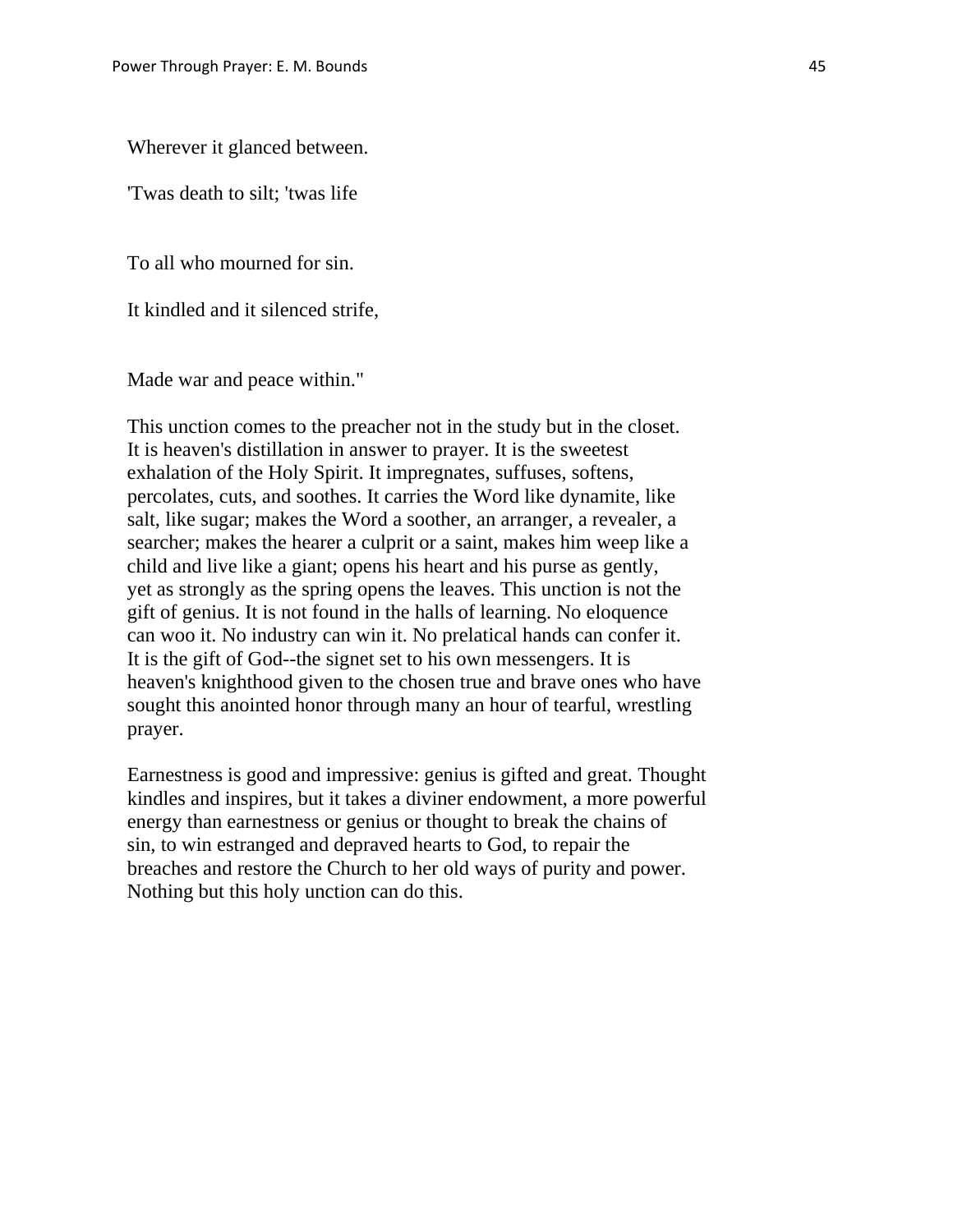Wherever it glanced between.

'Twas death to silt; 'twas life

To all who mourned for sin.

It kindled and it silenced strife,

Made war and peace within."

This unction comes to the preacher not in the study but in the closet. It is heaven's distillation in answer to prayer. It is the sweetest exhalation of the Holy Spirit. It impregnates, suffuses, softens, percolates, cuts, and soothes. It carries the Word like dynamite, like salt, like sugar; makes the Word a soother, an arranger, a revealer, a searcher; makes the hearer a culprit or a saint, makes him weep like a child and live like a giant; opens his heart and his purse as gently, yet as strongly as the spring opens the leaves. This unction is not the gift of genius. It is not found in the halls of learning. No eloquence can woo it. No industry can win it. No prelatical hands can confer it. It is the gift of God--the signet set to his own messengers. It is heaven's knighthood given to the chosen true and brave ones who have sought this anointed honor through many an hour of tearful, wrestling prayer.

Earnestness is good and impressive: genius is gifted and great. Thought kindles and inspires, but it takes a diviner endowment, a more powerful energy than earnestness or genius or thought to break the chains of sin, to win estranged and depraved hearts to God, to repair the breaches and restore the Church to her old ways of purity and power. Nothing but this holy unction can do this.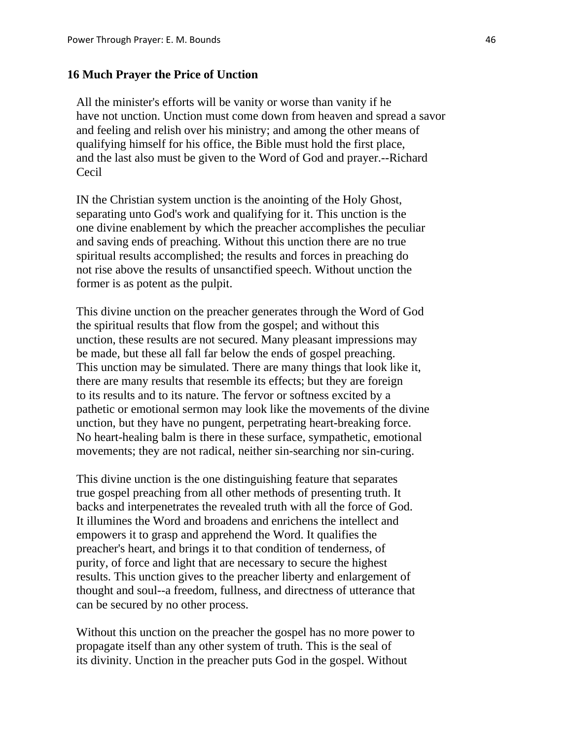## 16 Much Prayer the Price of Unction

All the minister's efforts will be vanity or worse than vanity if he have not unction. Unction must come down from heaven and spread a savor and feeling and relish over his ministry; and among the other means of qualifying himself for his office, the Bible must hold the first place, and the last also must be given to the Word of God and prayer.--Richard Cecil

IN the Christian system unction is the anointing of the Holy Ghost, separating unto God's work and qualifying for it. This unction is the one divine enablement by which the preacher accomplishes the peculiar and saving ends of preaching. Without this unction there are no true spiritual results accomplished; the results and forces in preaching do not rise above the results of unsanctified speech. Without unction the former is as potent as the pulpit.

This divine unction on the preacher generates through the Word of God the spiritual results that flow from the gospel; and without this unction, these results are not secured. Many pleasant impressions may be made, but these all fall far below the ends of gospel preaching. This unction may be simulated. There are many things that look like it, there are many results that resemble its effects; but they are foreign to its results and to its nature. The fervor or softness excited by a pathetic or emotional sermon may look like the movements of the divine unction, but they have no pungent, perpetrating heart-breaking force. No heart-healing balm is there in these surface, sympathetic, emotional movements; they are not radical, neither sin-searching nor sin-curing.

This divine unction is the one distinguishing feature that separates true gospel preaching from all other methods of presenting truth. It backs and interpenetrates the revealed truth with all the force of God. It illumines the Word and broadens and enrichens the intellect and empowers it to grasp and apprehend the Word. It qualifies the preacher's heart, and brings it to that condition of tenderness, of purity, of force and light that are necessary to secure the highest results. This unction gives to the preacher liberty and enlargement of thought and soul--a freedom, fullness, and directness of utterance that can be secured by no other process.

Without this unction on the preacher the gospel has no more power to propagate itself than any other system of truth. This is the seal of its divinity. Unction in the preacher puts God in the gospel. Without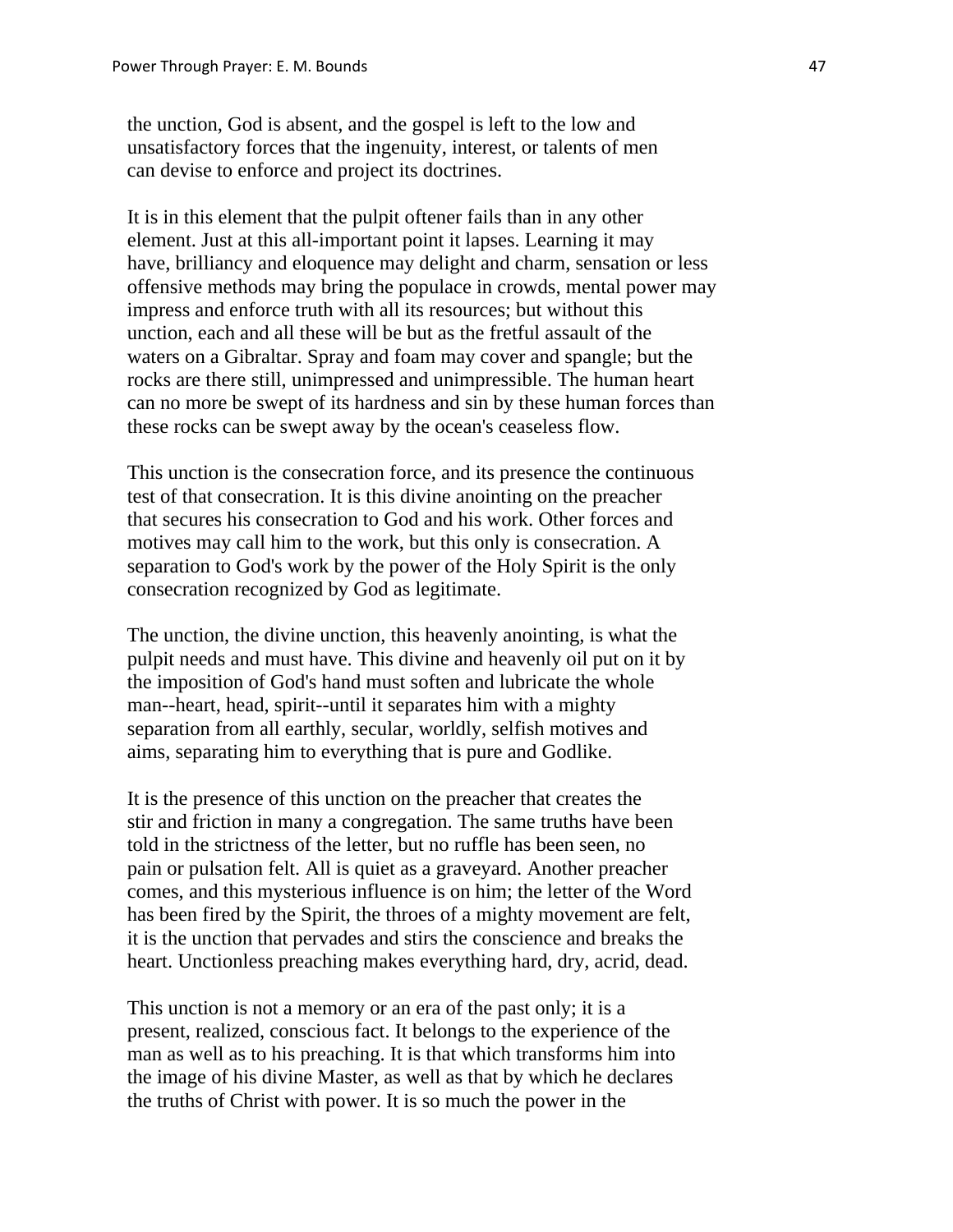the unction, God is absent, and the gospel is left to the low and unsatisfactory forces that the ingenuity, interest, or talents of men can devise to enforce and project its doctrines.

It is in this element that the pulpit oftener fails than in any other element. Just at this all-important point it lapses. Learning it may have, brilliancy and eloquence may delight and charm, sensation or less offensive methods may bring the populace in crowds, mental power may impress and enforce truth with all its resources; but without this unction, each and all these will be but as the fretful assault of the waters on a Gibraltar. Spray and foam may cover and spangle; but the rocks are there still, unimpressed and unimpressible. The human heart can no more be swept of its hardness and sin by these human forces than these rocks can be swept away by the ocean's ceaseless flow.

This unction is the consecration force, and its presence the continuous test of that consecration. It is this divine anointing on the preacher that secures his consecration to God and his work. Other forces and motives may call him to the work, but this only is consecration. A separation to God's work by the power of the Holy Spirit is the only consecration recognized by God as legitimate.

The unction, the divine unction, this heavenly anointing, is what the pulpit needs and must have. This divine and heavenly oil put on it by the imposition of God's hand must soften and lubricate the whole man--heart, head, spirit--until it separates him with a mighty separation from all earthly, secular, worldly, selfish motives and aims, separating him to everything that is pure and Godlike.

It is the presence of this unction on the preacher that creates the stir and friction in many a congregation. The same truths have been told in the strictness of the letter, but no ruffle has been seen, no pain or pulsation felt. All is quiet as a graveyard. Another preacher comes, and this mysterious influence is on him; the letter of the Word has been fired by the Spirit, the throes of a mighty movement are felt, it is the unction that pervades and stirs the conscience and breaks the heart. Unctionless preaching makes everything hard, dry, acrid, dead.

This unction is not a memory or an era of the past only; it is a present, realized, conscious fact. It belongs to the experience of the man as well as to his preaching. It is that which transforms him into the image of his divine Master, as well as that by which he declares the truths of Christ with power. It is so much the power in the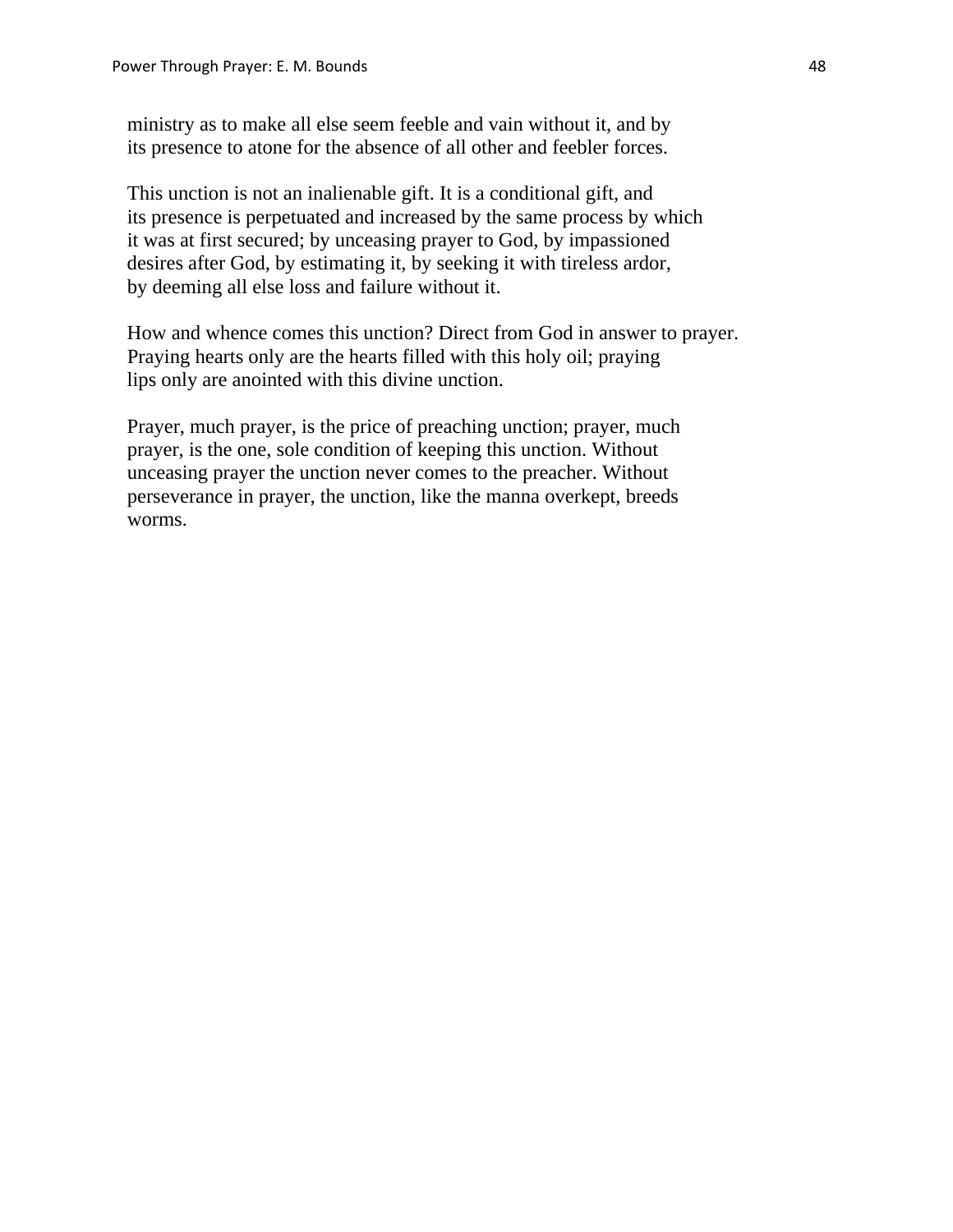ministry as to make all else seem feeble and vain without it, and by its presence to atone for the absence of all other and feebler forces.

This unction is not an inalienable gift. It is a conditional gift, and its presence is perpetuated and increased by the same process by which it was at first secured; by unceasing prayer to God, by impassioned desires after God, by estimating it, by seeking it with tireless ardor, by deeming all else loss and failure without it.

How and whence comes this unction? Direct from God in answer to prayer. Praying hearts only are the hearts filled with this holy oil; praying lips only are anointed with this divine unction.

Prayer, much prayer, is the price of preaching unction; prayer, much prayer, is the one, sole condition of keeping this unction. Without unceasing prayer the unction never comes to the preacher. Without perseverance in prayer, the unction, like the manna overkept, breeds worms.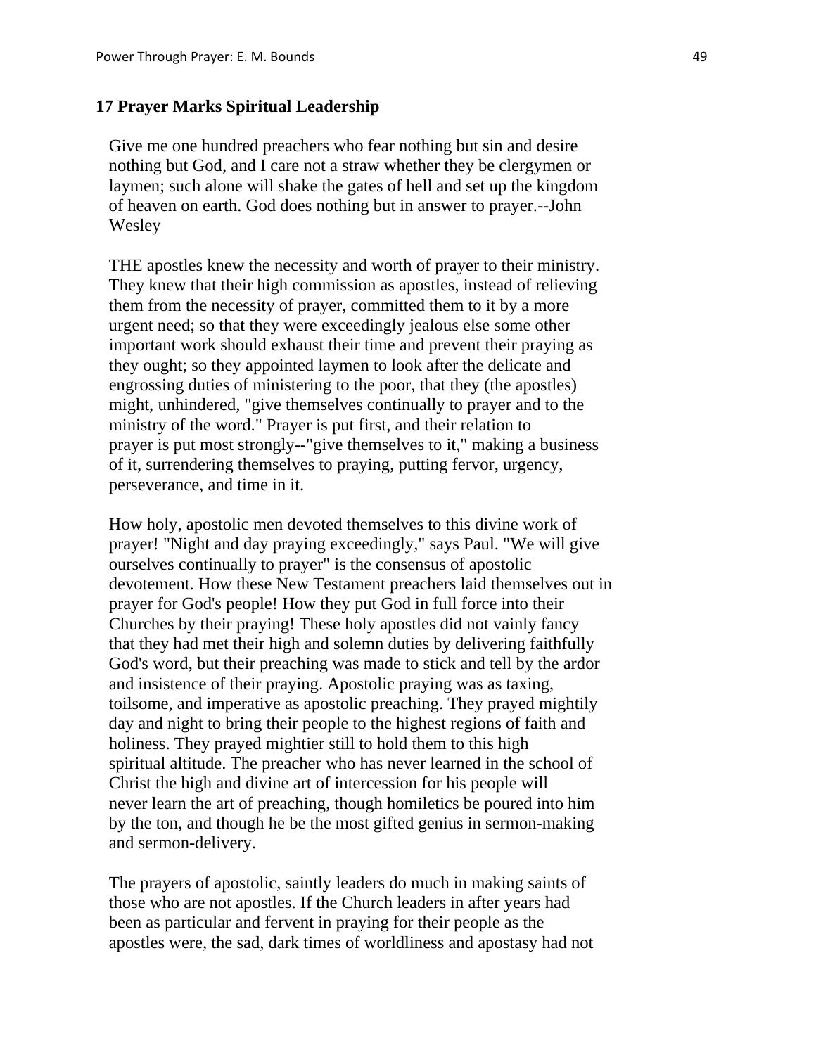## 17 Prayer Marks Spiritual Leadership

Give me one hundred preachers who fear nothing but sin and desire nothing but God, and I care not a straw whether they be clergymen or laymen; such alone will shake the gates of hell and set up the kingdom of heaven on earth. God does nothing but in answer to prayer.--John Wesley

THE apostles knew the necessity and worth of prayer to their ministry. They knew that their high commission as apostles, instead of relieving them from the necessity of prayer, committed them to it by a more urgent need; so that they were exceedingly jealous else some other important work should exhaust their time and prevent their praying as they ought; so they appointed laymen to look after the delicate and engrossing duties of ministering to the poor, that they (the apostles) might, unhindered, "give themselves continually to prayer and to the ministry of the word." Prayer is put first, and their relation to prayer is put most strongly--"give themselves to it," making a business of it, surrendering themselves to praying, putting fervor, urgency, perseverance, and time in it.

How holy, apostolic men devoted themselves to this divine work of prayer! "Night and day praying exceedingly," says Paul. "We will give ourselves continually to prayer" is the consensus of apostolic devotement. How these New Testament preachers laid themselves out in prayer for God's people! How they put God in full force into their Churches by their praying! These holy apostles did not vainly fancy that they had met their high and solemn duties by delivering faithfully God's word, but their preaching was made to stick and tell by the ardor and insistence of their praying. Apostolic praying was as taxing, toilsome, and imperative as apostolic preaching. They prayed mightily day and night to bring their people to the highest regions of faith and holiness. They prayed mightier still to hold them to this high spiritual altitude. The preacher who has never learned in the school of Christ the high and divine art of intercession for his people will never learn the art of preaching, though homiletics be poured into him by the ton, and though he be the most gifted genius in sermon-making and sermon-delivery.

The prayers of apostolic, saintly leaders do much in making saints of those who are not apostles. If the Church leaders in after years had been as particular and fervent in praying for their people as the apostles were, the sad, dark times of worldliness and apostasy had not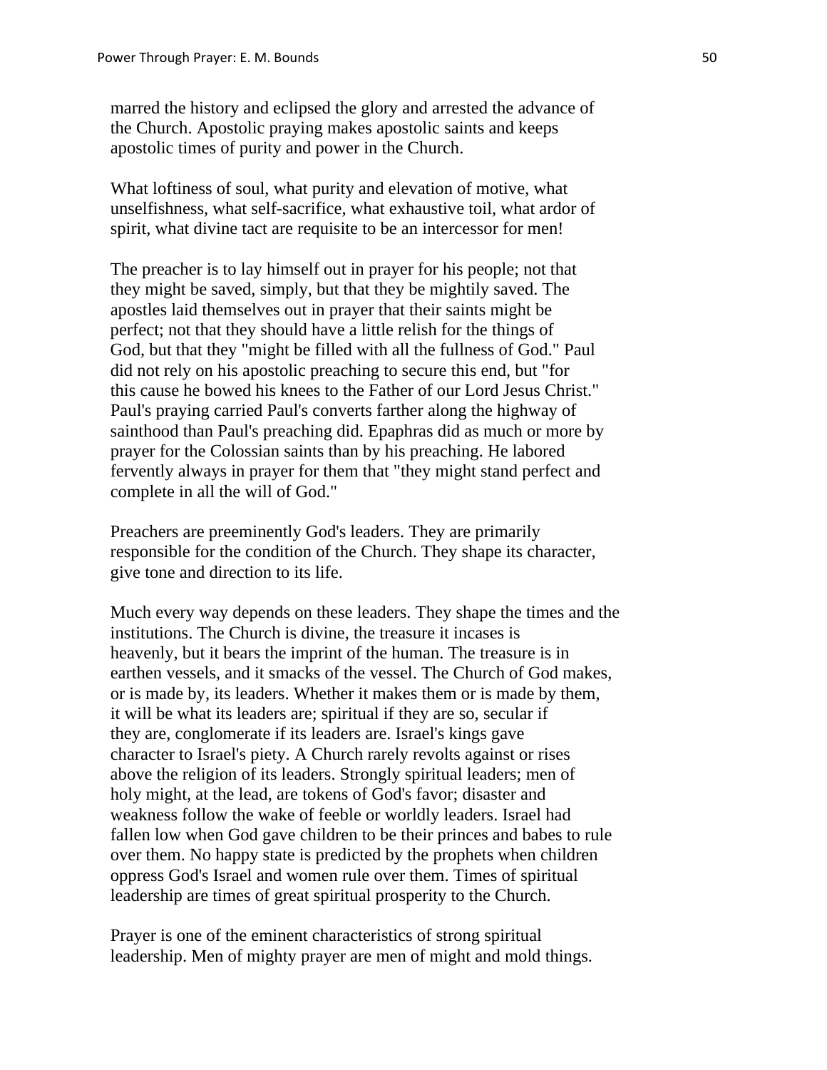marred the history and eclipsed the glory and arrested the advance of the Church. Apostolic praying makes apostolic saints and keeps apostolic times of purity and power in the Church.

What loftiness of soul, what purity and elevation of motive, what unselfishness, what self-sacrifice, what exhaustive toil, what ardor of spirit, what divine tact are requisite to be an intercessor for men!

The preacher is to lay himself out in prayer for his people; not that they might be saved, simply, but that they be mightily saved. The apostles laid themselves out in prayer that their saints might be perfect; not that they should have a little relish for the things of God, but that they "might be filled with all the fullness of God." Paul did not rely on his apostolic preaching to secure this end, but "for this cause he bowed his knees to the Father of our Lord Jesus Christ." Paul's praying carried Paul's converts farther along the highway of sainthood than Paul's preaching did. Epaphras did as much or more by prayer for the Colossian saints than by his preaching. He labored fervently always in prayer for them that "they might stand perfect and complete in all the will of God."

Preachers are preeminently God's leaders. They are primarily responsible for the condition of the Church. They shape its character, give tone and direction to its life.

Much every way depends on these leaders. They shape the times and the institutions. The Church is divine, the treasure it incases is heavenly, but it bears the imprint of the human. The treasure is in earthen vessels, and it smacks of the vessel. The Church of God makes, or is made by, its leaders. Whether it makes them or is made by them, it will be what its leaders are; spiritual if they are so, secular if they are, conglomerate if its leaders are. Israel's kings gave character to Israel's piety. A Church rarely revolts against or rises above the religion of its leaders. Strongly spiritual leaders; men of holy might, at the lead, are tokens of God's favor; disaster and weakness follow the wake of feeble or worldly leaders. Israel had fallen low when God gave children to be their princes and babes to rule over them. No happy state is predicted by the prophets when children oppress God's Israel and women rule over them. Times of spiritual leadership are times of great spiritual prosperity to the Church.

Prayer is one of the eminent characteristics of strong spiritual leadership. Men of mighty prayer are men of might and mold things.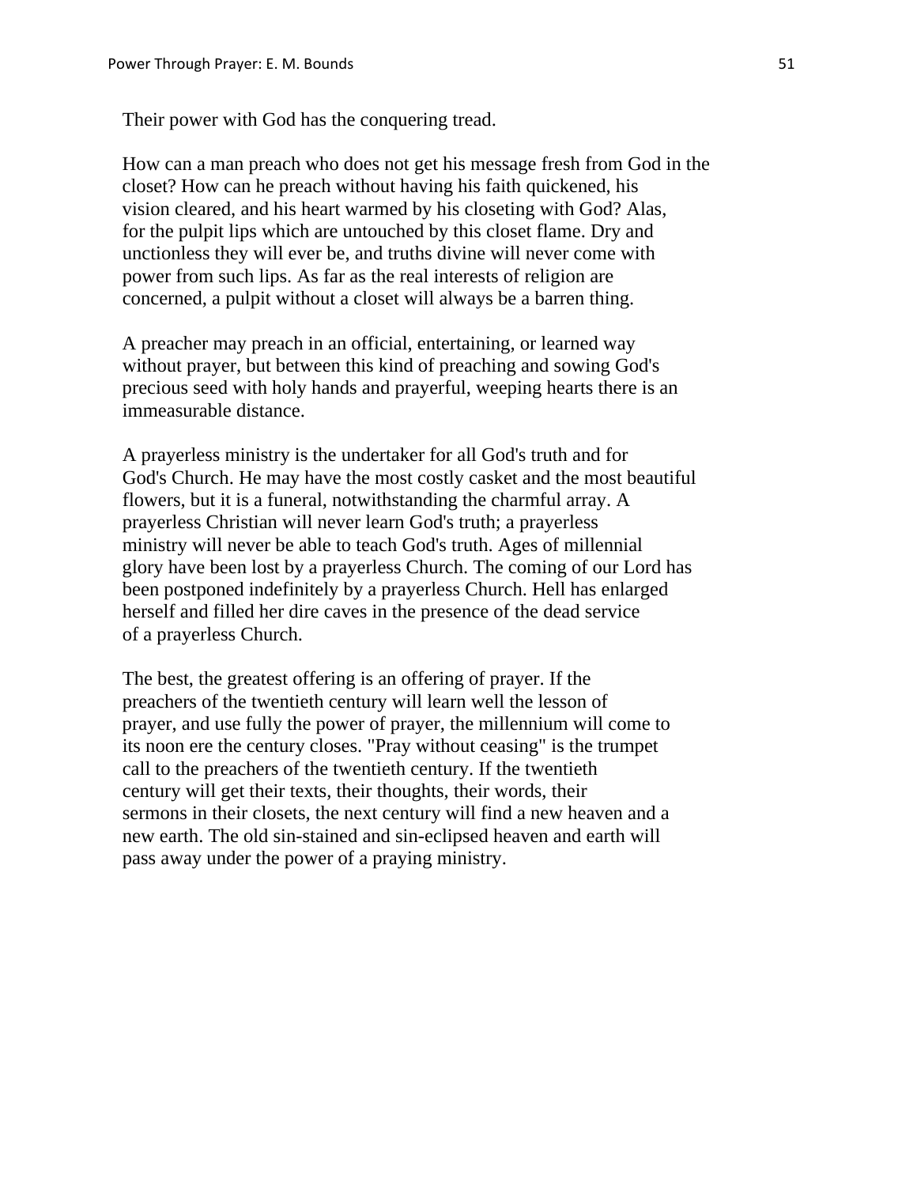Their power with God has the conquering tread.

How can a man preach who does not get his message fresh from God in the closet? How can he preach without having his faith quickened, his vision cleared, and his heart warmed by his closeting with God? Alas, for the pulpit lips which are untouched by this closet flame. Dry and unctionless they will ever be, and truths divine will never come with power from such lips. As far as the real interests of religion are concerned, a pulpit without a closet will always be a barren thing.

A preacher may preach in an official, entertaining, or learned way without prayer, but between this kind of preaching and sowing God's precious seed with holy hands and prayerful, weeping hearts there is an immeasurable distance.

A prayerless ministry is the undertaker for all God's truth and for God's Church. He may have the most costly casket and the most beautiful flowers, but it is a funeral, notwithstanding the charmful array. A prayerless Christian will never learn God's truth; a prayerless ministry will never be able to teach God's truth. Ages of millennial glory have been lost by a prayerless Church. The coming of our Lord has been postponed indefinitely by a prayerless Church. Hell has enlarged herself and filled her dire caves in the presence of the dead service of a prayerless Church.

The best, the greatest offering is an offering of prayer. If the preachers of the twentieth century will learn well the lesson of prayer, and use fully the power of prayer, the millennium will come to its noon ere the century closes. "Pray without ceasing" is the trumpet call to the preachers of the twentieth century. If the twentieth century will get their texts, their thoughts, their words, their sermons in their closets, the next century will find a new heaven and a new earth. The old sin-stained and sin-eclipsed heaven and earth will pass away under the power of a praying ministry.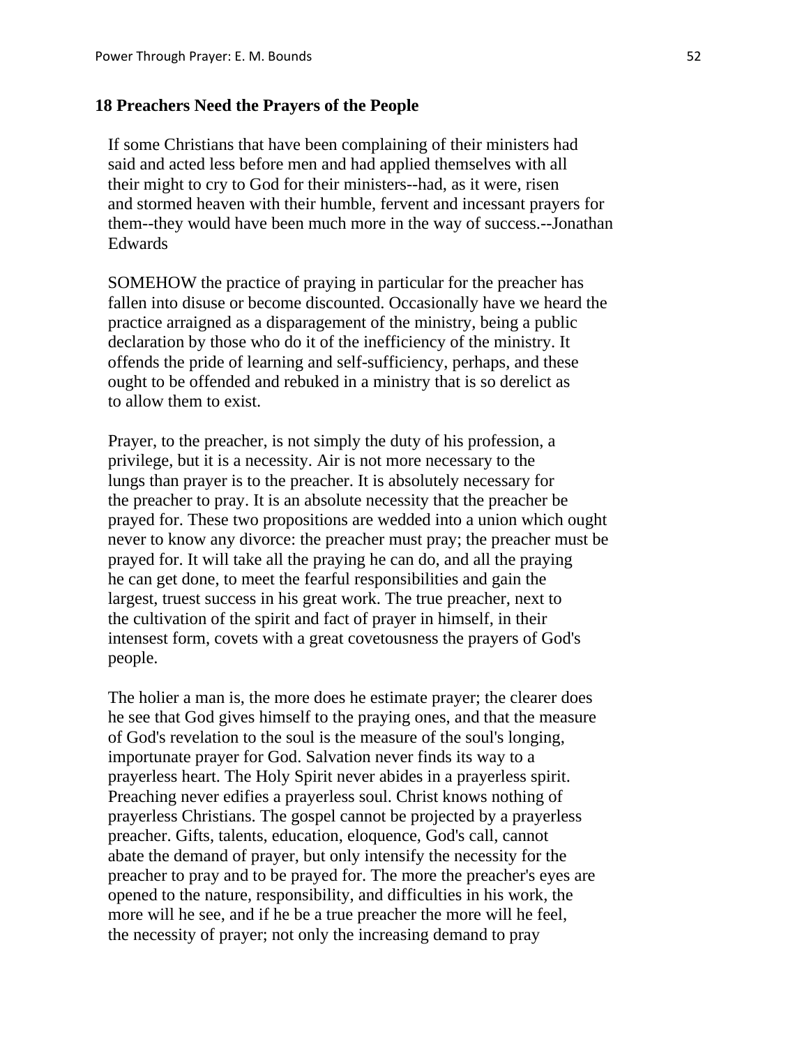## 18 Preachers Need the Prayers of the People

If some Christians that have been complaining of their ministers had said and acted less before men and had applied themselves with all their might to cry to God for their ministers--had, as it were, risen and stormed heaven with their humble, fervent and incessant prayers for them--they would have been much more in the way of success.--Jonathan Edwards

SOMEHOW the practice of praying in particular for the preacher has fallen into disuse or become discounted. Occasionally have we heard the practice arraigned as a disparagement of the ministry, being a public declaration by those who do it of the inefficiency of the ministry. It offends the pride of learning and self-sufficiency, perhaps, and these ought to be offended and rebuked in a ministry that is so derelict as to allow them to exist.

Prayer, to the preacher, is not simply the duty of his profession, a privilege, but it is a necessity. Air is not more necessary to the lungs than prayer is to the preacher. It is absolutely necessary for the preacher to pray. It is an absolute necessity that the preacher be prayed for. These two propositions are wedded into a union which ought never to know any divorce: the preacher must pray; the preacher must be prayed for. It will take all the praying he can do, and all the praying he can get done, to meet the fearful responsibilities and gain the largest, truest success in his great work. The true preacher, next to the cultivation of the spirit and fact of prayer in himself, in their intensest form, covets with a great covetousness the prayers of God's people.

The holier a man is, the more does he estimate prayer; the clearer does he see that God gives himself to the praying ones, and that the measure of God's revelation to the soul is the measure of the soul's longing, importunate prayer for God. Salvation never finds its way to a prayerless heart. The Holy Spirit never abides in a prayerless spirit. Preaching never edifies a prayerless soul. Christ knows nothing of prayerless Christians. The gospel cannot be projected by a prayerless preacher. Gifts, talents, education, eloquence, God's call, cannot abate the demand of prayer, but only intensify the necessity for the preacher to pray and to be prayed for. The more the preacher's eyes are opened to the nature, responsibility, and difficulties in his work, the more will he see, and if he be a true preacher the more will he feel, the necessity of prayer; not only the increasing demand to pray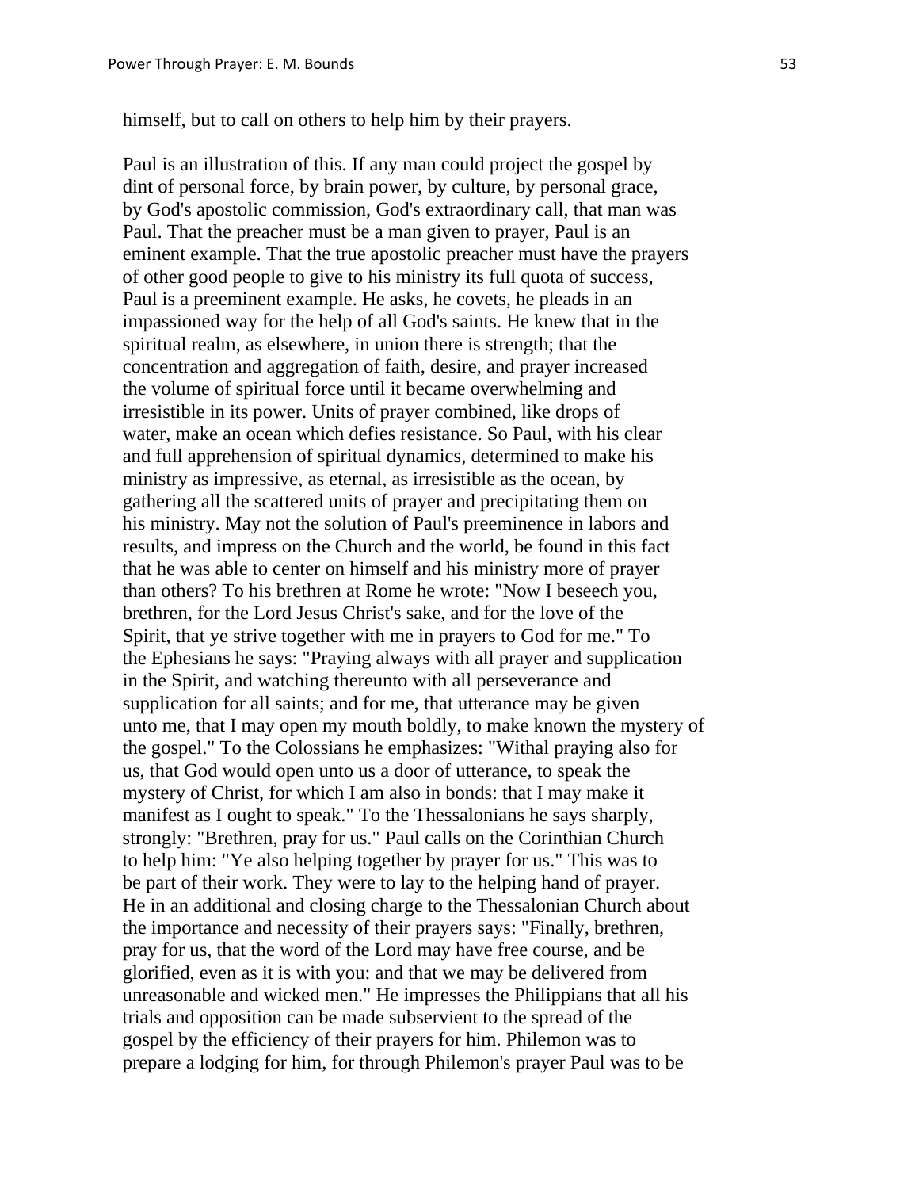himself, but to call on others to help him by their prayers.

Paul is an illustration of this. If any man could project the gospel by dint of personal force, by brain power, by culture, by personal grace, by God's apostolic commission, God's extraordinary call, that man was Paul. That the preacher must be a man given to prayer, Paul is an eminent example. That the true apostolic preacher must have the prayers of other good people to give to his ministry its full quota of success, Paul is a preeminent example. He asks, he covets, he pleads in an impassioned way for the help of all God's saints. He knew that in the spiritual realm, as elsewhere, in union there is strength; that the concentration and aggregation of faith, desire, and prayer increased the volume of spiritual force until it became overwhelming and irresistible in its power. Units of prayer combined, like drops of water, make an ocean which defies resistance. So Paul, with his clear and full apprehension of spiritual dynamics, determined to make his ministry as impressive, as eternal, as irresistible as the ocean, by gathering all the scattered units of prayer and precipitating them on his ministry. May not the solution of Paul's preeminence in labors and results, and impress on the Church and the world, be found in this fact that he was able to center on himself and his ministry more of prayer than others? To his brethren at Rome he wrote: "Now I beseech you, brethren, for the Lord Jesus Christ's sake, and for the love of the Spirit, that ye strive together with me in prayers to God for me." To the Ephesians he says: "Praying always with all prayer and supplication in the Spirit, and watching thereunto with all perseverance and supplication for all saints; and for me, that utterance may be given unto me, that I may open my mouth boldly, to make known the mystery of the gospel." To the Colossians he emphasizes: "Withal praying also for us, that God would open unto us a door of utterance, to speak the mystery of Christ, for which I am also in bonds: that I may make it manifest as I ought to speak." To the Thessalonians he says sharply, strongly: "Brethren, pray for us." Paul calls on the Corinthian Church to help him: "Ye also helping together by prayer for us." This was to be part of their work. They were to lay to the helping hand of prayer. He in an additional and closing charge to the Thessalonian Church about the importance and necessity of their prayers says: "Finally, brethren, pray for us, that the word of the Lord may have free course, and be glorified, even as it is with you: and that we may be delivered from unreasonable and wicked men." He impresses the Philippians that all his trials and opposition can be made subservient to the spread of the gospel by the efficiency of their prayers for him. Philemon was to prepare a lodging for him, for through Philemon's prayer Paul was to be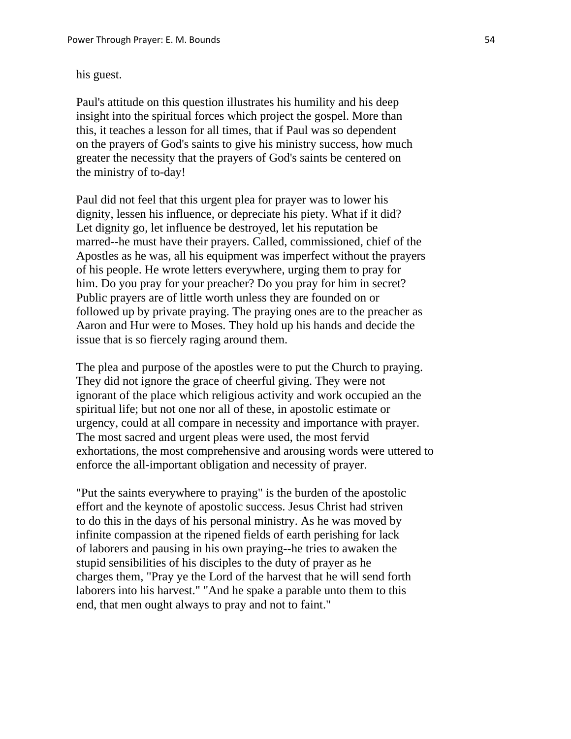his guest.

Paul's attitude on this question illustrates his humility and his deep insight into the spiritual forces which project the gospel. More than this, it teaches a lesson for all times, that if Paul was so dependent on the prayers of God's saints to give his ministry success, how much greater the necessity that the prayers of God's saints be centered on the ministry of to-day!

Paul did not feel that this urgent plea for prayer was to lower his dignity, lessen his influence, or depreciate his piety. What if it did? Let dignity go, let influence be destroyed, let his reputation be marred--he must have their prayers. Called, commissioned, chief of the Apostles as he was, all his equipment was imperfect without the prayers of his people. He wrote letters everywhere, urging them to pray for him. Do you pray for your preacher? Do you pray for him in secret? Public prayers are of little worth unless they are founded on or followed up by private praying. The praying ones are to the preacher as Aaron and Hur were to Moses. They hold up his hands and decide the issue that is so fiercely raging around them.

The plea and purpose of the apostles were to put the Church to praying. They did not ignore the grace of cheerful giving. They were not ignorant of the place which religious activity and work occupied an the spiritual life; but not one nor all of these, in apostolic estimate or urgency, could at all compare in necessity and importance with prayer. The most sacred and urgent pleas were used, the most fervid exhortations, the most comprehensive and arousing words were uttered to enforce the all-important obligation and necessity of prayer.

"Put the saints everywhere to praying" is the burden of the apostolic effort and the keynote of apostolic success. Jesus Christ had striven to do this in the days of his personal ministry. As he was moved by infinite compassion at the ripened fields of earth perishing for lack of laborers and pausing in his own praying--he tries to awaken the stupid sensibilities of his disciples to the duty of prayer as he charges them, "Pray ye the Lord of the harvest that he will send forth laborers into his harvest." "And he spake a parable unto them to this end, that men ought always to pray and not to faint."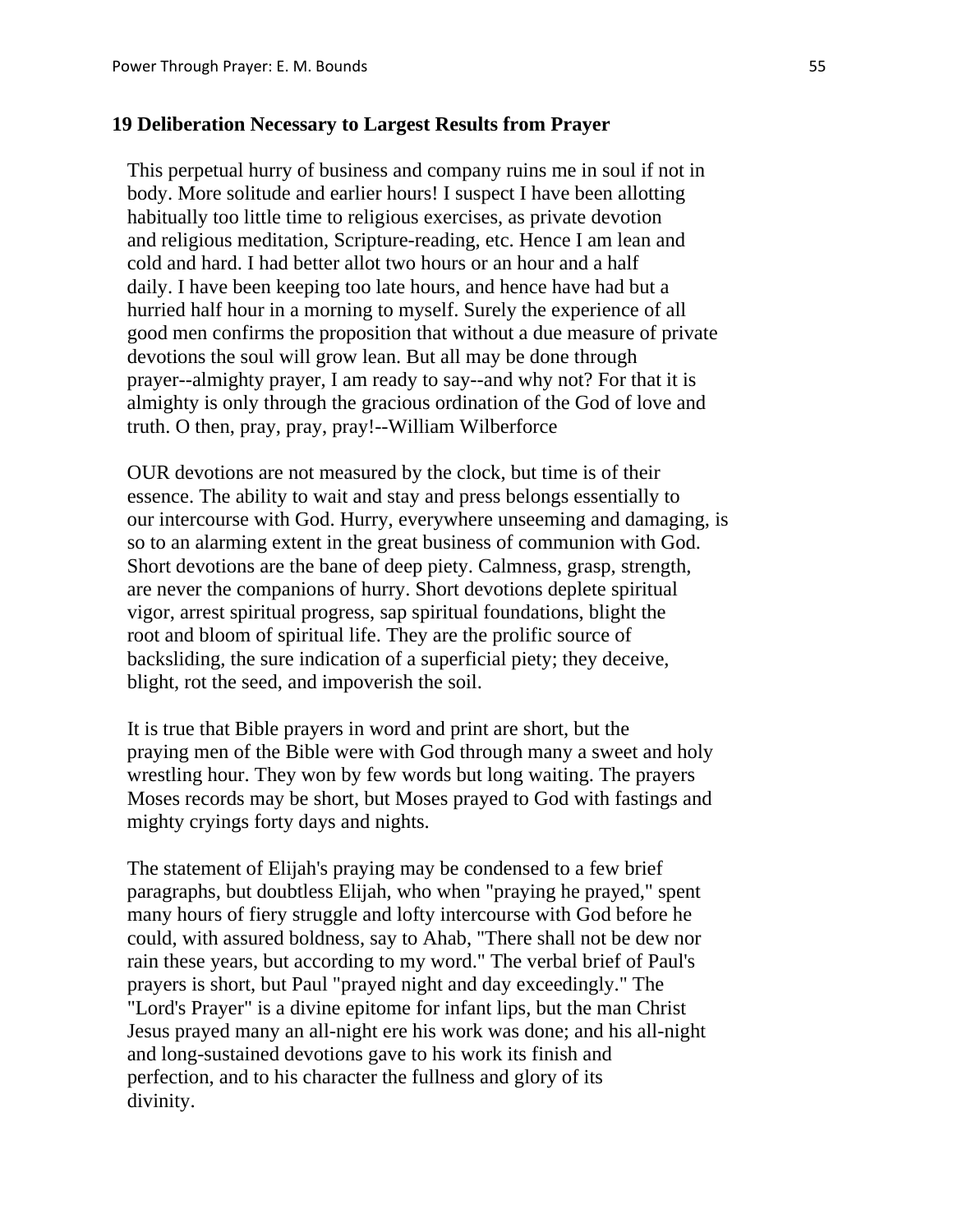## 19 Deliberation Necessary to Largest Results from Prayer

This perpetual hurry of business and company ruins me in soul if not in body. More solitude and earlier hours! I suspect I have been allotting habitually too little time to religious exercises, as private devotion and religious meditation, Scripture-reading, etc. Hence I am lean and cold and hard. I had better allot two hours or an hour and a half daily. I have been keeping too late hours, and hence have had but a hurried half hour in a morning to myself. Surely the experience of all good men confirms the proposition that without a due measure of private devotions the soul will grow lean. But all may be done through prayer--almighty prayer, I am ready to say--and why not? For that it is almighty is only through the gracious ordination of the God of love and truth. O then, pray, pray, pray!--William Wilberforce

OUR devotions are not measured by the clock, but time is of their essence. The ability to wait and stay and press belongs essentially to our intercourse with God. Hurry, everywhere unseeming and damaging, is so to an alarming extent in the great business of communion with God. Short devotions are the bane of deep piety. Calmness, grasp, strength, are never the companions of hurry. Short devotions deplete spiritual vigor, arrest spiritual progress, sap spiritual foundations, blight the root and bloom of spiritual life. They are the prolific source of backsliding, the sure indication of a superficial piety; they deceive, blight, rot the seed, and impoverish the soil.

It is true that Bible prayers in word and print are short, but the praying men of the Bible were with God through many a sweet and holy wrestling hour. They won by few words but long waiting. The prayers Moses records may be short, but Moses prayed to God with fastings and mighty cryings forty days and nights.

The statement of Elijah's praying may be condensed to a few brief paragraphs, but doubtless Elijah, who when "praying he prayed," spent many hours of fiery struggle and lofty intercourse with God before he could, with assured boldness, say to Ahab, "There shall not be dew nor rain these years, but according to my word." The verbal brief of Paul's prayers is short, but Paul "prayed night and day exceedingly." The "Lord's Prayer" is a divine epitome for infant lips, but the man Christ Jesus prayed many an all-night ere his work was done; and his all-night and long-sustained devotions gave to his work its finish and perfection, and to his character the fullness and glory of its divinity.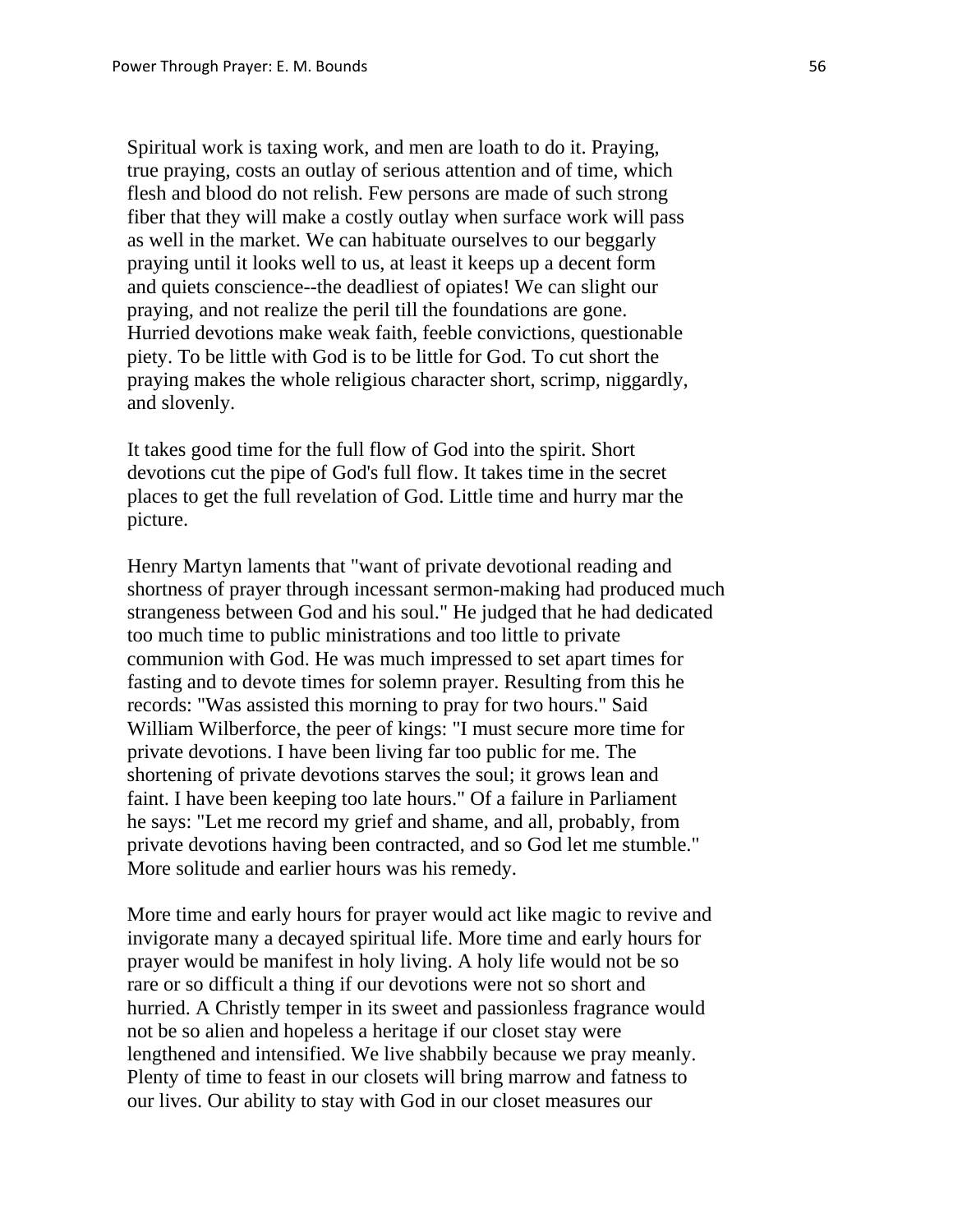Spiritual work is taxing work, and men are loath to do it. Praying, true praying, costs an outlay of serious attention and of time, which flesh and blood do not relish. Few persons are made of such strong fiber that they will make a costly outlay when surface work will pass as well in the market. We can habituate ourselves to our beggarly praying until it looks well to us, at least it keeps up a decent form and quiets conscience--the deadliest of opiates! We can slight our praying, and not realize the peril till the foundations are gone. Hurried devotions make weak faith, feeble convictions, questionable piety. To be little with God is to be little for God. To cut short the praying makes the whole religious character short, scrimp, niggardly, and slovenly.

It takes good time for the full flow of God into the spirit. Short devotions cut the pipe of God's full flow. It takes time in the secret places to get the full revelation of God. Little time and hurry mar the picture.

Henry Martyn laments that "want of private devotional reading and shortness of prayer through incessant sermon-making had produced much strangeness between God and his soul." He judged that he had dedicated too much time to public ministrations and too little to private communion with God. He was much impressed to set apart times for fasting and to devote times for solemn prayer. Resulting from this he records: "Was assisted this morning to pray for two hours." Said William Wilberforce, the peer of kings: "I must secure more time for private devotions. I have been living far too public for me. The shortening of private devotions starves the soul; it grows lean and faint. I have been keeping too late hours." Of a failure in Parliament he says: "Let me record my grief and shame, and all, probably, from private devotions having been contracted, and so God let me stumble." More solitude and earlier hours was his remedy.

More time and early hours for prayer would act like magic to revive and invigorate many a decayed spiritual life. More time and early hours for prayer would be manifest in holy living. A holy life would not be so rare or so difficult a thing if our devotions were not so short and hurried. A Christly temper in its sweet and passionless fragrance would not be so alien and hopeless a heritage if our closet stay were lengthened and intensified. We live shabbily because we pray meanly. Plenty of time to feast in our closets will bring marrow and fatness to our lives. Our ability to stay with God in our closet measures our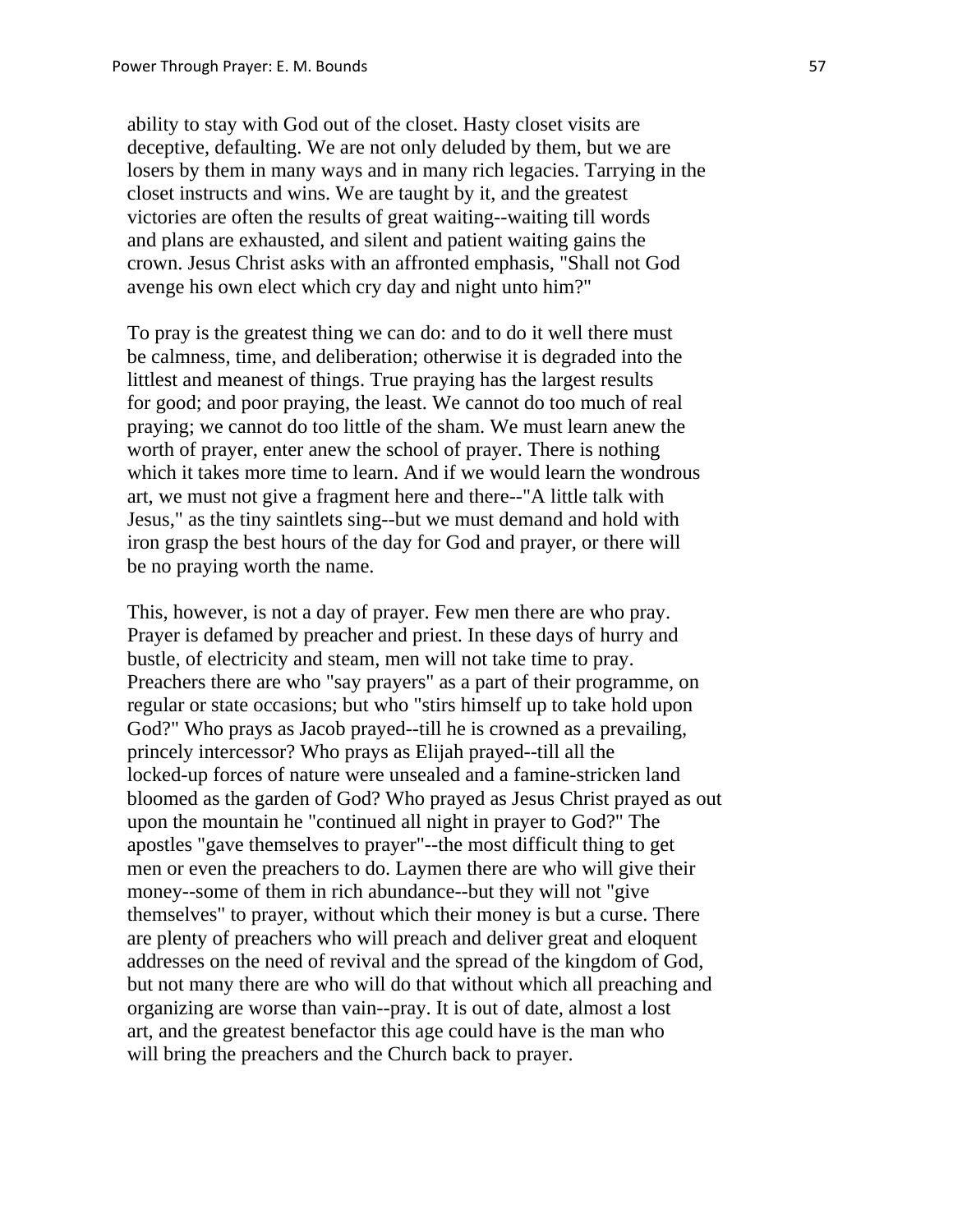ability to stay with God out of the closet. Hasty closet visits are deceptive, defaulting. We are not only deluded by them, but we are losers by them in many ways and in many rich legacies. Tarrying in the closet instructs and wins. We are taught by it, and the greatest victories are often the results of great waiting--waiting till words and plans are exhausted, and silent and patient waiting gains the crown. Jesus Christ asks with an affronted emphasis, "Shall not God avenge his own elect which cry day and night unto him?"

To pray is the greatest thing we can do: and to do it well there must be calmness, time, and deliberation; otherwise it is degraded into the littlest and meanest of things. True praying has the largest results for good; and poor praying, the least. We cannot do too much of real praying; we cannot do too little of the sham. We must learn anew the worth of prayer, enter anew the school of prayer. There is nothing which it takes more time to learn. And if we would learn the wondrous art, we must not give a fragment here and there--"A little talk with Jesus," as the tiny saintlets sing--but we must demand and hold with iron grasp the best hours of the day for God and prayer, or there will be no praying worth the name.

This, however, is not a day of prayer. Few men there are who pray. Prayer is defamed by preacher and priest. In these days of hurry and bustle, of electricity and steam, men will not take time to pray. Preachers there are who "say prayers" as a part of their programme, on regular or state occasions; but who "stirs himself up to take hold upon God?" Who prays as Jacob prayed--till he is crowned as a prevailing, princely intercessor? Who prays as Elijah prayed--till all the locked-up forces of nature were unsealed and a famine-stricken land bloomed as the garden of God? Who prayed as Jesus Christ prayed as out upon the mountain he "continued all night in prayer to God?" The apostles "gave themselves to prayer"--the most difficult thing to get men or even the preachers to do. Laymen there are who will give their money--some of them in rich abundance--but they will not "give themselves" to prayer, without which their money is but a curse. There are plenty of preachers who will preach and deliver great and eloquent addresses on the need of revival and the spread of the kingdom of God, but not many there are who will do that without which all preaching and organizing are worse than vain--pray. It is out of date, almost a lost art, and the greatest benefactor this age could have is the man who will bring the preachers and the Church back to prayer.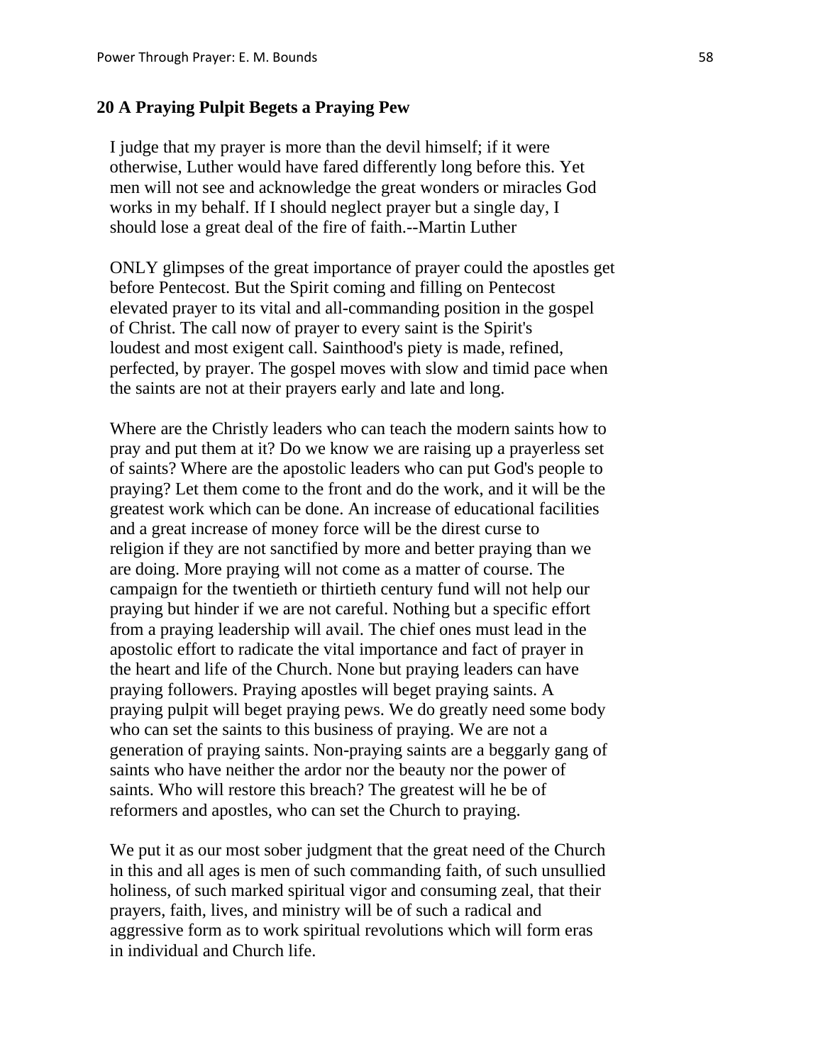## 20 A Praying Pulpit Begets a Praying Pew

I judge that my prayer is more than the devil himself; if it were otherwise, Luther would have fared differently long before this. Yet men will not see and acknowledge the great wonders or miracles God works in my behalf. If I should neglect prayer but a single day, I should lose a great deal of the fire of faith.--Martin Luther

ONLY glimpses of the great importance of prayer could the apostles get before Pentecost. But the Spirit coming and filling on Pentecost elevated prayer to its vital and all-commanding position in the gospel of Christ. The call now of prayer to every saint is the Spirit's loudest and most exigent call. Sainthood's piety is made, refined, perfected, by prayer. The gospel moves with slow and timid pace when the saints are not at their prayers early and late and long.

Where are the Christly leaders who can teach the modern saints how to pray and put them at it? Do we know we are raising up a prayerless set of saints? Where are the apostolic leaders who can put God's people to praying? Let them come to the front and do the work, and it will be the greatest work which can be done. An increase of educational facilities and a great increase of money force will be the direst curse to religion if they are not sanctified by more and better praying than we are doing. More praying will not come as a matter of course. The campaign for the twentieth or thirtieth century fund will not help our praying but hinder if we are not careful. Nothing but a specific effort from a praying leadership will avail. The chief ones must lead in the apostolic effort to radicate the vital importance and fact of prayer in the heart and life of the Church. None but praying leaders can have praying followers. Praying apostles will beget praying saints. A praying pulpit will beget praying pews. We do greatly need some body who can set the saints to this business of praying. We are not a generation of praying saints. Non-praying saints are a beggarly gang of saints who have neither the ardor nor the beauty nor the power of saints. Who will restore this breach? The greatest will he be of reformers and apostles, who can set the Church to praying.

We put it as our most sober judgment that the great need of the Church in this and all ages is men of such commanding faith, of such unsullied holiness, of such marked spiritual vigor and consuming zeal, that their prayers, faith, lives, and ministry will be of such a radical and aggressive form as to work spiritual revolutions which will form eras in individual and Church life.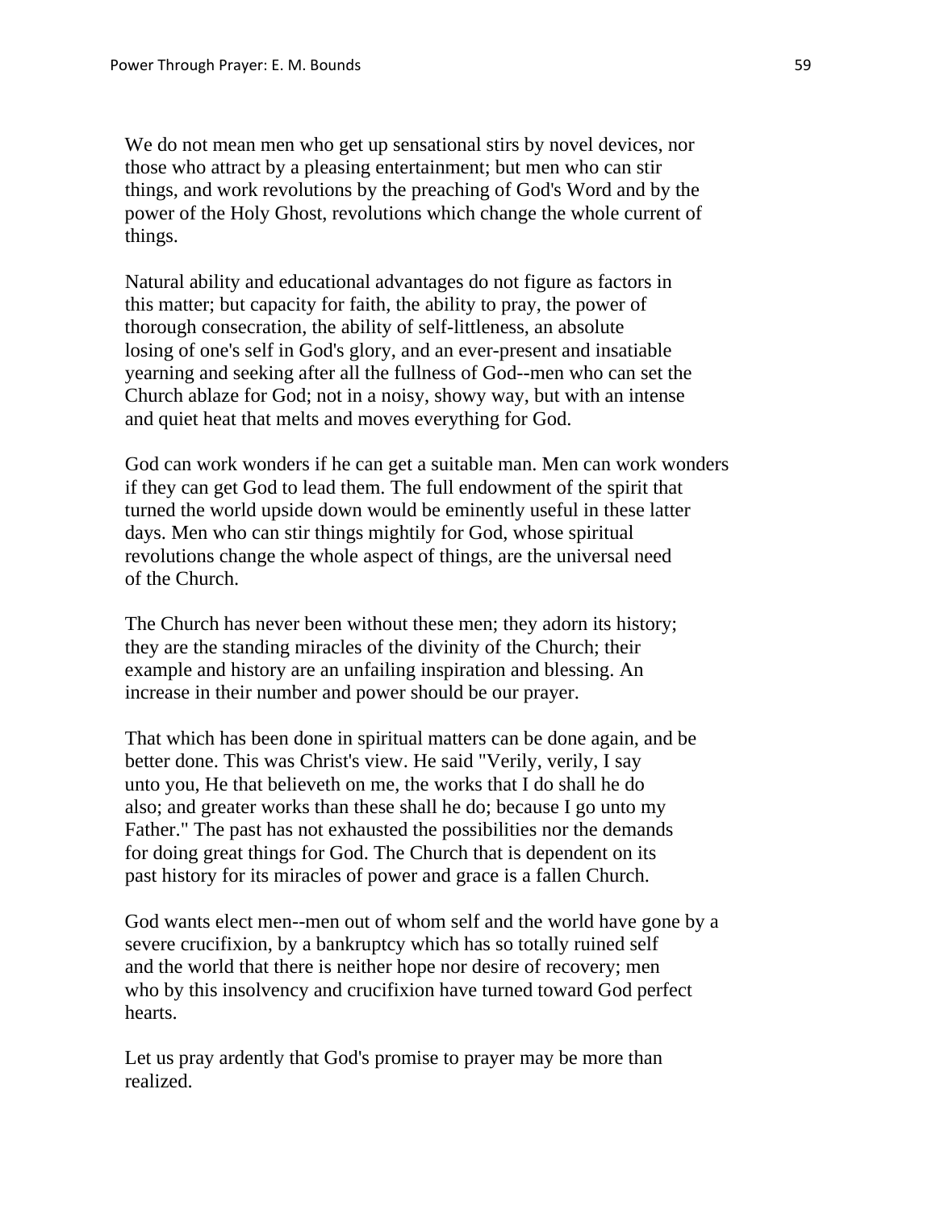We do not mean men who get up sensational stirs by novel devices, nor those who attract by a pleasing entertainment; but men who can stir things, and work revolutions by the preaching of God's Word and by the power of the Holy Ghost, revolutions which change the whole current of things.

Natural ability and educational advantages do not figure as factors in this matter; but capacity for faith, the ability to pray, the power of thorough consecration, the ability of self-littleness, an absolute losing of one's self in God's glory, and an ever-present and insatiable yearning and seeking after all the fullness of God--men who can set the Church ablaze for God; not in a noisy, showy way, but with an intense and quiet heat that melts and moves everything for God.

God can work wonders if he can get a suitable man. Men can work wonders if they can get God to lead them. The full endowment of the spirit that turned the world upside down would be eminently useful in these latter days. Men who can stir things mightily for God, whose spiritual revolutions change the whole aspect of things, are the universal need of the Church.

The Church has never been without these men; they adorn its history; they are the standing miracles of the divinity of the Church; their example and history are an unfailing inspiration and blessing. An increase in their number and power should be our prayer.

That which has been done in spiritual matters can be done again, and be better done. This was Christ's view. He said "Verily, verily, I say unto you, He that believeth on me, the works that I do shall he do also; and greater works than these shall he do; because I go unto my Father." The past has not exhausted the possibilities nor the demands for doing great things for God. The Church that is dependent on its past history for its miracles of power and grace is a fallen Church.

God wants elect men--men out of whom self and the world have gone by a severe crucifixion, by a bankruptcy which has so totally ruined self and the world that there is neither hope nor desire of recovery; men who by this insolvency and crucifixion have turned toward God perfect hearts.

Let us pray ardently that God's promise to prayer may be more than realized.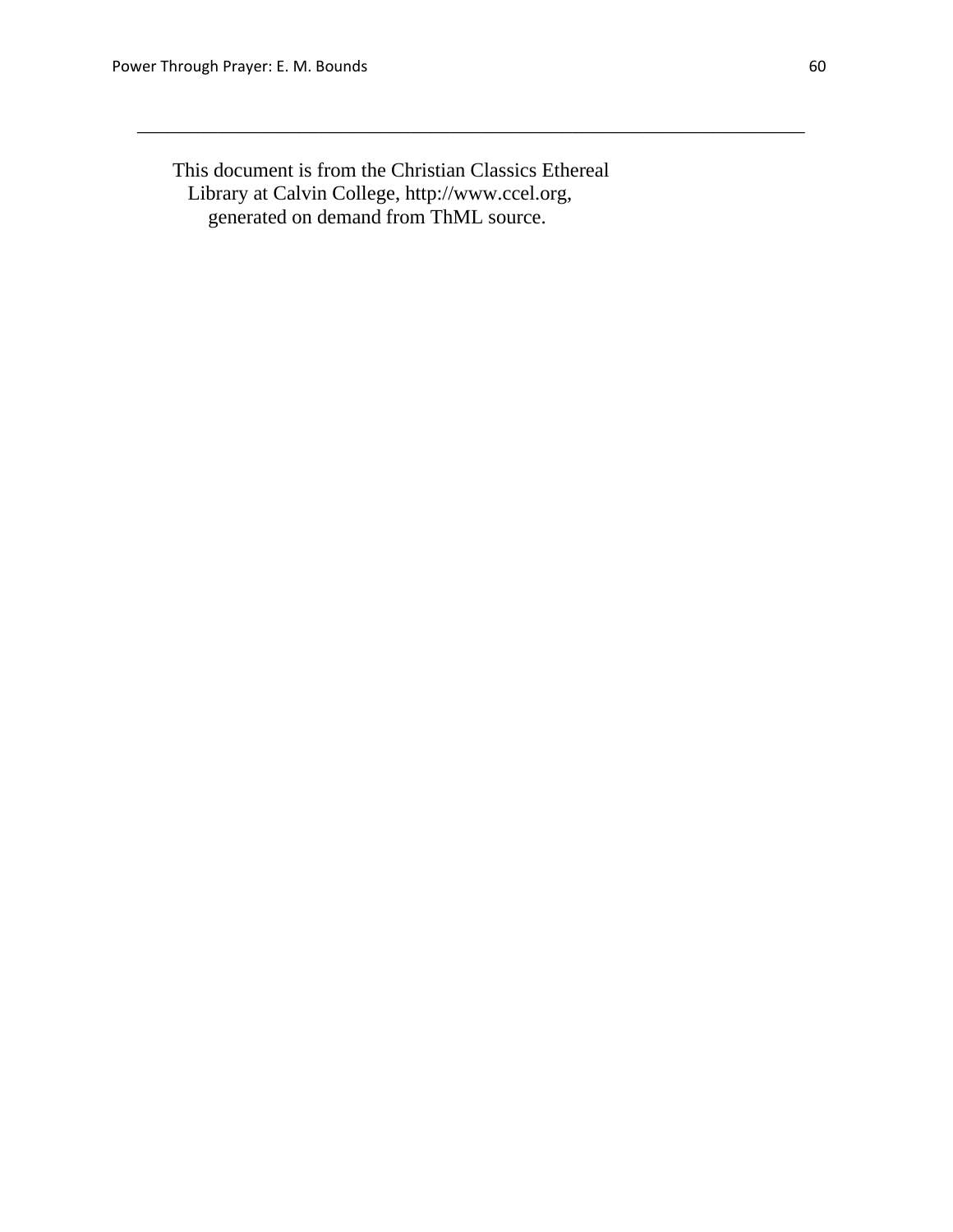---

This document is from the Christian Classics Ethereal Library at Calvin College, http://www.ccel.org, generated on demand from ThML source.